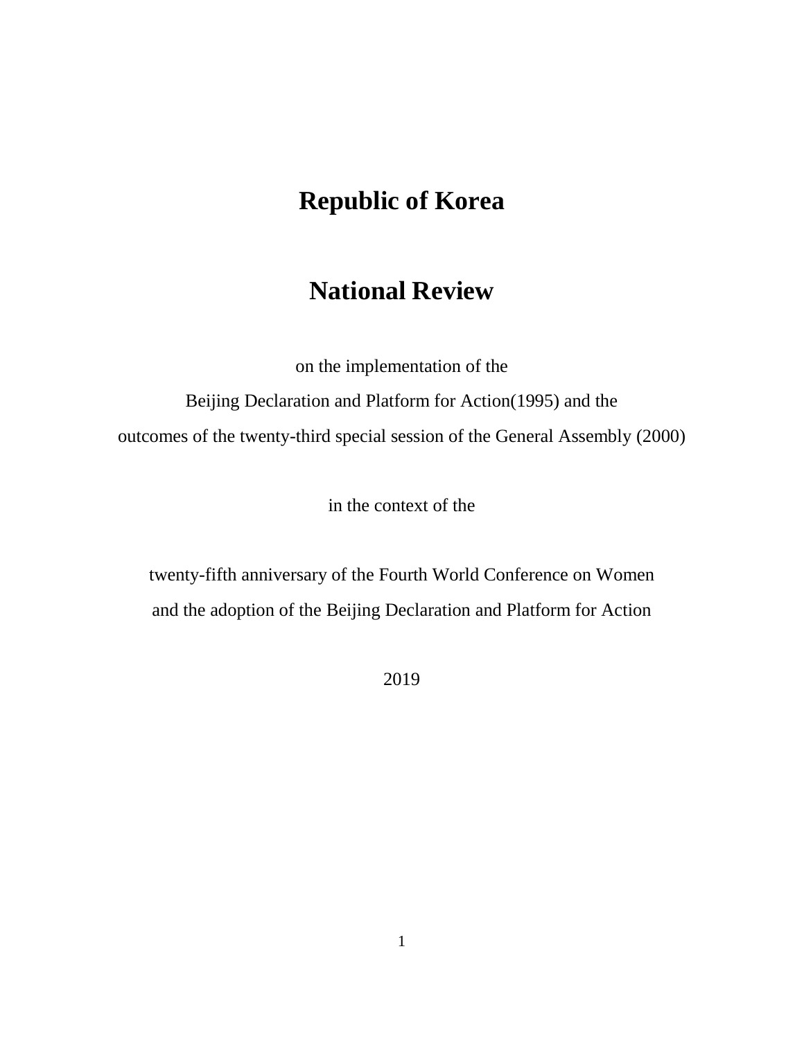# Republic of Korea

# National Review

on the implementation of the

Beijing Declaration and Platform for Action(1995) and the

outcomes of the twenty-third special session of the General Assembly (2000)

in the context of the

twenty-fifth anniversary of the Fourth World Conference on Women

and the adoption of the Beijing Declaration and Platform for Action

2019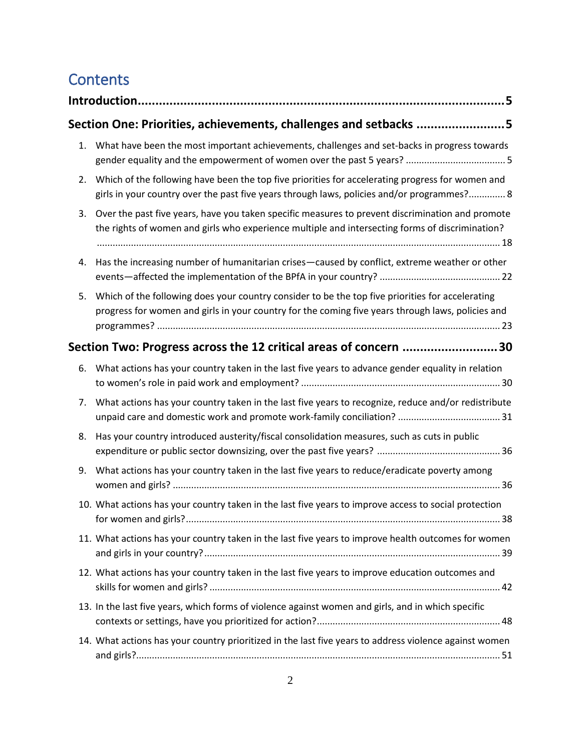# Contents

**Introduction....................................................................................................5**

**Section One: Priorities, achievements, challenges and setbacks .........................5**

1. What have been the most important achievements, challenges and set-backs in progress towards gender equality and the empowerment of women over the past 5 years? ..................................... 5
2. Which of the following have been the top five priorities for accelerating progress for women and girls in your country over the past five years through laws, policies and/or programmes?............. 8
3. Over the past five years, have you taken specific measures to prevent discrimination and promote the rights of women and girls who experience multiple and intersecting forms of discrimination? ........................................................................................................................................ 18
4. Has the increasing number of humanitarian crises—caused by conflict, extreme weather or other events—affected the implementation of the BPfA in your country? ............................................. 22
5. Which of the following does your country consider to be the top five priorities for accelerating progress for women and girls in your country for the coming five years through laws, policies and programmes? ................................................................................................................. 23

**Section Two: Progress across the 12 critical areas of concern ...........................30**

6. What actions has your country taken in the last five years to advance gender equality in relation to women's role in paid work and employment? ........................................................................... 30
7. What actions has your country taken in the last five years to recognize, reduce and/or redistribute unpaid care and domestic work and promote work-family conciliation? ....................................... 31
8. Has your country introduced austerity/fiscal consolidation measures, such as cuts in public expenditure or public sector downsizing, over the past five years? .............................................. 36
9. What actions has your country taken in the last five years to reduce/eradicate poverty among women and girls? ........................................................................................................................... 36
10. What actions has your country taken in the last five years to improve access to social protection for women and girls?...................................................................................................................... 38
11. What actions has your country taken in the last five years to improve health outcomes for women and girls in your country?................................................................................................................ 39
12. What actions has your country taken in the last five years to improve education outcomes and skills for women and girls? ............................................................................................................. 42
13. In the last five years, which forms of violence against women and girls, and in which specific contexts or settings, have you prioritized for action?..................................................................... 48
14. What actions has your country prioritized in the last five years to address violence against women and girls?......................................................................................................................................... 51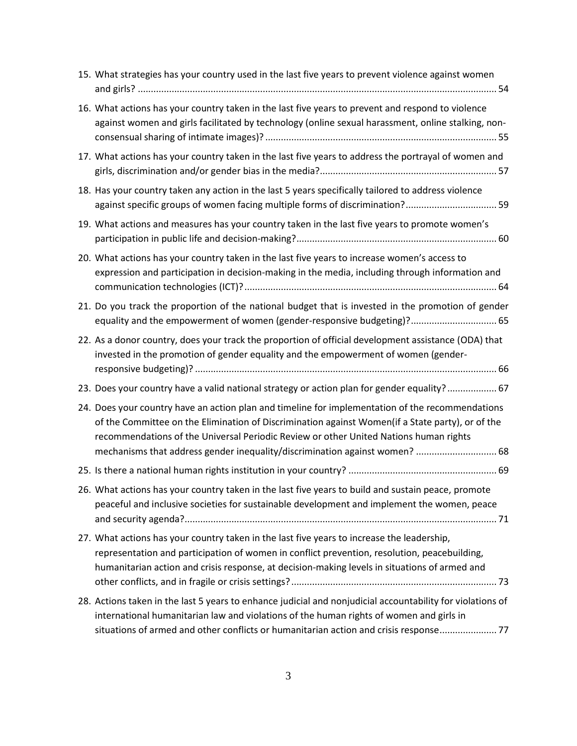15. What strategies has your country used in the last five years to prevent violence against women and girls? .......... 54
16. What actions has your country taken in the last five years to prevent and respond to violence against women and girls facilitated by technology (online sexual harassment, online stalking, non-consensual sharing of intimate images)? .......... 55
17. What actions has your country taken in the last five years to address the portrayal of women and girls, discrimination and/or gender bias in the media? .......... 57
18. Has your country taken any action in the last 5 years specifically tailored to address violence against specific groups of women facing multiple forms of discrimination? .......... 59
19. What actions and measures has your country taken in the last five years to promote women's participation in public life and decision-making? .......... 60
20. What actions has your country taken in the last five years to increase women's access to expression and participation in decision-making in the media, including through information and communication technologies (ICT)? .......... 64
21. Do you track the proportion of the national budget that is invested in the promotion of gender equality and the empowerment of women (gender-responsive budgeting)? .......... 65
22. As a donor country, does your track the proportion of official development assistance (ODA) that invested in the promotion of gender equality and the empowerment of women (gender-responsive budgeting)? .......... 66
23. Does your country have a valid national strategy or action plan for gender equality? .......... 67
24. Does your country have an action plan and timeline for implementation of the recommendations of the Committee on the Elimination of Discrimination against Women(if a State party), or of the recommendations of the Universal Periodic Review or other United Nations human rights mechanisms that address gender inequality/discrimination against women? .......... 68
25. Is there a national human rights institution in your country? .......... 69
26. What actions has your country taken in the last five years to build and sustain peace, promote peaceful and inclusive societies for sustainable development and implement the women, peace and security agenda? .......... 71
27. What actions has your country taken in the last five years to increase the leadership, representation and participation of women in conflict prevention, resolution, peacebuilding, humanitarian action and crisis response, at decision-making levels in situations of armed and other conflicts, and in fragile or crisis settings? .......... 73
28. Actions taken in the last 5 years to enhance judicial and nonjudicial accountability for violations of international humanitarian law and violations of the human rights of women and girls in situations of armed and other conflicts or humanitarian action and crisis response .......... 77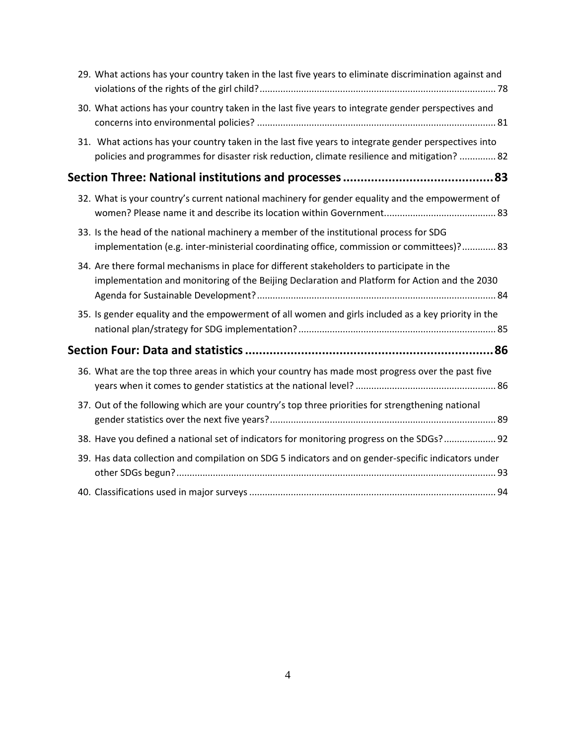29. What actions has your country taken in the last five years to eliminate discrimination against and violations of the rights of the girl child? ........ 78
30. What actions has your country taken in the last five years to integrate gender perspectives and concerns into environmental policies? ........ 81
31. What actions has your country taken in the last five years to integrate gender perspectives into policies and programmes for disaster risk reduction, climate resilience and mitigation? ........ 82

## Section Three: National institutions and processes ........ 83

32. What is your country's current national machinery for gender equality and the empowerment of women? Please name it and describe its location within Government. ........ 83
33. Is the head of the national machinery a member of the institutional process for SDG implementation (e.g. inter-ministerial coordinating office, commission or committees)? ........ 83
34. Are there formal mechanisms in place for different stakeholders to participate in the implementation and monitoring of the Beijing Declaration and Platform for Action and the 2030 Agenda for Sustainable Development? ........ 84
35. Is gender equality and the empowerment of all women and girls included as a key priority in the national plan/strategy for SDG implementation? ........ 85

## Section Four: Data and statistics ........ 86

36. What are the top three areas in which your country has made most progress over the past five years when it comes to gender statistics at the national level? ........ 86
37. Out of the following which are your country's top three priorities for strengthening national gender statistics over the next five years? ........ 89
38. Have you defined a national set of indicators for monitoring progress on the SDGs? ........ 92
39. Has data collection and compilation on SDG 5 indicators and on gender-specific indicators under other SDGs begun? ........ 93
40. Classifications used in major surveys ........ 94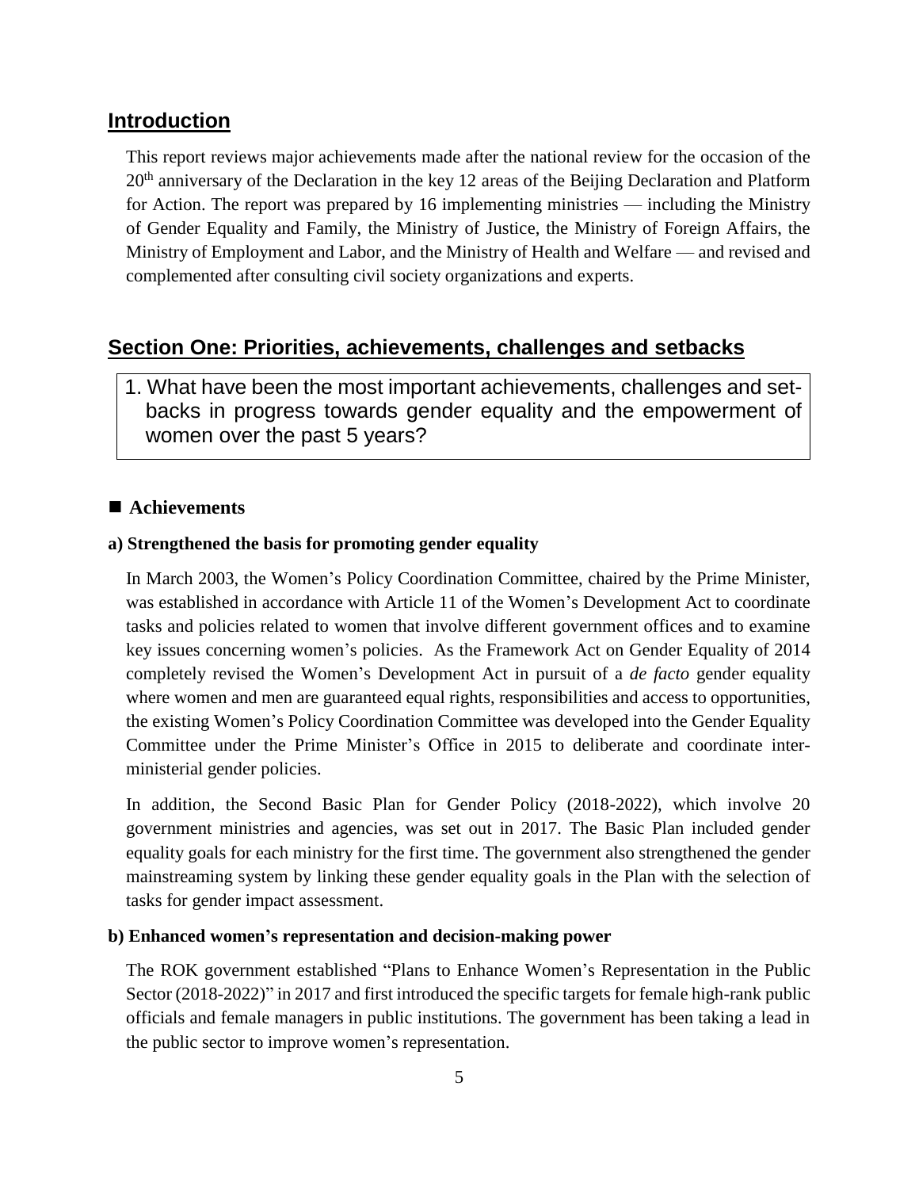## Introduction

This report reviews major achievements made after the national review for the occasion of the 20th anniversary of the Declaration in the key 12 areas of the Beijing Declaration and Platform for Action. The report was prepared by 16 implementing ministries — including the Ministry of Gender Equality and Family, the Ministry of Justice, the Ministry of Foreign Affairs, the Ministry of Employment and Labor, and the Ministry of Health and Welfare — and revised and complemented after consulting civil society organizations and experts.

## Section One: Priorities, achievements, challenges and setbacks

1. What have been the most important achievements, challenges and set-backs in progress towards gender equality and the empowerment of women over the past 5 years?

### ■ Achievements

**a) Strengthened the basis for promoting gender equality**

In March 2003, the Women's Policy Coordination Committee, chaired by the Prime Minister, was established in accordance with Article 11 of the Women's Development Act to coordinate tasks and policies related to women that involve different government offices and to examine key issues concerning women's policies. As the Framework Act on Gender Equality of 2014 completely revised the Women's Development Act in pursuit of a *de facto* gender equality where women and men are guaranteed equal rights, responsibilities and access to opportunities, the existing Women's Policy Coordination Committee was developed into the Gender Equality Committee under the Prime Minister's Office in 2015 to deliberate and coordinate inter-ministerial gender policies.

In addition, the Second Basic Plan for Gender Policy (2018-2022), which involve 20 government ministries and agencies, was set out in 2017. The Basic Plan included gender equality goals for each ministry for the first time. The government also strengthened the gender mainstreaming system by linking these gender equality goals in the Plan with the selection of tasks for gender impact assessment.

**b) Enhanced women's representation and decision-making power**

The ROK government established "Plans to Enhance Women's Representation in the Public Sector (2018-2022)" in 2017 and first introduced the specific targets for female high-rank public officials and female managers in public institutions. The government has been taking a lead in the public sector to improve women's representation.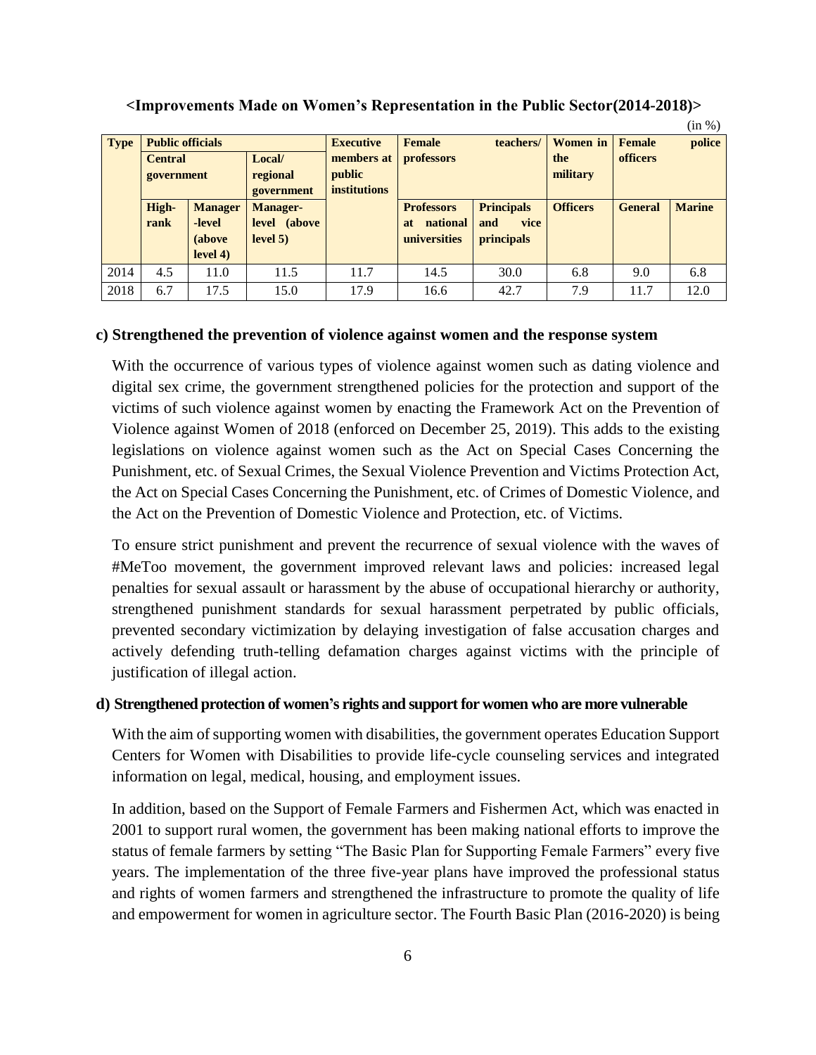**<Improvements Made on Women's Representation in the Public Sector(2014-2018)>**

(in %)

| Type | Public officials | | | Executive members at public institutions | Female teachers/ professors | | Women in the military | Female police officers | |
|---|---|---|---|---|---|---|---|---|---|
| | Central government | | Local/ regional government | | | | | | |
| | High-rank | Manager-level (above level 4) | Manager-level (above level 5) | | Professors at national universities | Principals and vice principals | Officers | General | Marine |
| 2014 | 4.5 | 11.0 | 11.5 | 11.7 | 14.5 | 30.0 | 6.8 | 9.0 | 6.8 |
| 2018 | 6.7 | 17.5 | 15.0 | 17.9 | 16.6 | 42.7 | 7.9 | 11.7 | 12.0 |

**c) Strengthened the prevention of violence against women and the response system**

With the occurrence of various types of violence against women such as dating violence and digital sex crime, the government strengthened policies for the protection and support of the victims of such violence against women by enacting the Framework Act on the Prevention of Violence against Women of 2018 (enforced on December 25, 2019). This adds to the existing legislations on violence against women such as the Act on Special Cases Concerning the Punishment, etc. of Sexual Crimes, the Sexual Violence Prevention and Victims Protection Act, the Act on Special Cases Concerning the Punishment, etc. of Crimes of Domestic Violence, and the Act on the Prevention of Domestic Violence and Protection, etc. of Victims.

To ensure strict punishment and prevent the recurrence of sexual violence with the waves of #MeToo movement, the government improved relevant laws and policies: increased legal penalties for sexual assault or harassment by the abuse of occupational hierarchy or authority, strengthened punishment standards for sexual harassment perpetrated by public officials, prevented secondary victimization by delaying investigation of false accusation charges and actively defending truth-telling defamation charges against victims with the principle of justification of illegal action.

**d) Strengthened protection of women's rights and support for women who are more vulnerable**

With the aim of supporting women with disabilities, the government operates Education Support Centers for Women with Disabilities to provide life-cycle counseling services and integrated information on legal, medical, housing, and employment issues.

In addition, based on the Support of Female Farmers and Fishermen Act, which was enacted in 2001 to support rural women, the government has been making national efforts to improve the status of female farmers by setting "The Basic Plan for Supporting Female Farmers" every five years. The implementation of the three five-year plans have improved the professional status and rights of women farmers and strengthened the infrastructure to promote the quality of life and empowerment for women in agriculture sector. The Fourth Basic Plan (2016-2020) is being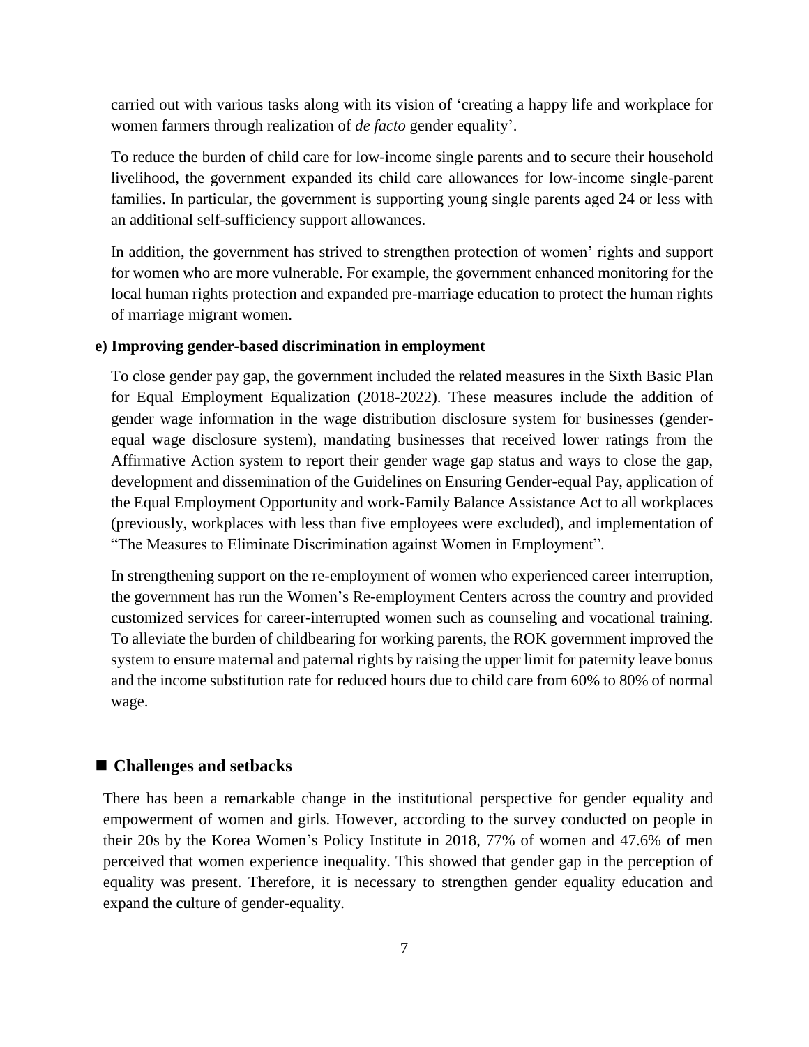carried out with various tasks along with its vision of 'creating a happy life and workplace for women farmers through realization of *de facto* gender equality'.

To reduce the burden of child care for low-income single parents and to secure their household livelihood, the government expanded its child care allowances for low-income single-parent families. In particular, the government is supporting young single parents aged 24 or less with an additional self-sufficiency support allowances.

In addition, the government has strived to strengthen protection of women' rights and support for women who are more vulnerable. For example, the government enhanced monitoring for the local human rights protection and expanded pre-marriage education to protect the human rights of marriage migrant women.

**e) Improving gender-based discrimination in employment**

To close gender pay gap, the government included the related measures in the Sixth Basic Plan for Equal Employment Equalization (2018-2022). These measures include the addition of gender wage information in the wage distribution disclosure system for businesses (gender-equal wage disclosure system), mandating businesses that received lower ratings from the Affirmative Action system to report their gender wage gap status and ways to close the gap, development and dissemination of the Guidelines on Ensuring Gender-equal Pay, application of the Equal Employment Opportunity and work-Family Balance Assistance Act to all workplaces (previously, workplaces with less than five employees were excluded), and implementation of "The Measures to Eliminate Discrimination against Women in Employment".

In strengthening support on the re-employment of women who experienced career interruption, the government has run the Women's Re-employment Centers across the country and provided customized services for career-interrupted women such as counseling and vocational training. To alleviate the burden of childbearing for working parents, the ROK government improved the system to ensure maternal and paternal rights by raising the upper limit for paternity leave bonus and the income substitution rate for reduced hours due to child care from 60% to 80% of normal wage.

## ■ Challenges and setbacks

There has been a remarkable change in the institutional perspective for gender equality and empowerment of women and girls. However, according to the survey conducted on people in their 20s by the Korea Women's Policy Institute in 2018, 77% of women and 47.6% of men perceived that women experience inequality. This showed that gender gap in the perception of equality was present. Therefore, it is necessary to strengthen gender equality education and expand the culture of gender-equality.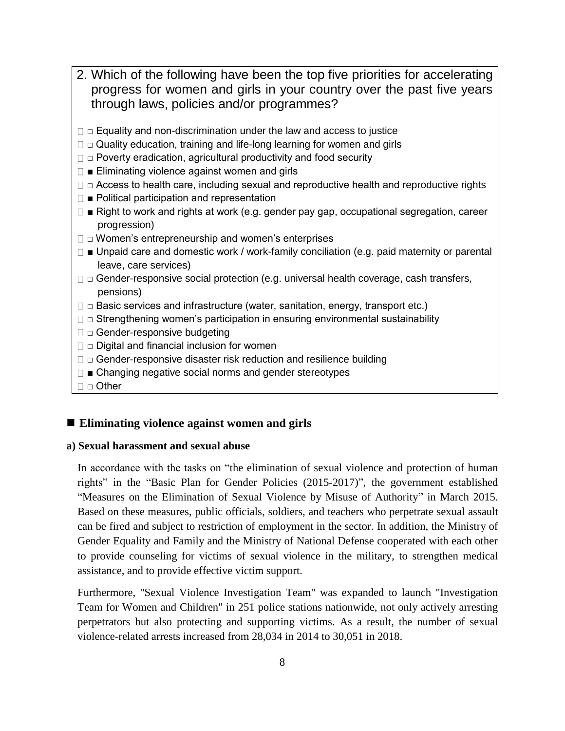2. Which of the following have been the top five priorities for accelerating progress for women and girls in your country over the past five years through laws, policies and/or programmes?

□ Equality and non-discrimination under the law and access to justice
□ Quality education, training and life-long learning for women and girls
□ Poverty eradication, agricultural productivity and food security
■ Eliminating violence against women and girls
□ Access to health care, including sexual and reproductive health and reproductive rights
■ Political participation and representation
■ Right to work and rights at work (e.g. gender pay gap, occupational segregation, career progression)
□ Women's entrepreneurship and women's enterprises
■ Unpaid care and domestic work / work-family conciliation (e.g. paid maternity or parental leave, care services)
□ Gender-responsive social protection (e.g. universal health coverage, cash transfers, pensions)
□ Basic services and infrastructure (water, sanitation, energy, transport etc.)
□ Strengthening women's participation in ensuring environmental sustainability
□ Gender-responsive budgeting
□ Digital and financial inclusion for women
□ Gender-responsive disaster risk reduction and resilience building
■ Changing negative social norms and gender stereotypes
□ Other

## ■ Eliminating violence against women and girls

**a) Sexual harassment and sexual abuse**

In accordance with the tasks on "the elimination of sexual violence and protection of human rights" in the "Basic Plan for Gender Policies (2015-2017)", the government established "Measures on the Elimination of Sexual Violence by Misuse of Authority" in March 2015. Based on these measures, public officials, soldiers, and teachers who perpetrate sexual assault can be fired and subject to restriction of employment in the sector. In addition, the Ministry of Gender Equality and Family and the Ministry of National Defense cooperated with each other to provide counseling for victims of sexual violence in the military, to strengthen medical assistance, and to provide effective victim support.

Furthermore, "Sexual Violence Investigation Team" was expanded to launch "Investigation Team for Women and Children" in 251 police stations nationwide, not only actively arresting perpetrators but also protecting and supporting victims. As a result, the number of sexual violence-related arrests increased from 28,034 in 2014 to 30,051 in 2018.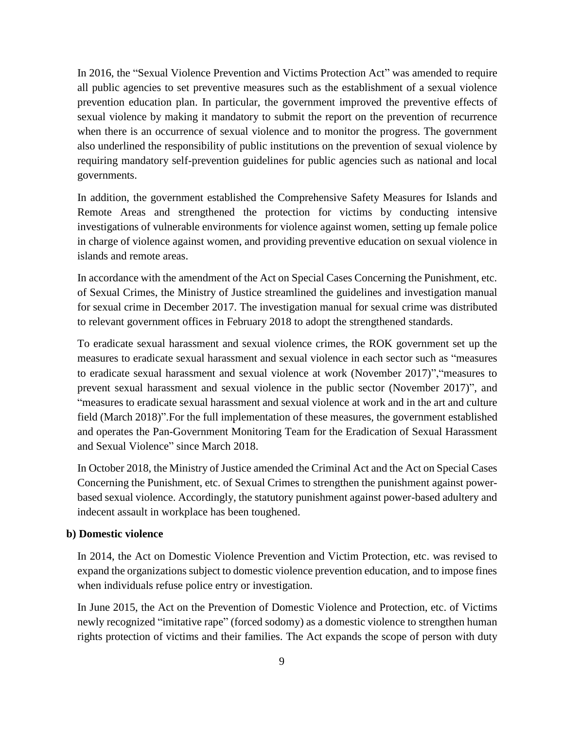In 2016, the "Sexual Violence Prevention and Victims Protection Act" was amended to require all public agencies to set preventive measures such as the establishment of a sexual violence prevention education plan. In particular, the government improved the preventive effects of sexual violence by making it mandatory to submit the report on the prevention of recurrence when there is an occurrence of sexual violence and to monitor the progress. The government also underlined the responsibility of public institutions on the prevention of sexual violence by requiring mandatory self-prevention guidelines for public agencies such as national and local governments.

In addition, the government established the Comprehensive Safety Measures for Islands and Remote Areas and strengthened the protection for victims by conducting intensive investigations of vulnerable environments for violence against women, setting up female police in charge of violence against women, and providing preventive education on sexual violence in islands and remote areas.

In accordance with the amendment of the Act on Special Cases Concerning the Punishment, etc. of Sexual Crimes, the Ministry of Justice streamlined the guidelines and investigation manual for sexual crime in December 2017. The investigation manual for sexual crime was distributed to relevant government offices in February 2018 to adopt the strengthened standards.

To eradicate sexual harassment and sexual violence crimes, the ROK government set up the measures to eradicate sexual harassment and sexual violence in each sector such as "measures to eradicate sexual harassment and sexual violence at work (November 2017)","measures to prevent sexual harassment and sexual violence in the public sector (November 2017)", and "measures to eradicate sexual harassment and sexual violence at work and in the art and culture field (March 2018)".For the full implementation of these measures, the government established and operates the Pan-Government Monitoring Team for the Eradication of Sexual Harassment and Sexual Violence" since March 2018.

In October 2018, the Ministry of Justice amended the Criminal Act and the Act on Special Cases Concerning the Punishment, etc. of Sexual Crimes to strengthen the punishment against power-based sexual violence. Accordingly, the statutory punishment against power-based adultery and indecent assault in workplace has been toughened.

**b) Domestic violence**

In 2014, the Act on Domestic Violence Prevention and Victim Protection, etc. was revised to expand the organizations subject to domestic violence prevention education, and to impose fines when individuals refuse police entry or investigation.

In June 2015, the Act on the Prevention of Domestic Violence and Protection, etc. of Victims newly recognized "imitative rape" (forced sodomy) as a domestic violence to strengthen human rights protection of victims and their families. The Act expands the scope of person with duty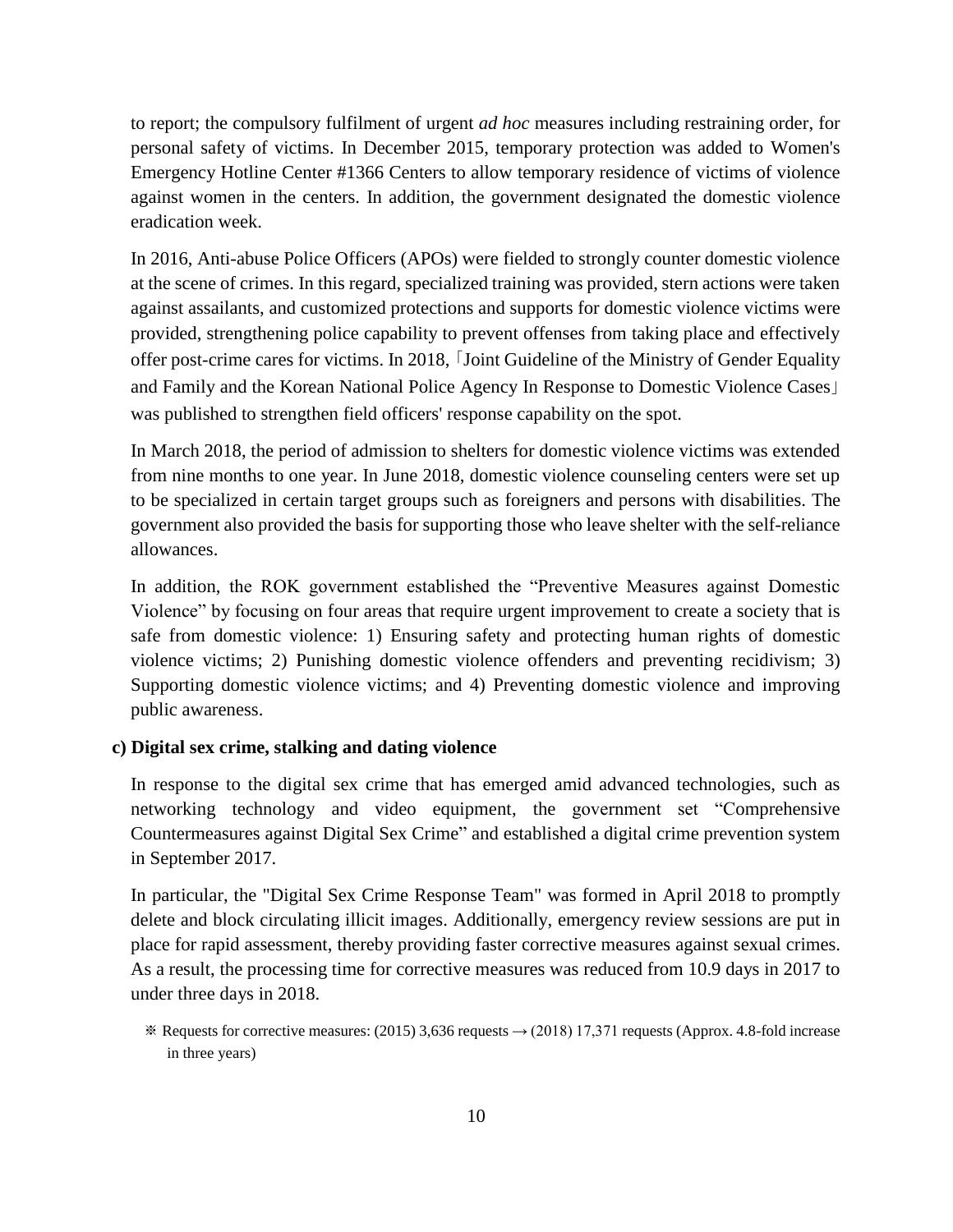to report; the compulsory fulfilment of urgent *ad hoc* measures including restraining order, for personal safety of victims. In December 2015, temporary protection was added to Women's Emergency Hotline Center #1366 Centers to allow temporary residence of victims of violence against women in the centers. In addition, the government designated the domestic violence eradication week.

In 2016, Anti-abuse Police Officers (APOs) were fielded to strongly counter domestic violence at the scene of crimes. In this regard, specialized training was provided, stern actions were taken against assailants, and customized protections and supports for domestic violence victims were provided, strengthening police capability to prevent offenses from taking place and effectively offer post-crime cares for victims. In 2018,「Joint Guideline of the Ministry of Gender Equality and Family and the Korean National Police Agency In Response to Domestic Violence Cases」 was published to strengthen field officers' response capability on the spot.

In March 2018, the period of admission to shelters for domestic violence victims was extended from nine months to one year. In June 2018, domestic violence counseling centers were set up to be specialized in certain target groups such as foreigners and persons with disabilities. The government also provided the basis for supporting those who leave shelter with the self-reliance allowances.

In addition, the ROK government established the "Preventive Measures against Domestic Violence" by focusing on four areas that require urgent improvement to create a society that is safe from domestic violence: 1) Ensuring safety and protecting human rights of domestic violence victims; 2) Punishing domestic violence offenders and preventing recidivism; 3) Supporting domestic violence victims; and 4) Preventing domestic violence and improving public awareness.

**c) Digital sex crime, stalking and dating violence**

In response to the digital sex crime that has emerged amid advanced technologies, such as networking technology and video equipment, the government set "Comprehensive Countermeasures against Digital Sex Crime" and established a digital crime prevention system in September 2017.

In particular, the "Digital Sex Crime Response Team" was formed in April 2018 to promptly delete and block circulating illicit images. Additionally, emergency review sessions are put in place for rapid assessment, thereby providing faster corrective measures against sexual crimes. As a result, the processing time for corrective measures was reduced from 10.9 days in 2017 to under three days in 2018.

※ Requests for corrective measures: (2015) 3,636 requests → (2018) 17,371 requests (Approx. 4.8-fold increase in three years)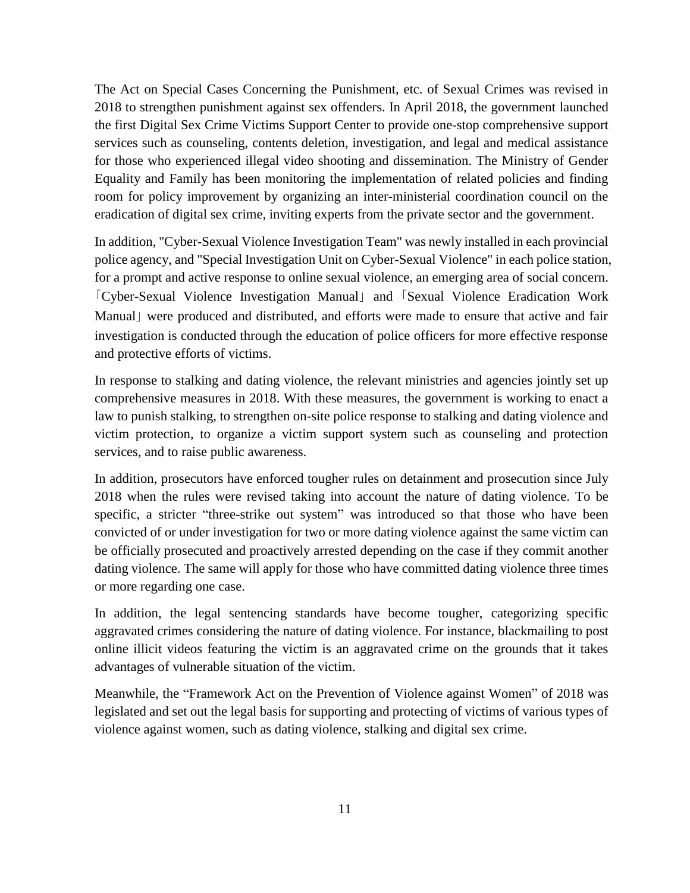The Act on Special Cases Concerning the Punishment, etc. of Sexual Crimes was revised in 2018 to strengthen punishment against sex offenders. In April 2018, the government launched the first Digital Sex Crime Victims Support Center to provide one-stop comprehensive support services such as counseling, contents deletion, investigation, and legal and medical assistance for those who experienced illegal video shooting and dissemination. The Ministry of Gender Equality and Family has been monitoring the implementation of related policies and finding room for policy improvement by organizing an inter-ministerial coordination council on the eradication of digital sex crime, inviting experts from the private sector and the government.

In addition, "Cyber-Sexual Violence Investigation Team" was newly installed in each provincial police agency, and "Special Investigation Unit on Cyber-Sexual Violence" in each police station, for a prompt and active response to online sexual violence, an emerging area of social concern. 「Cyber-Sexual Violence Investigation Manual」 and 「Sexual Violence Eradication Work Manual」 were produced and distributed, and efforts were made to ensure that active and fair investigation is conducted through the education of police officers for more effective response and protective efforts of victims.

In response to stalking and dating violence, the relevant ministries and agencies jointly set up comprehensive measures in 2018. With these measures, the government is working to enact a law to punish stalking, to strengthen on-site police response to stalking and dating violence and victim protection, to organize a victim support system such as counseling and protection services, and to raise public awareness.

In addition, prosecutors have enforced tougher rules on detainment and prosecution since July 2018 when the rules were revised taking into account the nature of dating violence. To be specific, a stricter "three-strike out system" was introduced so that those who have been convicted of or under investigation for two or more dating violence against the same victim can be officially prosecuted and proactively arrested depending on the case if they commit another dating violence. The same will apply for those who have committed dating violence three times or more regarding one case.

In addition, the legal sentencing standards have become tougher, categorizing specific aggravated crimes considering the nature of dating violence. For instance, blackmailing to post online illicit videos featuring the victim is an aggravated crime on the grounds that it takes advantages of vulnerable situation of the victim.

Meanwhile, the "Framework Act on the Prevention of Violence against Women" of 2018 was legislated and set out the legal basis for supporting and protecting of victims of various types of violence against women, such as dating violence, stalking and digital sex crime.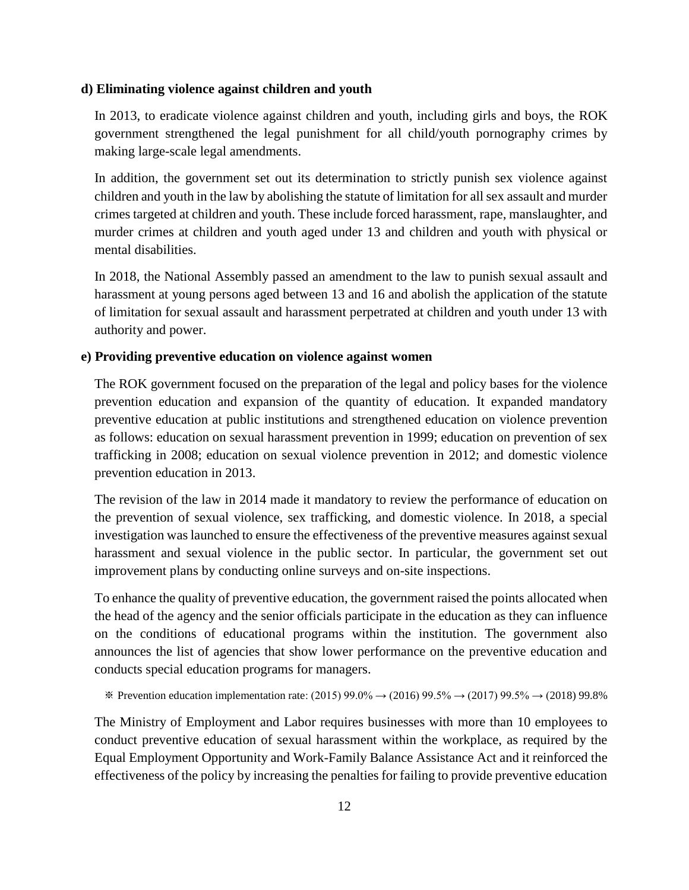**d) Eliminating violence against children and youth**

In 2013, to eradicate violence against children and youth, including girls and boys, the ROK government strengthened the legal punishment for all child/youth pornography crimes by making large-scale legal amendments.

In addition, the government set out its determination to strictly punish sex violence against children and youth in the law by abolishing the statute of limitation for all sex assault and murder crimes targeted at children and youth. These include forced harassment, rape, manslaughter, and murder crimes at children and youth aged under 13 and children and youth with physical or mental disabilities.

In 2018, the National Assembly passed an amendment to the law to punish sexual assault and harassment at young persons aged between 13 and 16 and abolish the application of the statute of limitation for sexual assault and harassment perpetrated at children and youth under 13 with authority and power.

**e) Providing preventive education on violence against women**

The ROK government focused on the preparation of the legal and policy bases for the violence prevention education and expansion of the quantity of education. It expanded mandatory preventive education at public institutions and strengthened education on violence prevention as follows: education on sexual harassment prevention in 1999; education on prevention of sex trafficking in 2008; education on sexual violence prevention in 2012; and domestic violence prevention education in 2013.

The revision of the law in 2014 made it mandatory to review the performance of education on the prevention of sexual violence, sex trafficking, and domestic violence. In 2018, a special investigation was launched to ensure the effectiveness of the preventive measures against sexual harassment and sexual violence in the public sector. In particular, the government set out improvement plans by conducting online surveys and on-site inspections.

To enhance the quality of preventive education, the government raised the points allocated when the head of the agency and the senior officials participate in the education as they can influence on the conditions of educational programs within the institution. The government also announces the list of agencies that show lower performance on the preventive education and conducts special education programs for managers.

※ Prevention education implementation rate: (2015) 99.0% → (2016) 99.5% → (2017) 99.5% → (2018) 99.8%

The Ministry of Employment and Labor requires businesses with more than 10 employees to conduct preventive education of sexual harassment within the workplace, as required by the Equal Employment Opportunity and Work-Family Balance Assistance Act and it reinforced the effectiveness of the policy by increasing the penalties for failing to provide preventive education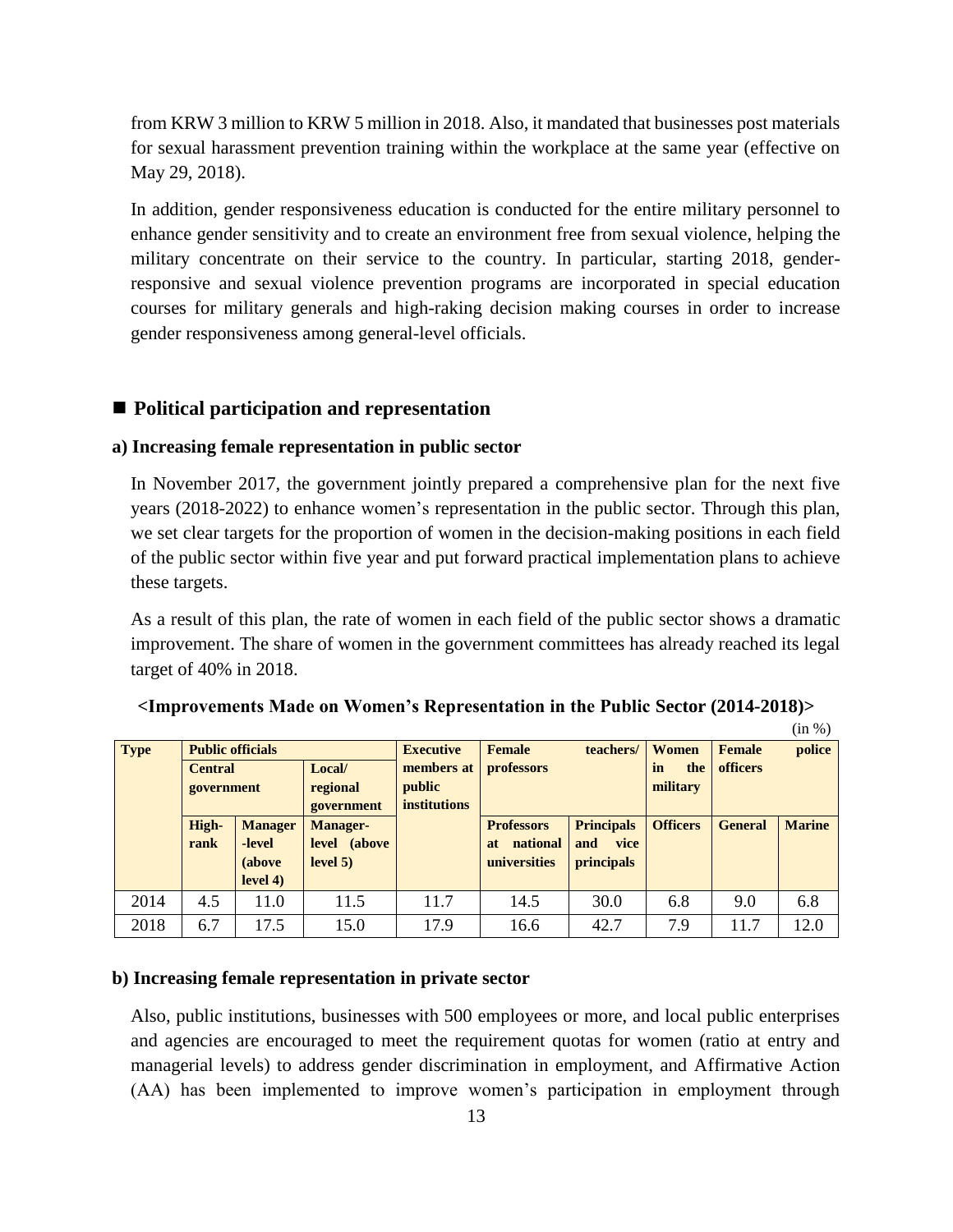from KRW 3 million to KRW 5 million in 2018. Also, it mandated that businesses post materials for sexual harassment prevention training within the workplace at the same year (effective on May 29, 2018).

In addition, gender responsiveness education is conducted for the entire military personnel to enhance gender sensitivity and to create an environment free from sexual violence, helping the military concentrate on their service to the country. In particular, starting 2018, gender-responsive and sexual violence prevention programs are incorporated in special education courses for military generals and high-raking decision making courses in order to increase gender responsiveness among general-level officials.

## ■ Political participation and representation

### a) Increasing female representation in public sector

In November 2017, the government jointly prepared a comprehensive plan for the next five years (2018-2022) to enhance women's representation in the public sector. Through this plan, we set clear targets for the proportion of women in the decision-making positions in each field of the public sector within five year and put forward practical implementation plans to achieve these targets.

As a result of this plan, the rate of women in each field of the public sector shows a dramatic improvement. The share of women in the government committees has already reached its legal target of 40% in 2018.

**<Improvements Made on Women's Representation in the Public Sector (2014-2018)>**

(in %)

| Type | Public officials | | | Executive members at public institutions | Female teachers/ professors | | Women in the military | Female police officers | |
|---|---|---|---|---|---|---|---|---|---|
| | Central government | | Local/ regional government | | | | | | |
| | High-rank | Manager-level (above level 4) | Manager-level (above level 5) | | Professors at national universities | Principals and vice principals | Officers | General | Marine |
| 2014 | 4.5 | 11.0 | 11.5 | 11.7 | 14.5 | 30.0 | 6.8 | 9.0 | 6.8 |
| 2018 | 6.7 | 17.5 | 15.0 | 17.9 | 16.6 | 42.7 | 7.9 | 11.7 | 12.0 |

### b) Increasing female representation in private sector

Also, public institutions, businesses with 500 employees or more, and local public enterprises and agencies are encouraged to meet the requirement quotas for women (ratio at entry and managerial levels) to address gender discrimination in employment, and Affirmative Action (AA) has been implemented to improve women's participation in employment through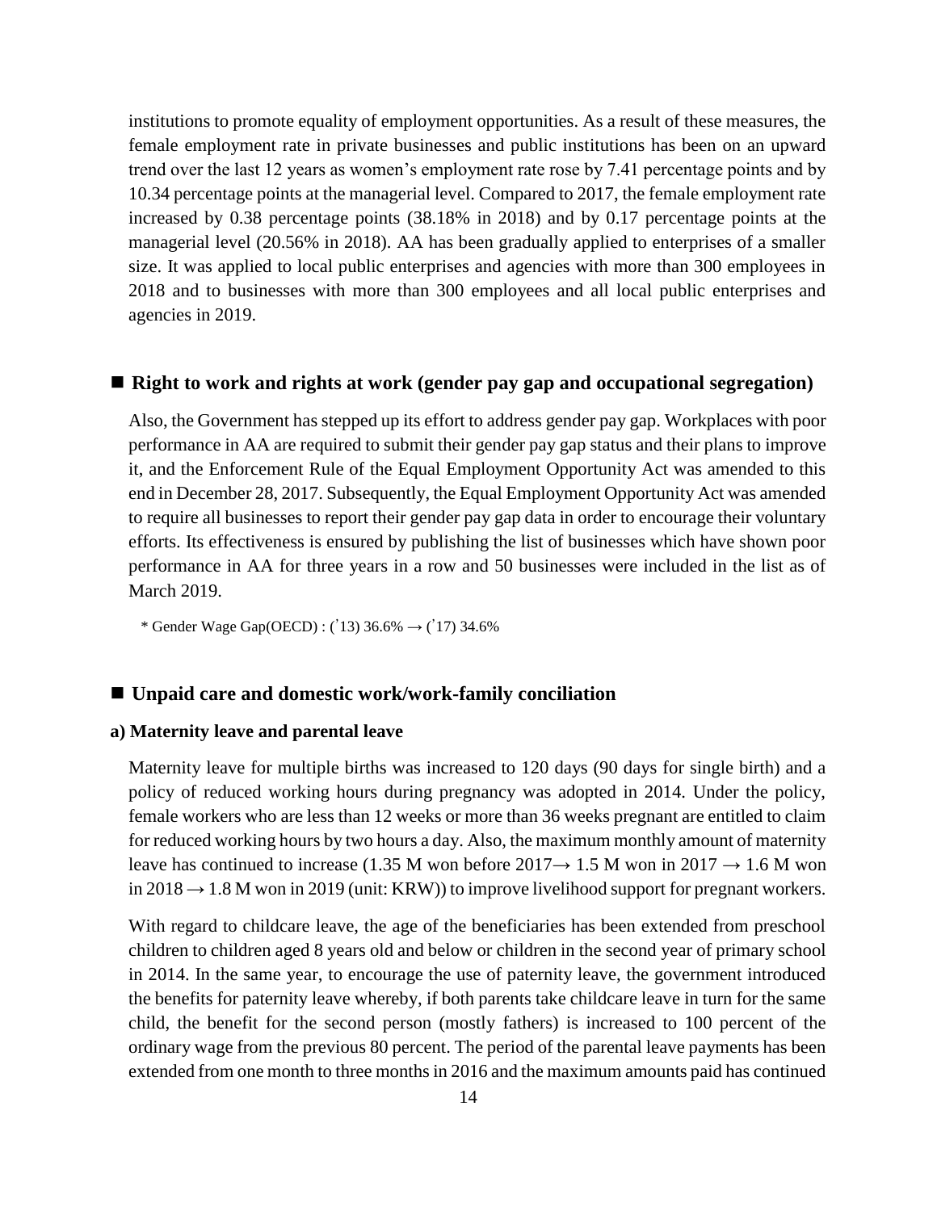institutions to promote equality of employment opportunities. As a result of these measures, the female employment rate in private businesses and public institutions has been on an upward trend over the last 12 years as women's employment rate rose by 7.41 percentage points and by 10.34 percentage points at the managerial level. Compared to 2017, the female employment rate increased by 0.38 percentage points (38.18% in 2018) and by 0.17 percentage points at the managerial level (20.56% in 2018). AA has been gradually applied to enterprises of a smaller size. It was applied to local public enterprises and agencies with more than 300 employees in 2018 and to businesses with more than 300 employees and all local public enterprises and agencies in 2019.

## ■ Right to work and rights at work (gender pay gap and occupational segregation)

Also, the Government has stepped up its effort to address gender pay gap. Workplaces with poor performance in AA are required to submit their gender pay gap status and their plans to improve it, and the Enforcement Rule of the Equal Employment Opportunity Act was amended to this end in December 28, 2017. Subsequently, the Equal Employment Opportunity Act was amended to require all businesses to report their gender pay gap data in order to encourage their voluntary efforts. Its effectiveness is ensured by publishing the list of businesses which have shown poor performance in AA for three years in a row and 50 businesses were included in the list as of March 2019.

\* Gender Wage Gap(OECD) : (ʹ13) 36.6% → (ʹ17) 34.6%

## ■ Unpaid care and domestic work/work-family conciliation

### a) Maternity leave and parental leave

Maternity leave for multiple births was increased to 120 days (90 days for single birth) and a policy of reduced working hours during pregnancy was adopted in 2014. Under the policy, female workers who are less than 12 weeks or more than 36 weeks pregnant are entitled to claim for reduced working hours by two hours a day. Also, the maximum monthly amount of maternity leave has continued to increase (1.35 M won before 2017→ 1.5 M won in 2017 → 1.6 M won in 2018 → 1.8 M won in 2019 (unit: KRW)) to improve livelihood support for pregnant workers.

With regard to childcare leave, the age of the beneficiaries has been extended from preschool children to children aged 8 years old and below or children in the second year of primary school in 2014. In the same year, to encourage the use of paternity leave, the government introduced the benefits for paternity leave whereby, if both parents take childcare leave in turn for the same child, the benefit for the second person (mostly fathers) is increased to 100 percent of the ordinary wage from the previous 80 percent. The period of the parental leave payments has been extended from one month to three months in 2016 and the maximum amounts paid has continued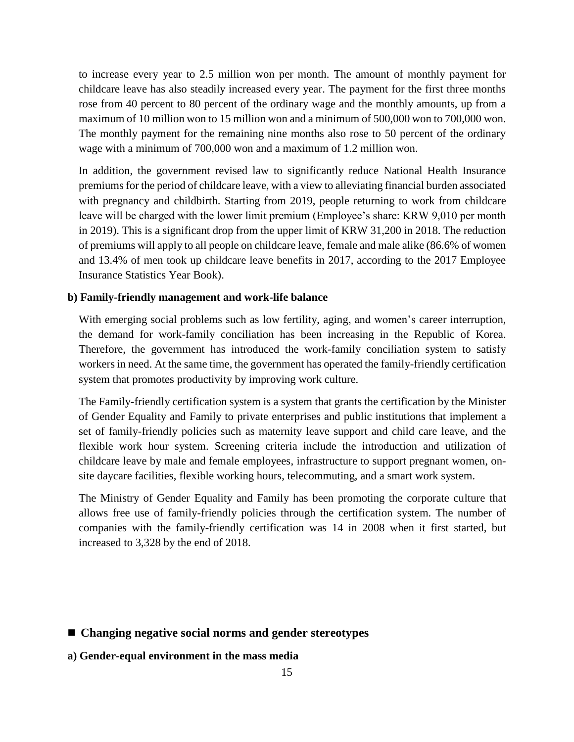to increase every year to 2.5 million won per month. The amount of monthly payment for childcare leave has also steadily increased every year. The payment for the first three months rose from 40 percent to 80 percent of the ordinary wage and the monthly amounts, up from a maximum of 10 million won to 15 million won and a minimum of 500,000 won to 700,000 won. The monthly payment for the remaining nine months also rose to 50 percent of the ordinary wage with a minimum of 700,000 won and a maximum of 1.2 million won.

In addition, the government revised law to significantly reduce National Health Insurance premiums for the period of childcare leave, with a view to alleviating financial burden associated with pregnancy and childbirth. Starting from 2019, people returning to work from childcare leave will be charged with the lower limit premium (Employee's share: KRW 9,010 per month in 2019). This is a significant drop from the upper limit of KRW 31,200 in 2018. The reduction of premiums will apply to all people on childcare leave, female and male alike (86.6% of women and 13.4% of men took up childcare leave benefits in 2017, according to the 2017 Employee Insurance Statistics Year Book).

**b) Family-friendly management and work-life balance**

With emerging social problems such as low fertility, aging, and women's career interruption, the demand for work-family conciliation has been increasing in the Republic of Korea. Therefore, the government has introduced the work-family conciliation system to satisfy workers in need. At the same time, the government has operated the family-friendly certification system that promotes productivity by improving work culture.

The Family-friendly certification system is a system that grants the certification by the Minister of Gender Equality and Family to private enterprises and public institutions that implement a set of family-friendly policies such as maternity leave support and child care leave, and the flexible work hour system. Screening criteria include the introduction and utilization of childcare leave by male and female employees, infrastructure to support pregnant women, on-site daycare facilities, flexible working hours, telecommuting, and a smart work system.

The Ministry of Gender Equality and Family has been promoting the corporate culture that allows free use of family-friendly policies through the certification system. The number of companies with the family-friendly certification was 14 in 2008 when it first started, but increased to 3,328 by the end of 2018.

## ■ Changing negative social norms and gender stereotypes

**a) Gender-equal environment in the mass media**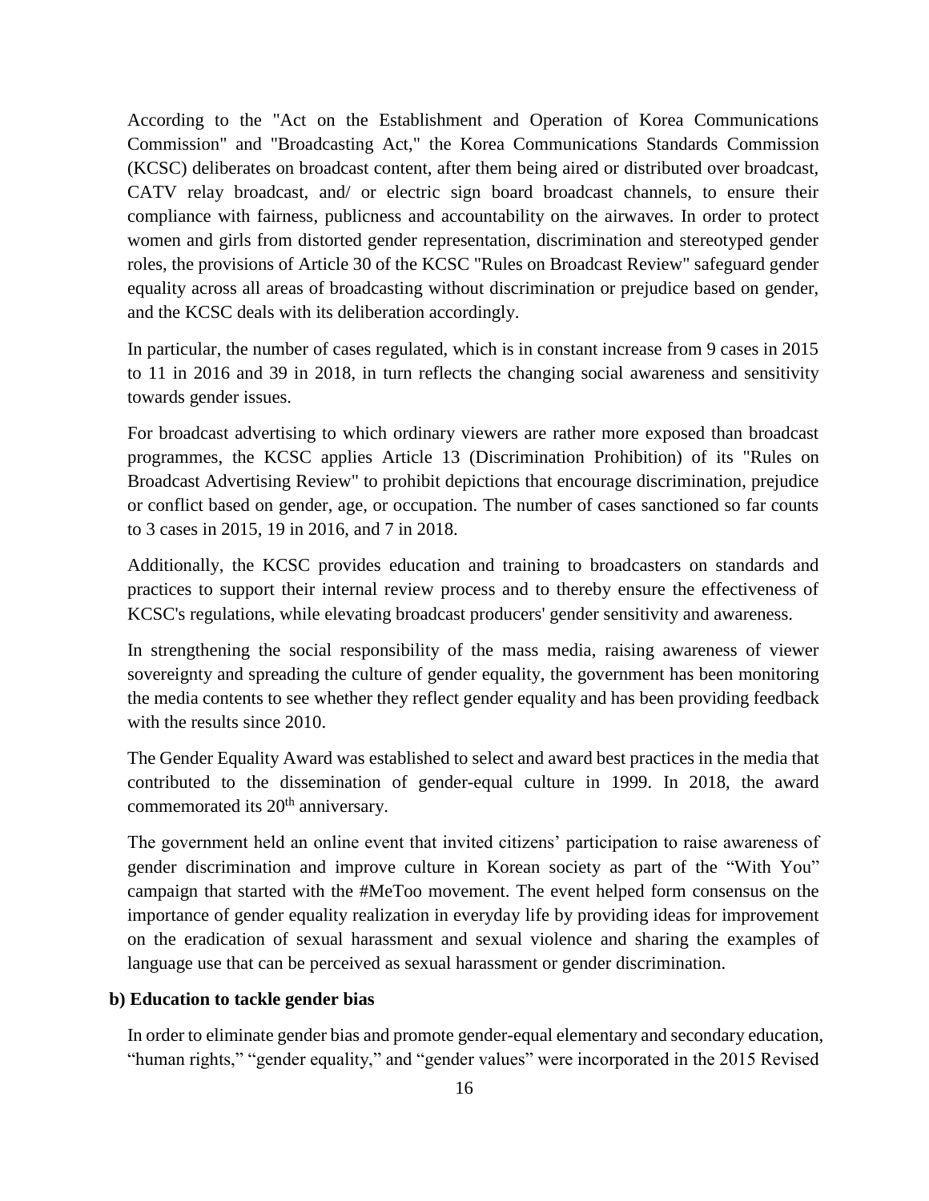According to the "Act on the Establishment and Operation of Korea Communications Commission" and "Broadcasting Act," the Korea Communications Standards Commission (KCSC) deliberates on broadcast content, after them being aired or distributed over broadcast, CATV relay broadcast, and/ or electric sign board broadcast channels, to ensure their compliance with fairness, publicness and accountability on the airwaves. In order to protect women and girls from distorted gender representation, discrimination and stereotyped gender roles, the provisions of Article 30 of the KCSC "Rules on Broadcast Review" safeguard gender equality across all areas of broadcasting without discrimination or prejudice based on gender, and the KCSC deals with its deliberation accordingly.

In particular, the number of cases regulated, which is in constant increase from 9 cases in 2015 to 11 in 2016 and 39 in 2018, in turn reflects the changing social awareness and sensitivity towards gender issues.

For broadcast advertising to which ordinary viewers are rather more exposed than broadcast programmes, the KCSC applies Article 13 (Discrimination Prohibition) of its "Rules on Broadcast Advertising Review" to prohibit depictions that encourage discrimination, prejudice or conflict based on gender, age, or occupation. The number of cases sanctioned so far counts to 3 cases in 2015, 19 in 2016, and 7 in 2018.

Additionally, the KCSC provides education and training to broadcasters on standards and practices to support their internal review process and to thereby ensure the effectiveness of KCSC's regulations, while elevating broadcast producers' gender sensitivity and awareness.

In strengthening the social responsibility of the mass media, raising awareness of viewer sovereignty and spreading the culture of gender equality, the government has been monitoring the media contents to see whether they reflect gender equality and has been providing feedback with the results since 2010.

The Gender Equality Award was established to select and award best practices in the media that contributed to the dissemination of gender-equal culture in 1999. In 2018, the award commemorated its 20th anniversary.

The government held an online event that invited citizens' participation to raise awareness of gender discrimination and improve culture in Korean society as part of the "With You" campaign that started with the #MeToo movement. The event helped form consensus on the importance of gender equality realization in everyday life by providing ideas for improvement on the eradication of sexual harassment and sexual violence and sharing the examples of language use that can be perceived as sexual harassment or gender discrimination.

**b) Education to tackle gender bias**

In order to eliminate gender bias and promote gender-equal elementary and secondary education, "human rights," "gender equality," and "gender values" were incorporated in the 2015 Revised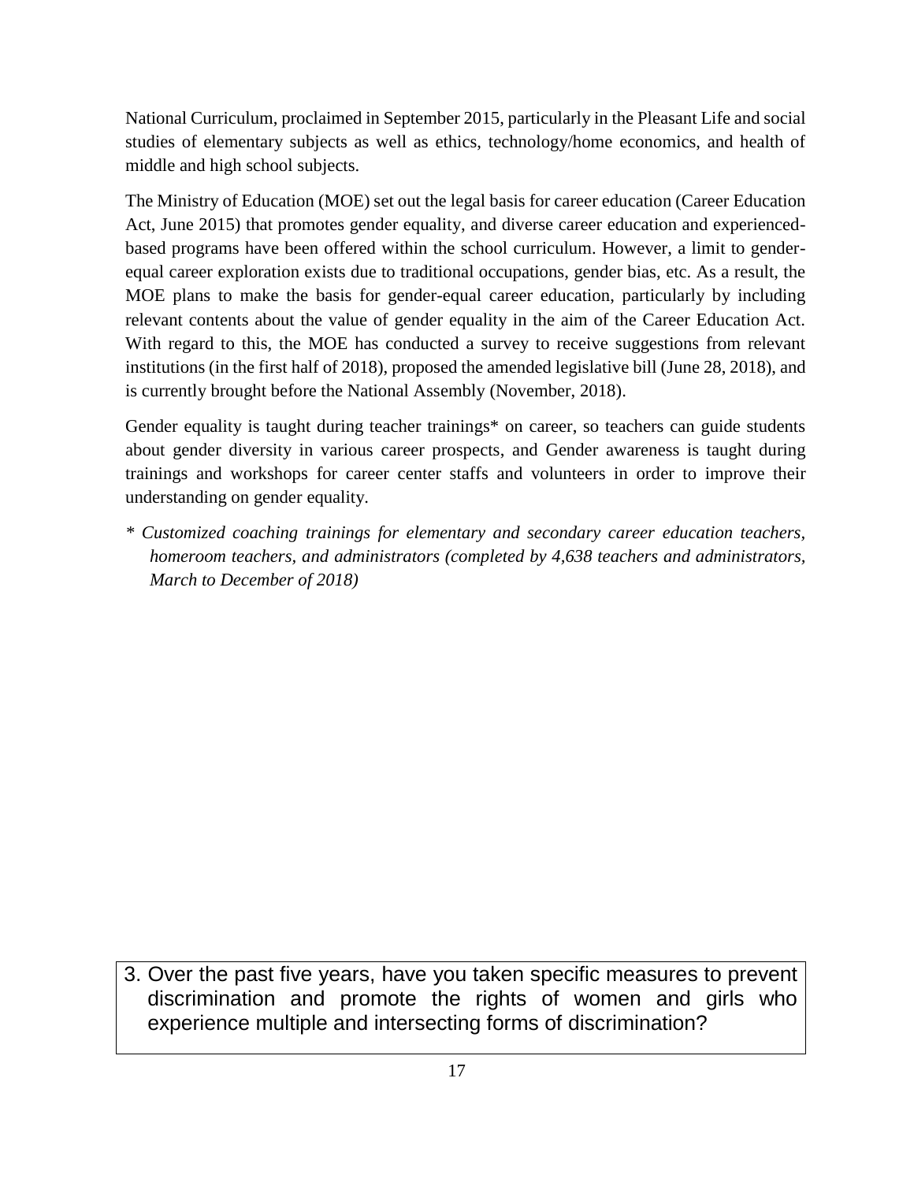National Curriculum, proclaimed in September 2015, particularly in the Pleasant Life and social studies of elementary subjects as well as ethics, technology/home economics, and health of middle and high school subjects.

The Ministry of Education (MOE) set out the legal basis for career education (Career Education Act, June 2015) that promotes gender equality, and diverse career education and experienced-based programs have been offered within the school curriculum. However, a limit to gender-equal career exploration exists due to traditional occupations, gender bias, etc. As a result, the MOE plans to make the basis for gender-equal career education, particularly by including relevant contents about the value of gender equality in the aim of the Career Education Act. With regard to this, the MOE has conducted a survey to receive suggestions from relevant institutions (in the first half of 2018), proposed the amended legislative bill (June 28, 2018), and is currently brought before the National Assembly (November, 2018).

Gender equality is taught during teacher trainings* on career, so teachers can guide students about gender diversity in various career prospects, and Gender awareness is taught during trainings and workshops for career center staffs and volunteers in order to improve their understanding on gender equality.

*\* Customized coaching trainings for elementary and secondary career education teachers, homeroom teachers, and administrators (completed by 4,638 teachers and administrators, March to December of 2018)*

3. Over the past five years, have you taken specific measures to prevent discrimination and promote the rights of women and girls who experience multiple and intersecting forms of discrimination?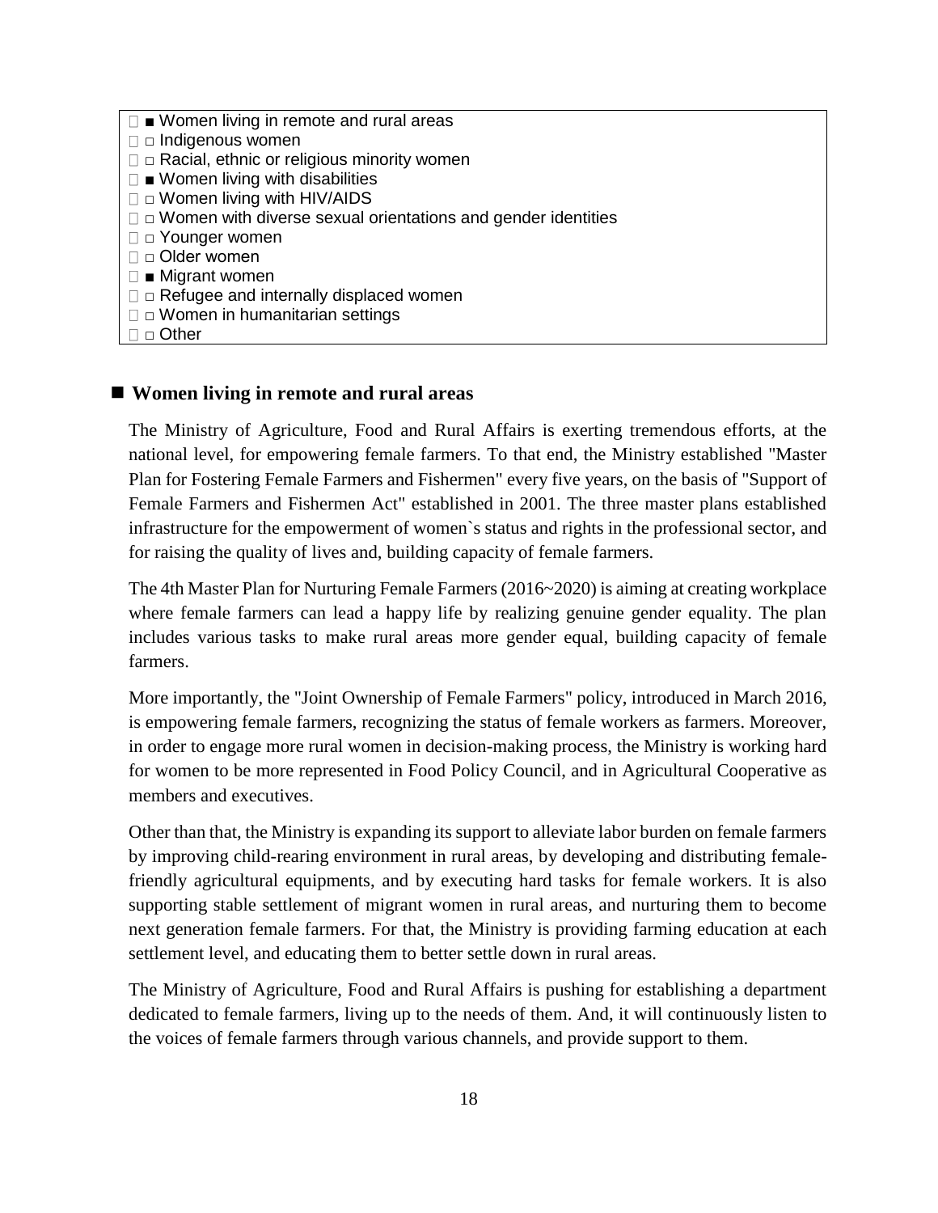- ■ Women living in remote and rural areas
- □ Indigenous women
- □ Racial, ethnic or religious minority women
- ■ Women living with disabilities
- □ Women living with HIV/AIDS
- □ Women with diverse sexual orientations and gender identities
- □ Younger women
- □ Older women
- ■ Migrant women
- □ Refugee and internally displaced women
- □ Women in humanitarian settings
- □ Other

## ■ Women living in remote and rural areas

The Ministry of Agriculture, Food and Rural Affairs is exerting tremendous efforts, at the national level, for empowering female farmers. To that end, the Ministry established "Master Plan for Fostering Female Farmers and Fishermen" every five years, on the basis of "Support of Female Farmers and Fishermen Act" established in 2001. The three master plans established infrastructure for the empowerment of women`s status and rights in the professional sector, and for raising the quality of lives and, building capacity of female farmers.

The 4th Master Plan for Nurturing Female Farmers (2016~2020) is aiming at creating workplace where female farmers can lead a happy life by realizing genuine gender equality. The plan includes various tasks to make rural areas more gender equal, building capacity of female farmers.

More importantly, the "Joint Ownership of Female Farmers" policy, introduced in March 2016, is empowering female farmers, recognizing the status of female workers as farmers. Moreover, in order to engage more rural women in decision-making process, the Ministry is working hard for women to be more represented in Food Policy Council, and in Agricultural Cooperative as members and executives.

Other than that, the Ministry is expanding its support to alleviate labor burden on female farmers by improving child-rearing environment in rural areas, by developing and distributing female-friendly agricultural equipments, and by executing hard tasks for female workers. It is also supporting stable settlement of migrant women in rural areas, and nurturing them to become next generation female farmers. For that, the Ministry is providing farming education at each settlement level, and educating them to better settle down in rural areas.

The Ministry of Agriculture, Food and Rural Affairs is pushing for establishing a department dedicated to female farmers, living up to the needs of them. And, it will continuously listen to the voices of female farmers through various channels, and provide support to them.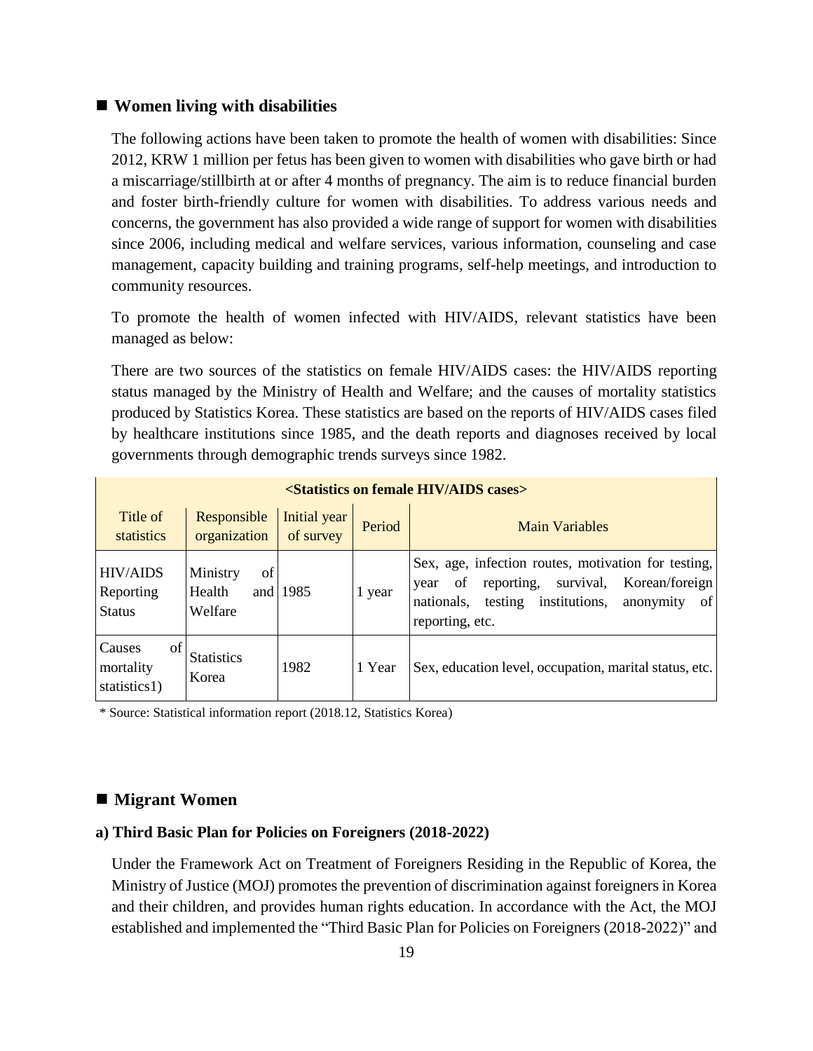## ■ Women living with disabilities

The following actions have been taken to promote the health of women with disabilities: Since 2012, KRW 1 million per fetus has been given to women with disabilities who gave birth or had a miscarriage/stillbirth at or after 4 months of pregnancy. The aim is to reduce financial burden and foster birth-friendly culture for women with disabilities. To address various needs and concerns, the government has also provided a wide range of support for women with disabilities since 2006, including medical and welfare services, various information, counseling and case management, capacity building and training programs, self-help meetings, and introduction to community resources.

To promote the health of women infected with HIV/AIDS, relevant statistics have been managed as below:

There are two sources of the statistics on female HIV/AIDS cases: the HIV/AIDS reporting status managed by the Ministry of Health and Welfare; and the causes of mortality statistics produced by Statistics Korea. These statistics are based on the reports of HIV/AIDS cases filed by healthcare institutions since 1985, and the death reports and diagnoses received by local governments through demographic trends surveys since 1982.

**<Statistics on female HIV/AIDS cases>**

| Title of statistics | Responsible organization | Initial year of survey | Period | Main Variables |
|---|---|---|---|---|
| HIV/AIDS Reporting Status | Ministry of Health and Welfare | 1985 | 1 year | Sex, age, infection routes, motivation for testing, year of reporting, survival, Korean/foreign nationals, testing institutions, anonymity of reporting, etc. |
| Causes of mortality statistics1) | Statistics Korea | 1982 | 1 Year | Sex, education level, occupation, marital status, etc. |

\* Source: Statistical information report (2018.12, Statistics Korea)

## ■ Migrant Women

### a) Third Basic Plan for Policies on Foreigners (2018-2022)

Under the Framework Act on Treatment of Foreigners Residing in the Republic of Korea, the Ministry of Justice (MOJ) promotes the prevention of discrimination against foreigners in Korea and their children, and provides human rights education. In accordance with the Act, the MOJ established and implemented the "Third Basic Plan for Policies on Foreigners (2018-2022)" and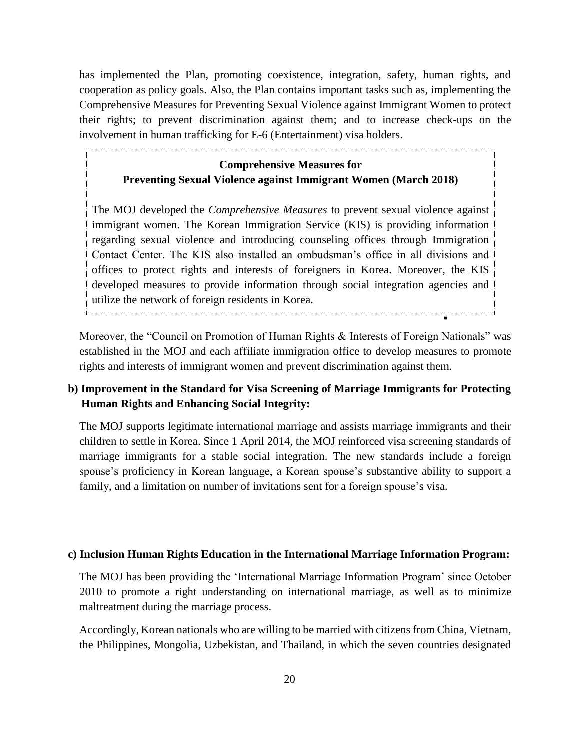has implemented the Plan, promoting coexistence, integration, safety, human rights, and cooperation as policy goals. Also, the Plan contains important tasks such as, implementing the Comprehensive Measures for Preventing Sexual Violence against Immigrant Women to protect their rights; to prevent discrimination against them; and to increase check-ups on the involvement in human trafficking for E-6 (Entertainment) visa holders.

> **Comprehensive Measures for Preventing Sexual Violence against Immigrant Women (March 2018)**
>
> The MOJ developed the *Comprehensive Measures* to prevent sexual violence against immigrant women. The Korean Immigration Service (KIS) is providing information regarding sexual violence and introducing counseling offices through Immigration Contact Center. The KIS also installed an ombudsman's office in all divisions and offices to protect rights and interests of foreigners in Korea. Moreover, the KIS developed measures to provide information through social integration agencies and utilize the network of foreign residents in Korea.

Moreover, the "Council on Promotion of Human Rights & Interests of Foreign Nationals" was established in the MOJ and each affiliate immigration office to develop measures to promote rights and interests of immigrant women and prevent discrimination against them.

**b) Improvement in the Standard for Visa Screening of Marriage Immigrants for Protecting Human Rights and Enhancing Social Integrity:**

The MOJ supports legitimate international marriage and assists marriage immigrants and their children to settle in Korea. Since 1 April 2014, the MOJ reinforced visa screening standards of marriage immigrants for a stable social integration. The new standards include a foreign spouse's proficiency in Korean language, a Korean spouse's substantive ability to support a family, and a limitation on number of invitations sent for a foreign spouse's visa.

**c) Inclusion Human Rights Education in the International Marriage Information Program:**

The MOJ has been providing the 'International Marriage Information Program' since October 2010 to promote a right understanding on international marriage, as well as to minimize maltreatment during the marriage process.

Accordingly, Korean nationals who are willing to be married with citizens from China, Vietnam, the Philippines, Mongolia, Uzbekistan, and Thailand, in which the seven countries designated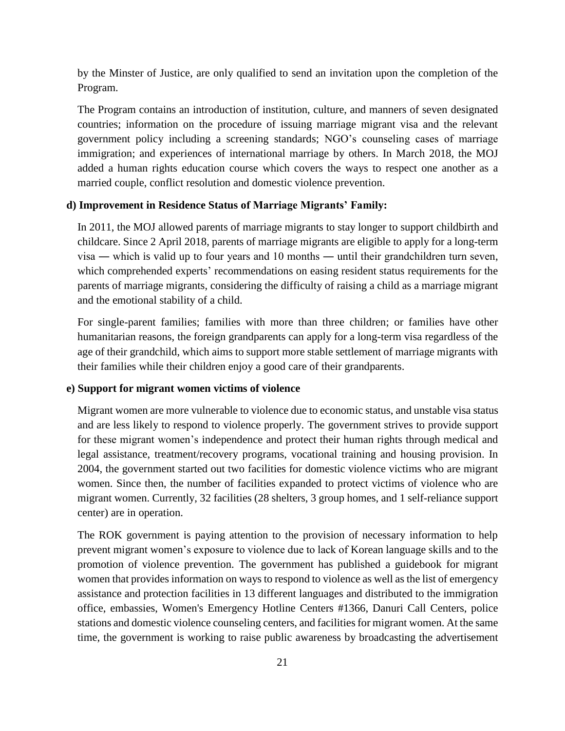by the Minster of Justice, are only qualified to send an invitation upon the completion of the Program.

The Program contains an introduction of institution, culture, and manners of seven designated countries; information on the procedure of issuing marriage migrant visa and the relevant government policy including a screening standards; NGO's counseling cases of marriage immigration; and experiences of international marriage by others. In March 2018, the MOJ added a human rights education course which covers the ways to respect one another as a married couple, conflict resolution and domestic violence prevention.

**d) Improvement in Residence Status of Marriage Migrants' Family:**

In 2011, the MOJ allowed parents of marriage migrants to stay longer to support childbirth and childcare. Since 2 April 2018, parents of marriage migrants are eligible to apply for a long-term visa ― which is valid up to four years and 10 months ― until their grandchildren turn seven, which comprehended experts' recommendations on easing resident status requirements for the parents of marriage migrants, considering the difficulty of raising a child as a marriage migrant and the emotional stability of a child.

For single-parent families; families with more than three children; or families have other humanitarian reasons, the foreign grandparents can apply for a long-term visa regardless of the age of their grandchild, which aims to support more stable settlement of marriage migrants with their families while their children enjoy a good care of their grandparents.

**e) Support for migrant women victims of violence**

Migrant women are more vulnerable to violence due to economic status, and unstable visa status and are less likely to respond to violence properly. The government strives to provide support for these migrant women's independence and protect their human rights through medical and legal assistance, treatment/recovery programs, vocational training and housing provision. In 2004, the government started out two facilities for domestic violence victims who are migrant women. Since then, the number of facilities expanded to protect victims of violence who are migrant women. Currently, 32 facilities (28 shelters, 3 group homes, and 1 self-reliance support center) are in operation.

The ROK government is paying attention to the provision of necessary information to help prevent migrant women's exposure to violence due to lack of Korean language skills and to the promotion of violence prevention. The government has published a guidebook for migrant women that provides information on ways to respond to violence as well as the list of emergency assistance and protection facilities in 13 different languages and distributed to the immigration office, embassies, Women's Emergency Hotline Centers #1366, Danuri Call Centers, police stations and domestic violence counseling centers, and facilities for migrant women. At the same time, the government is working to raise public awareness by broadcasting the advertisement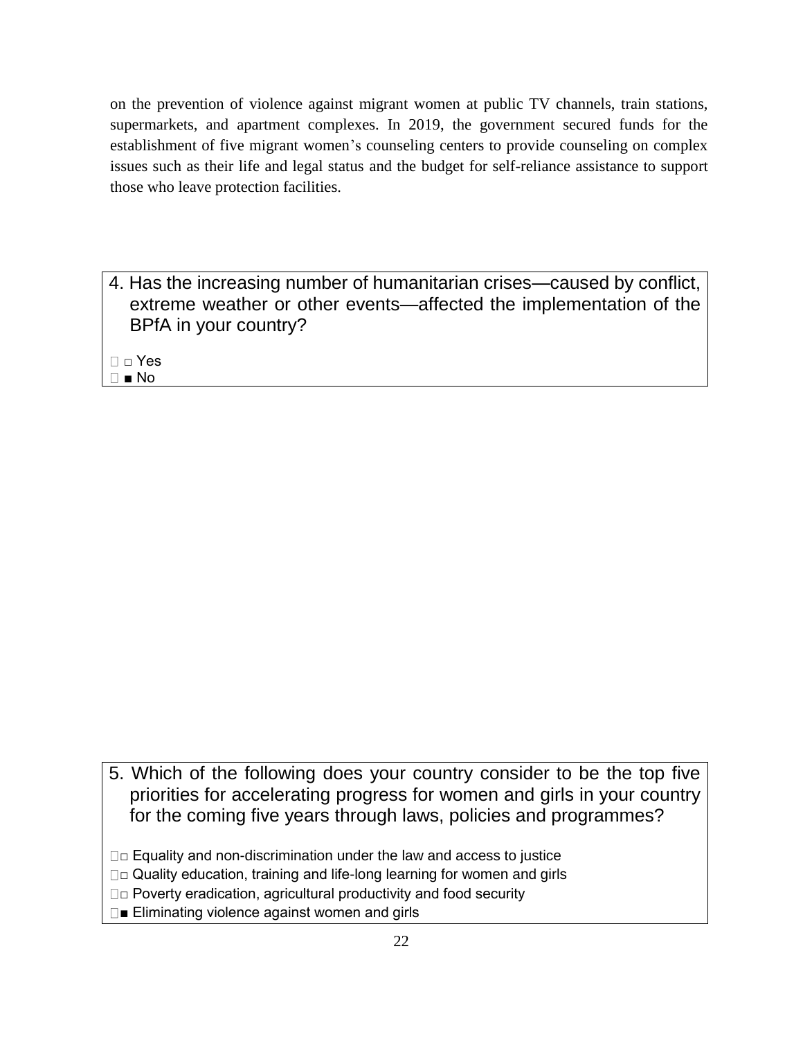on the prevention of violence against migrant women at public TV channels, train stations, supermarkets, and apartment complexes. In 2019, the government secured funds for the establishment of five migrant women's counseling centers to provide counseling on complex issues such as their life and legal status and the budget for self-reliance assistance to support those who leave protection facilities.

4. Has the increasing number of humanitarian crises—caused by conflict, extreme weather or other events—affected the implementation of the BPfA in your country?

□ Yes
■ No

5. Which of the following does your country consider to be the top five priorities for accelerating progress for women and girls in your country for the coming five years through laws, policies and programmes?

□ Equality and non-discrimination under the law and access to justice
□ Quality education, training and life-long learning for women and girls
□ Poverty eradication, agricultural productivity and food security
■ Eliminating violence against women and girls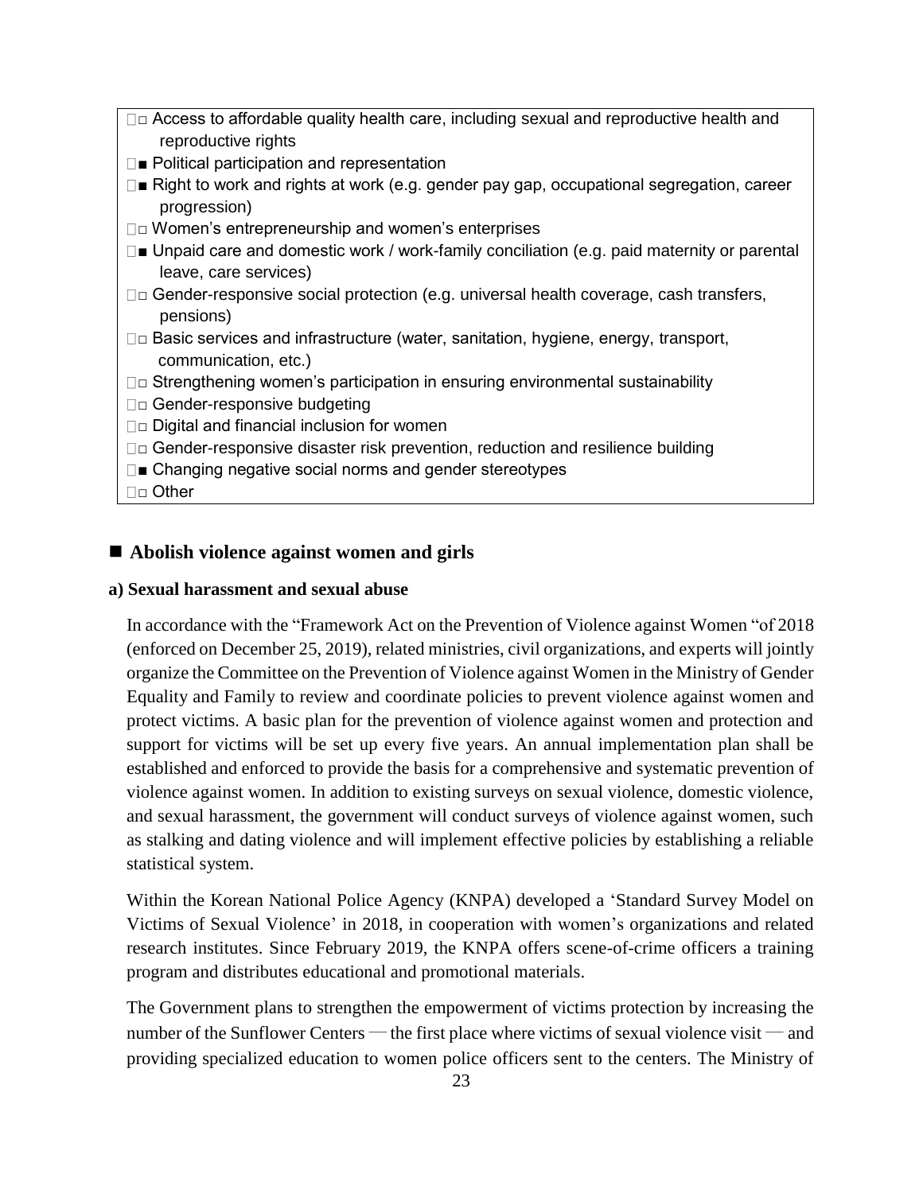- □ Access to affordable quality health care, including sexual and reproductive health and reproductive rights
- ■ Political participation and representation
- ■ Right to work and rights at work (e.g. gender pay gap, occupational segregation, career progression)
- □ Women's entrepreneurship and women's enterprises
- ■ Unpaid care and domestic work / work-family conciliation (e.g. paid maternity or parental leave, care services)
- □ Gender-responsive social protection (e.g. universal health coverage, cash transfers, pensions)
- □ Basic services and infrastructure (water, sanitation, hygiene, energy, transport, communication, etc.)
- □ Strengthening women's participation in ensuring environmental sustainability
- □ Gender-responsive budgeting
- □ Digital and financial inclusion for women
- □ Gender-responsive disaster risk prevention, reduction and resilience building
- ■ Changing negative social norms and gender stereotypes
- □ Other

## ■ Abolish violence against women and girls

### a) Sexual harassment and sexual abuse

In accordance with the "Framework Act on the Prevention of Violence against Women "of 2018 (enforced on December 25, 2019), related ministries, civil organizations, and experts will jointly organize the Committee on the Prevention of Violence against Women in the Ministry of Gender Equality and Family to review and coordinate policies to prevent violence against women and protect victims. A basic plan for the prevention of violence against women and protection and support for victims will be set up every five years. An annual implementation plan shall be established and enforced to provide the basis for a comprehensive and systematic prevention of violence against women. In addition to existing surveys on sexual violence, domestic violence, and sexual harassment, the government will conduct surveys of violence against women, such as stalking and dating violence and will implement effective policies by establishing a reliable statistical system.

Within the Korean National Police Agency (KNPA) developed a 'Standard Survey Model on Victims of Sexual Violence' in 2018, in cooperation with women's organizations and related research institutes. Since February 2019, the KNPA offers scene-of-crime officers a training program and distributes educational and promotional materials.

The Government plans to strengthen the empowerment of victims protection by increasing the number of the Sunflower Centers — the first place where victims of sexual violence visit — and providing specialized education to women police officers sent to the centers. The Ministry of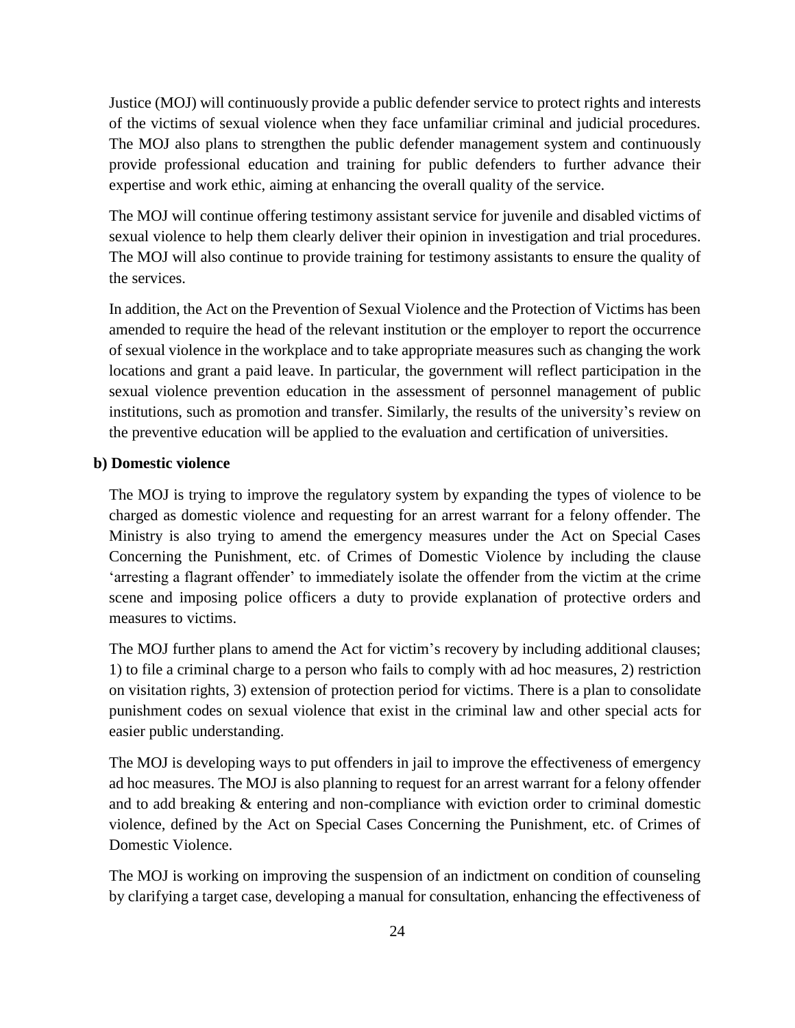Justice (MOJ) will continuously provide a public defender service to protect rights and interests of the victims of sexual violence when they face unfamiliar criminal and judicial procedures. The MOJ also plans to strengthen the public defender management system and continuously provide professional education and training for public defenders to further advance their expertise and work ethic, aiming at enhancing the overall quality of the service.

The MOJ will continue offering testimony assistant service for juvenile and disabled victims of sexual violence to help them clearly deliver their opinion in investigation and trial procedures. The MOJ will also continue to provide training for testimony assistants to ensure the quality of the services.

In addition, the Act on the Prevention of Sexual Violence and the Protection of Victims has been amended to require the head of the relevant institution or the employer to report the occurrence of sexual violence in the workplace and to take appropriate measures such as changing the work locations and grant a paid leave. In particular, the government will reflect participation in the sexual violence prevention education in the assessment of personnel management of public institutions, such as promotion and transfer. Similarly, the results of the university's review on the preventive education will be applied to the evaluation and certification of universities.

**b) Domestic violence**

The MOJ is trying to improve the regulatory system by expanding the types of violence to be charged as domestic violence and requesting for an arrest warrant for a felony offender. The Ministry is also trying to amend the emergency measures under the Act on Special Cases Concerning the Punishment, etc. of Crimes of Domestic Violence by including the clause 'arresting a flagrant offender' to immediately isolate the offender from the victim at the crime scene and imposing police officers a duty to provide explanation of protective orders and measures to victims.

The MOJ further plans to amend the Act for victim's recovery by including additional clauses; 1) to file a criminal charge to a person who fails to comply with ad hoc measures, 2) restriction on visitation rights, 3) extension of protection period for victims. There is a plan to consolidate punishment codes on sexual violence that exist in the criminal law and other special acts for easier public understanding.

The MOJ is developing ways to put offenders in jail to improve the effectiveness of emergency ad hoc measures. The MOJ is also planning to request for an arrest warrant for a felony offender and to add breaking & entering and non-compliance with eviction order to criminal domestic violence, defined by the Act on Special Cases Concerning the Punishment, etc. of Crimes of Domestic Violence.

The MOJ is working on improving the suspension of an indictment on condition of counseling by clarifying a target case, developing a manual for consultation, enhancing the effectiveness of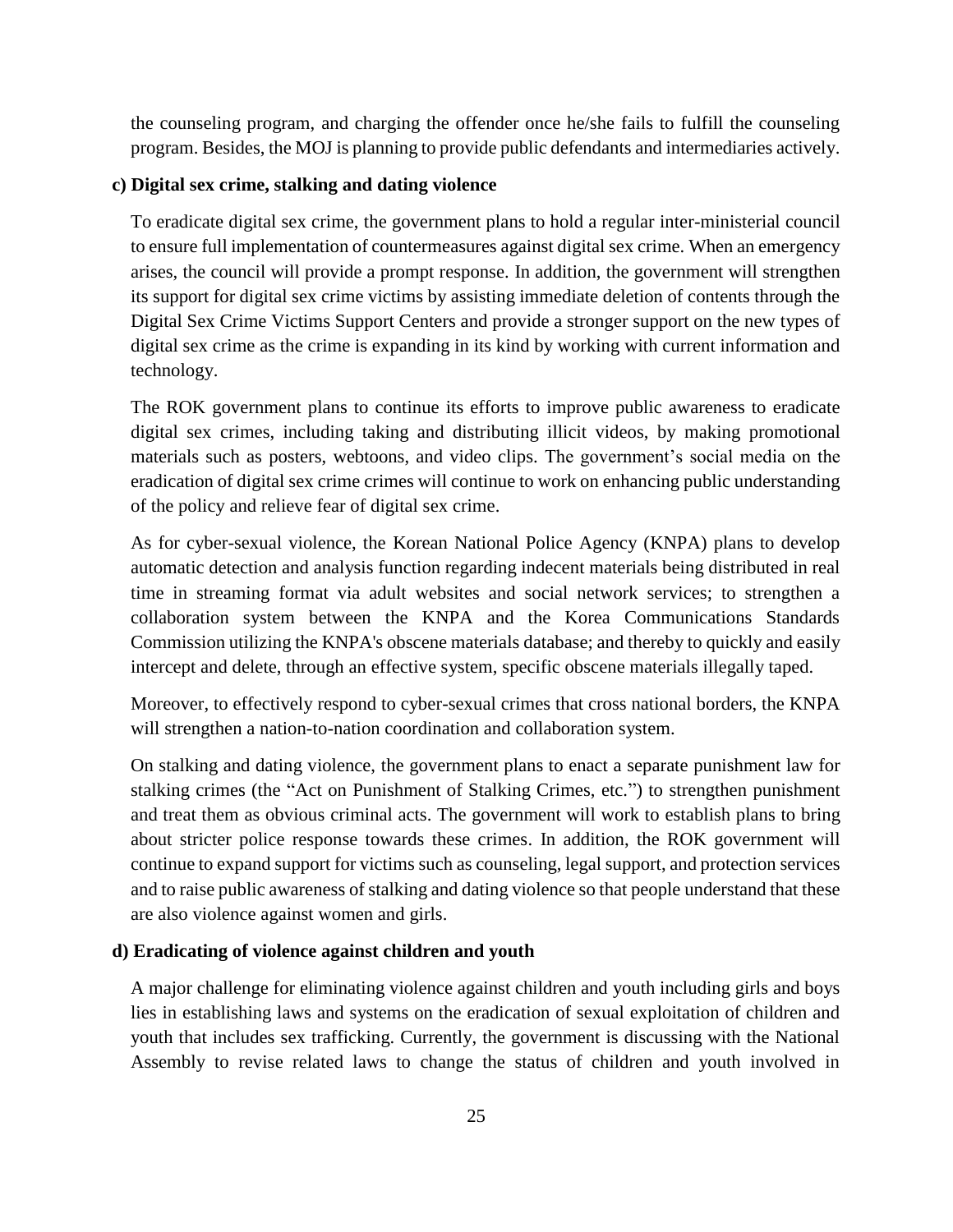the counseling program, and charging the offender once he/she fails to fulfill the counseling program. Besides, the MOJ is planning to provide public defendants and intermediaries actively.

**c) Digital sex crime, stalking and dating violence**

To eradicate digital sex crime, the government plans to hold a regular inter-ministerial council to ensure full implementation of countermeasures against digital sex crime. When an emergency arises, the council will provide a prompt response. In addition, the government will strengthen its support for digital sex crime victims by assisting immediate deletion of contents through the Digital Sex Crime Victims Support Centers and provide a stronger support on the new types of digital sex crime as the crime is expanding in its kind by working with current information and technology.

The ROK government plans to continue its efforts to improve public awareness to eradicate digital sex crimes, including taking and distributing illicit videos, by making promotional materials such as posters, webtoons, and video clips. The government's social media on the eradication of digital sex crime crimes will continue to work on enhancing public understanding of the policy and relieve fear of digital sex crime.

As for cyber-sexual violence, the Korean National Police Agency (KNPA) plans to develop automatic detection and analysis function regarding indecent materials being distributed in real time in streaming format via adult websites and social network services; to strengthen a collaboration system between the KNPA and the Korea Communications Standards Commission utilizing the KNPA's obscene materials database; and thereby to quickly and easily intercept and delete, through an effective system, specific obscene materials illegally taped.

Moreover, to effectively respond to cyber-sexual crimes that cross national borders, the KNPA will strengthen a nation-to-nation coordination and collaboration system.

On stalking and dating violence, the government plans to enact a separate punishment law for stalking crimes (the "Act on Punishment of Stalking Crimes, etc.") to strengthen punishment and treat them as obvious criminal acts. The government will work to establish plans to bring about stricter police response towards these crimes. In addition, the ROK government will continue to expand support for victims such as counseling, legal support, and protection services and to raise public awareness of stalking and dating violence so that people understand that these are also violence against women and girls.

**d) Eradicating of violence against children and youth**

A major challenge for eliminating violence against children and youth including girls and boys lies in establishing laws and systems on the eradication of sexual exploitation of children and youth that includes sex trafficking. Currently, the government is discussing with the National Assembly to revise related laws to change the status of children and youth involved in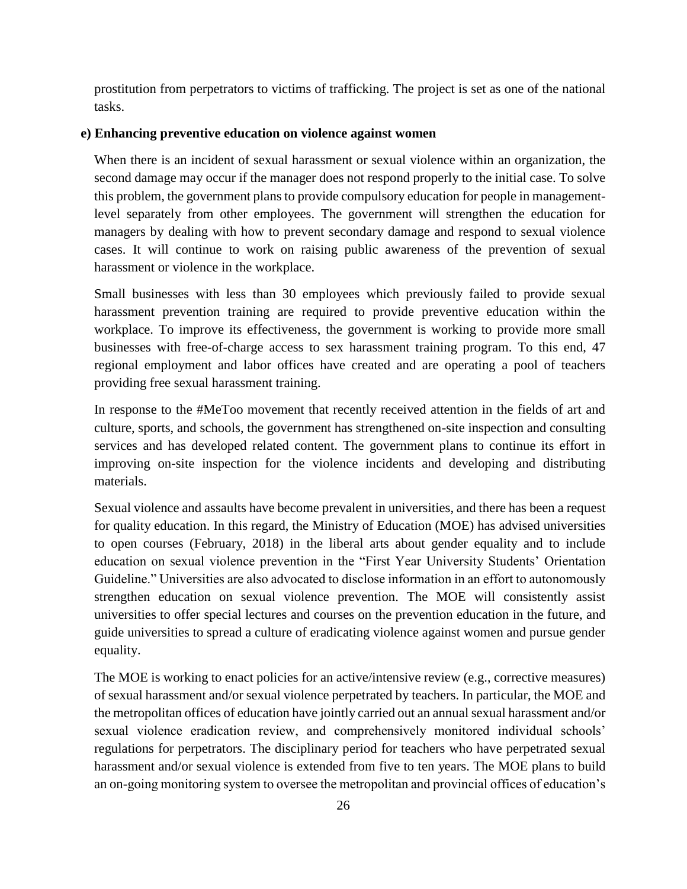prostitution from perpetrators to victims of trafficking. The project is set as one of the national tasks.

**e) Enhancing preventive education on violence against women**

When there is an incident of sexual harassment or sexual violence within an organization, the second damage may occur if the manager does not respond properly to the initial case. To solve this problem, the government plans to provide compulsory education for people in management-level separately from other employees. The government will strengthen the education for managers by dealing with how to prevent secondary damage and respond to sexual violence cases. It will continue to work on raising public awareness of the prevention of sexual harassment or violence in the workplace.

Small businesses with less than 30 employees which previously failed to provide sexual harassment prevention training are required to provide preventive education within the workplace. To improve its effectiveness, the government is working to provide more small businesses with free-of-charge access to sex harassment training program. To this end, 47 regional employment and labor offices have created and are operating a pool of teachers providing free sexual harassment training.

In response to the #MeToo movement that recently received attention in the fields of art and culture, sports, and schools, the government has strengthened on-site inspection and consulting services and has developed related content. The government plans to continue its effort in improving on-site inspection for the violence incidents and developing and distributing materials.

Sexual violence and assaults have become prevalent in universities, and there has been a request for quality education. In this regard, the Ministry of Education (MOE) has advised universities to open courses (February, 2018) in the liberal arts about gender equality and to include education on sexual violence prevention in the "First Year University Students' Orientation Guideline." Universities are also advocated to disclose information in an effort to autonomously strengthen education on sexual violence prevention. The MOE will consistently assist universities to offer special lectures and courses on the prevention education in the future, and guide universities to spread a culture of eradicating violence against women and pursue gender equality.

The MOE is working to enact policies for an active/intensive review (e.g., corrective measures) of sexual harassment and/or sexual violence perpetrated by teachers. In particular, the MOE and the metropolitan offices of education have jointly carried out an annual sexual harassment and/or sexual violence eradication review, and comprehensively monitored individual schools' regulations for perpetrators. The disciplinary period for teachers who have perpetrated sexual harassment and/or sexual violence is extended from five to ten years. The MOE plans to build an on-going monitoring system to oversee the metropolitan and provincial offices of education's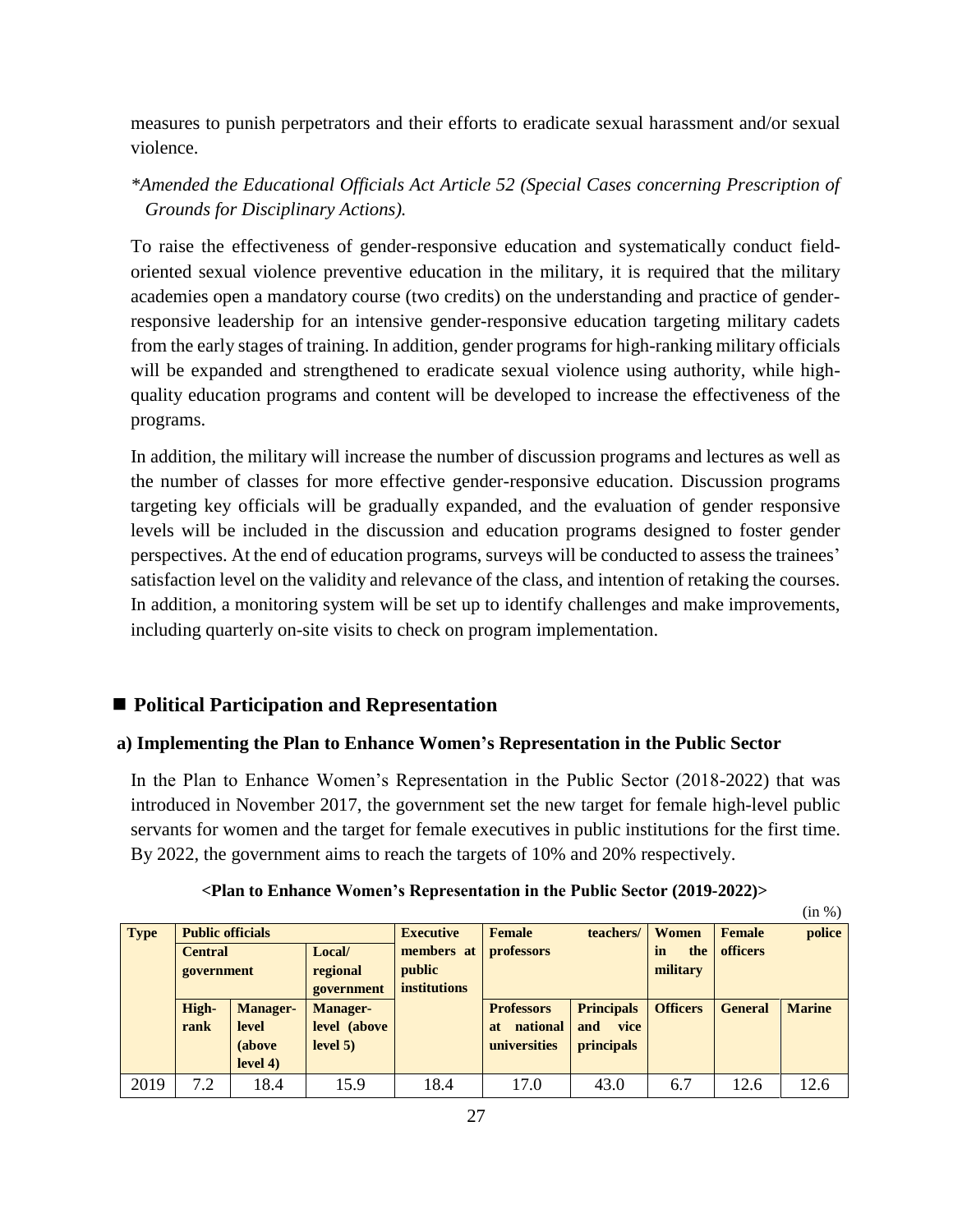measures to punish perpetrators and their efforts to eradicate sexual harassment and/or sexual violence.

*\*Amended the Educational Officials Act Article 52 (Special Cases concerning Prescription of Grounds for Disciplinary Actions).*

To raise the effectiveness of gender-responsive education and systematically conduct field-oriented sexual violence preventive education in the military, it is required that the military academies open a mandatory course (two credits) on the understanding and practice of gender-responsive leadership for an intensive gender-responsive education targeting military cadets from the early stages of training. In addition, gender programs for high-ranking military officials will be expanded and strengthened to eradicate sexual violence using authority, while high-quality education programs and content will be developed to increase the effectiveness of the programs.

In addition, the military will increase the number of discussion programs and lectures as well as the number of classes for more effective gender-responsive education. Discussion programs targeting key officials will be gradually expanded, and the evaluation of gender responsive levels will be included in the discussion and education programs designed to foster gender perspectives. At the end of education programs, surveys will be conducted to assess the trainees' satisfaction level on the validity and relevance of the class, and intention of retaking the courses. In addition, a monitoring system will be set up to identify challenges and make improvements, including quarterly on-site visits to check on program implementation.

## ■ Political Participation and Representation

### a) Implementing the Plan to Enhance Women's Representation in the Public Sector

In the Plan to Enhance Women's Representation in the Public Sector (2018-2022) that was introduced in November 2017, the government set the new target for female high-level public servants for women and the target for female executives in public institutions for the first time. By 2022, the government aims to reach the targets of 10% and 20% respectively.

**<Plan to Enhance Women's Representation in the Public Sector (2019-2022)>**

(in %)

| Type | Public officials | | | Executive members at public institutions | Female teachers/ professors | | Women in the military | Female police officers | |
|---|---|---|---|---|---|---|---|---|---|
| | Central government | | Local/ regional government | | | | | | |
| | High-rank | Manager-level (above level 4) | Manager-level (above level 5) | | Professors at national universities | Principals and vice principals | Officers | General | Marine |
| 2019 | 7.2 | 18.4 | 15.9 | 18.4 | 17.0 | 43.0 | 6.7 | 12.6 | 12.6 |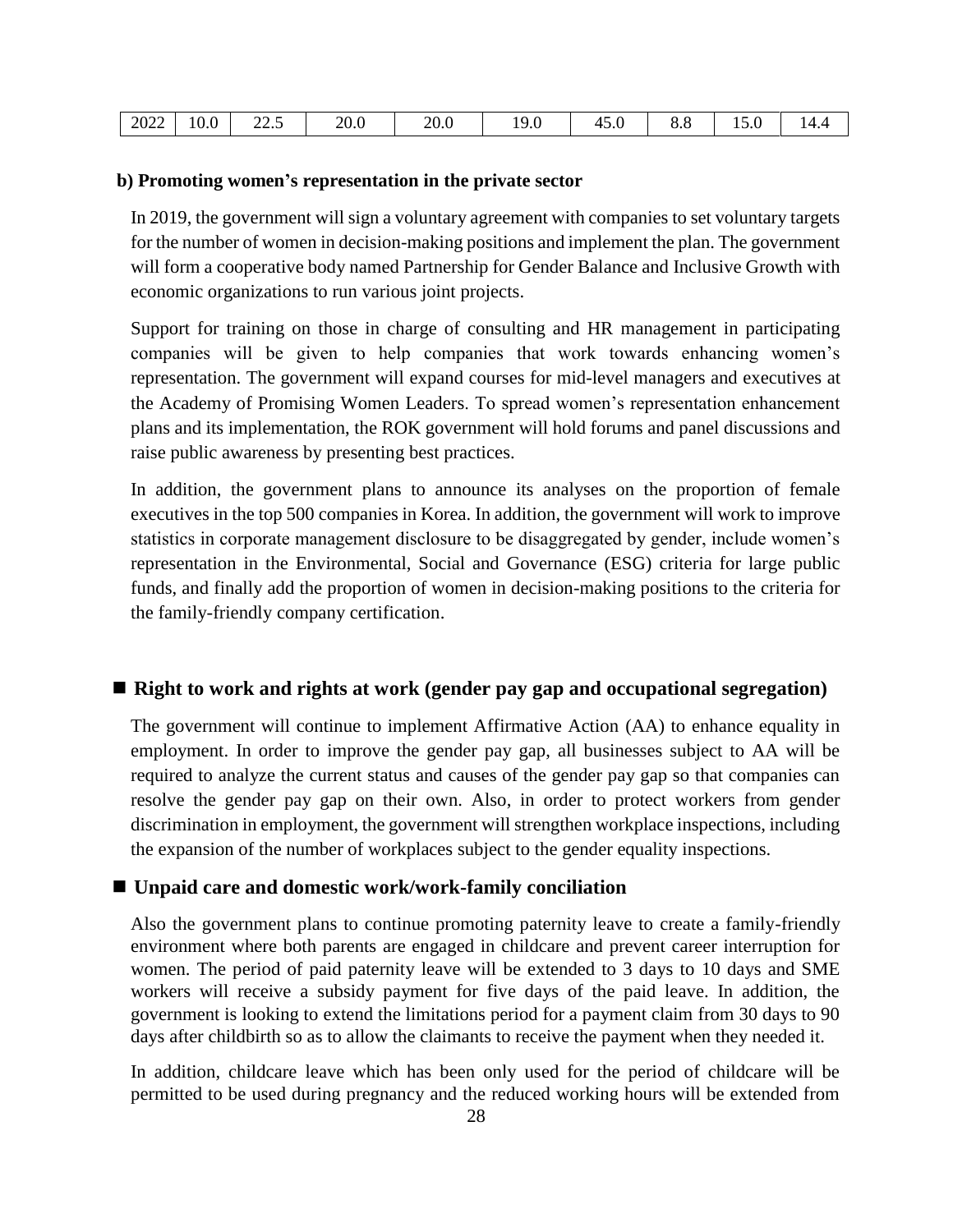| 2022 | 10.0 | 22.5 | 20.0 | 20.0 | 19.0 | 45.0 | 8.8 | 15.0 | 14.4 |
|---|---|---|---|---|---|---|---|---|---|

**b) Promoting women's representation in the private sector**

In 2019, the government will sign a voluntary agreement with companies to set voluntary targets for the number of women in decision-making positions and implement the plan. The government will form a cooperative body named Partnership for Gender Balance and Inclusive Growth with economic organizations to run various joint projects.

Support for training on those in charge of consulting and HR management in participating companies will be given to help companies that work towards enhancing women's representation. The government will expand courses for mid-level managers and executives at the Academy of Promising Women Leaders. To spread women's representation enhancement plans and its implementation, the ROK government will hold forums and panel discussions and raise public awareness by presenting best practices.

In addition, the government plans to announce its analyses on the proportion of female executives in the top 500 companies in Korea. In addition, the government will work to improve statistics in corporate management disclosure to be disaggregated by gender, include women's representation in the Environmental, Social and Governance (ESG) criteria for large public funds, and finally add the proportion of women in decision-making positions to the criteria for the family-friendly company certification.

## ■ Right to work and rights at work (gender pay gap and occupational segregation)

The government will continue to implement Affirmative Action (AA) to enhance equality in employment. In order to improve the gender pay gap, all businesses subject to AA will be required to analyze the current status and causes of the gender pay gap so that companies can resolve the gender pay gap on their own. Also, in order to protect workers from gender discrimination in employment, the government will strengthen workplace inspections, including the expansion of the number of workplaces subject to the gender equality inspections.

## ■ Unpaid care and domestic work/work-family conciliation

Also the government plans to continue promoting paternity leave to create a family-friendly environment where both parents are engaged in childcare and prevent career interruption for women. The period of paid paternity leave will be extended to 3 days to 10 days and SME workers will receive a subsidy payment for five days of the paid leave. In addition, the government is looking to extend the limitations period for a payment claim from 30 days to 90 days after childbirth so as to allow the claimants to receive the payment when they needed it.

In addition, childcare leave which has been only used for the period of childcare will be permitted to be used during pregnancy and the reduced working hours will be extended from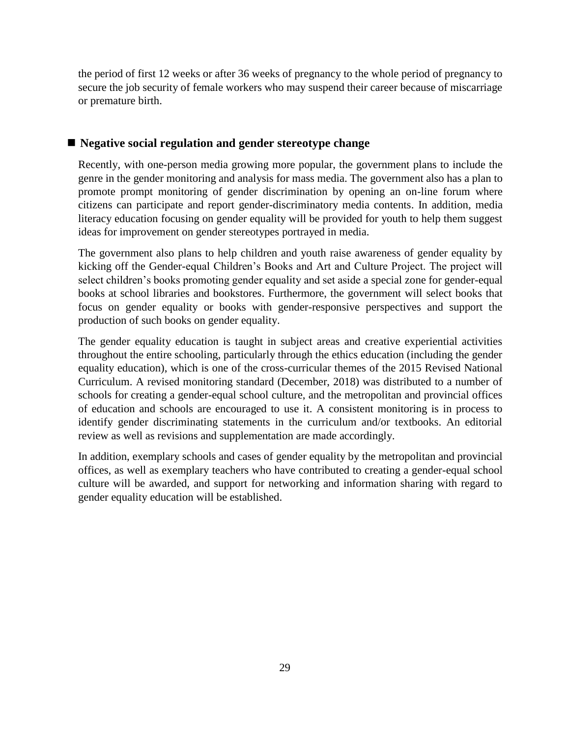the period of first 12 weeks or after 36 weeks of pregnancy to the whole period of pregnancy to secure the job security of female workers who may suspend their career because of miscarriage or premature birth.

## ■ Negative social regulation and gender stereotype change

Recently, with one-person media growing more popular, the government plans to include the genre in the gender monitoring and analysis for mass media. The government also has a plan to promote prompt monitoring of gender discrimination by opening an on-line forum where citizens can participate and report gender-discriminatory media contents. In addition, media literacy education focusing on gender equality will be provided for youth to help them suggest ideas for improvement on gender stereotypes portrayed in media.

The government also plans to help children and youth raise awareness of gender equality by kicking off the Gender-equal Children's Books and Art and Culture Project. The project will select children's books promoting gender equality and set aside a special zone for gender-equal books at school libraries and bookstores. Furthermore, the government will select books that focus on gender equality or books with gender-responsive perspectives and support the production of such books on gender equality.

The gender equality education is taught in subject areas and creative experiential activities throughout the entire schooling, particularly through the ethics education (including the gender equality education), which is one of the cross-curricular themes of the 2015 Revised National Curriculum. A revised monitoring standard (December, 2018) was distributed to a number of schools for creating a gender-equal school culture, and the metropolitan and provincial offices of education and schools are encouraged to use it. A consistent monitoring is in process to identify gender discriminating statements in the curriculum and/or textbooks. An editorial review as well as revisions and supplementation are made accordingly.

In addition, exemplary schools and cases of gender equality by the metropolitan and provincial offices, as well as exemplary teachers who have contributed to creating a gender-equal school culture will be awarded, and support for networking and information sharing with regard to gender equality education will be established.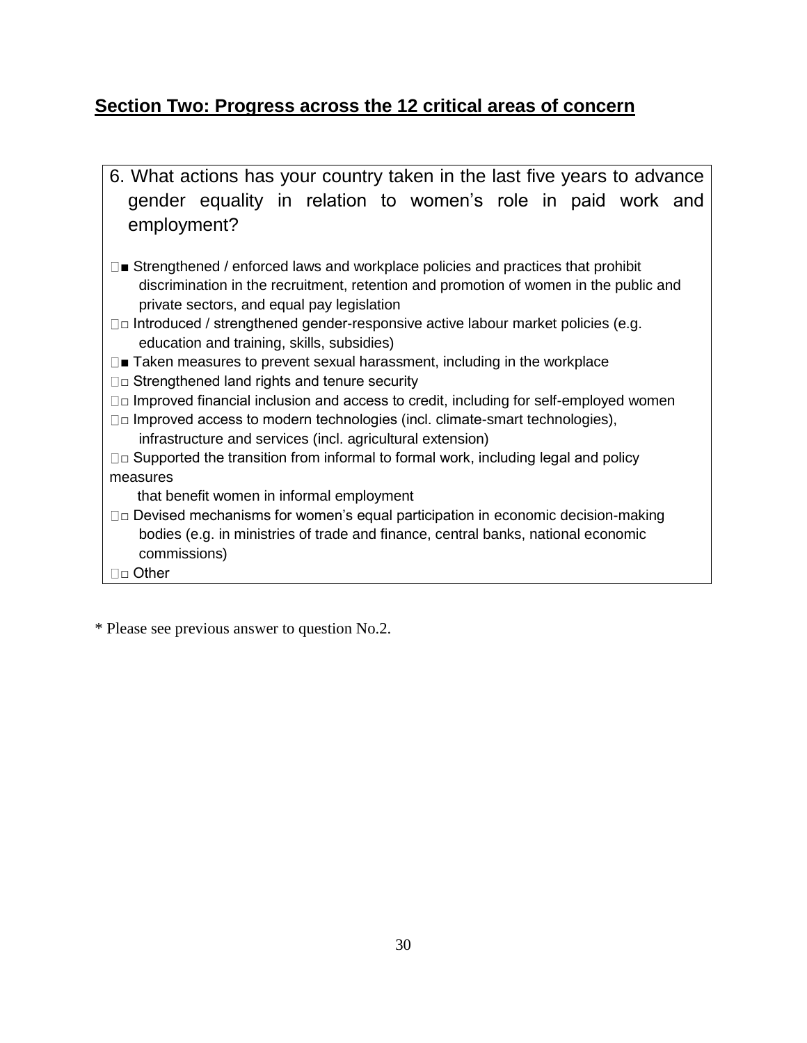## Section Two: Progress across the 12 critical areas of concern

6. What actions has your country taken in the last five years to advance gender equality in relation to women's role in paid work and employment?

- ■ Strengthened / enforced laws and workplace policies and practices that prohibit discrimination in the recruitment, retention and promotion of women in the public and private sectors, and equal pay legislation
- □ Introduced / strengthened gender-responsive active labour market policies (e.g. education and training, skills, subsidies)
- ■ Taken measures to prevent sexual harassment, including in the workplace
- □ Strengthened land rights and tenure security
- □ Improved financial inclusion and access to credit, including for self-employed women
- □ Improved access to modern technologies (incl. climate-smart technologies), infrastructure and services (incl. agricultural extension)
- □ Supported the transition from informal to formal work, including legal and policy measures that benefit women in informal employment
- □ Devised mechanisms for women's equal participation in economic decision-making bodies (e.g. in ministries of trade and finance, central banks, national economic commissions)
- □ Other

* Please see previous answer to question No.2.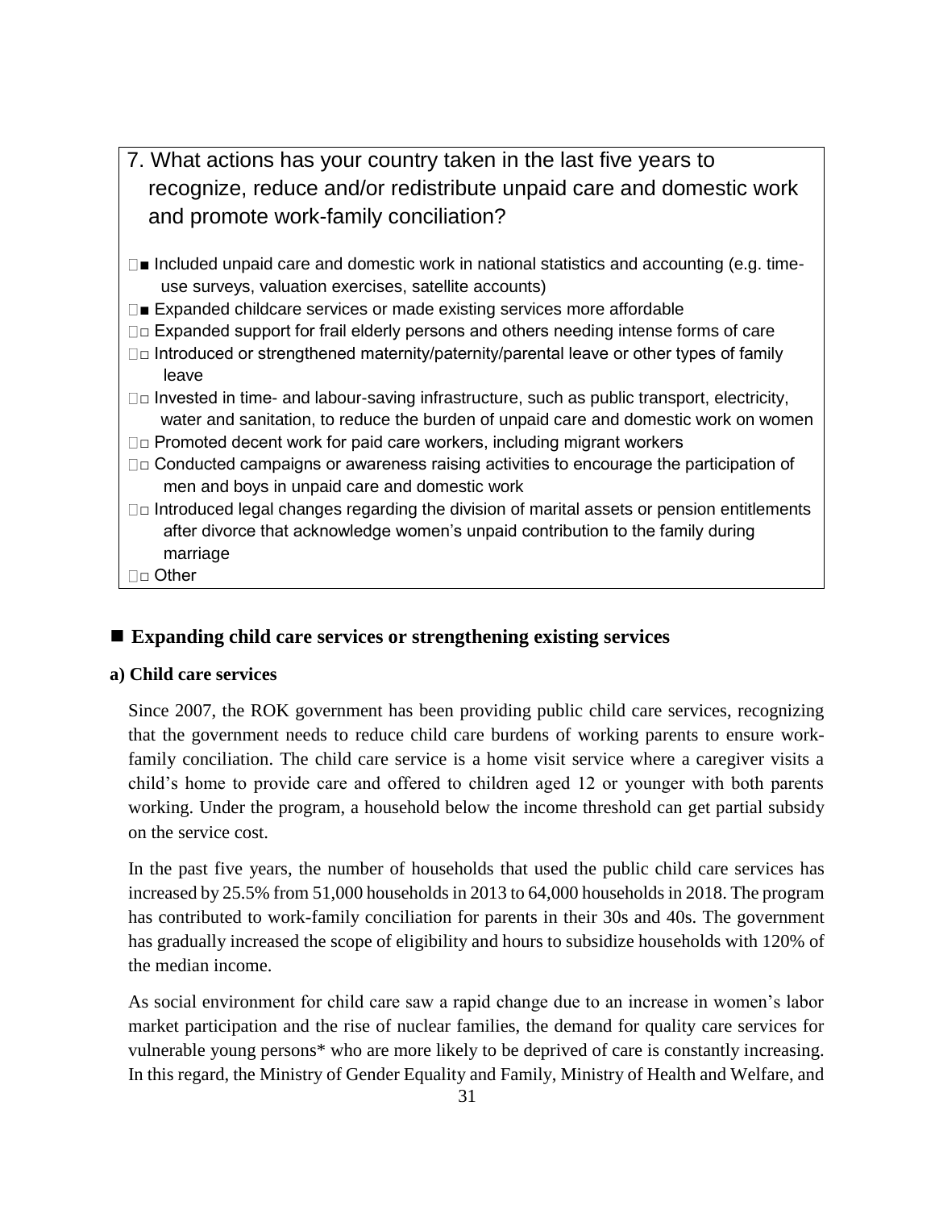7. What actions has your country taken in the last five years to recognize, reduce and/or redistribute unpaid care and domestic work and promote work-family conciliation?

- ■ Included unpaid care and domestic work in national statistics and accounting (e.g. time-use surveys, valuation exercises, satellite accounts)
- ■ Expanded childcare services or made existing services more affordable
- □ Expanded support for frail elderly persons and others needing intense forms of care
- □ Introduced or strengthened maternity/paternity/parental leave or other types of family leave
- □ Invested in time- and labour-saving infrastructure, such as public transport, electricity, water and sanitation, to reduce the burden of unpaid care and domestic work on women
- □ Promoted decent work for paid care workers, including migrant workers
- □ Conducted campaigns or awareness raising activities to encourage the participation of men and boys in unpaid care and domestic work
- □ Introduced legal changes regarding the division of marital assets or pension entitlements after divorce that acknowledge women's unpaid contribution to the family during marriage
- □ Other

## ■ Expanding child care services or strengthening existing services

### a) Child care services

Since 2007, the ROK government has been providing public child care services, recognizing that the government needs to reduce child care burdens of working parents to ensure work-family conciliation. The child care service is a home visit service where a caregiver visits a child's home to provide care and offered to children aged 12 or younger with both parents working. Under the program, a household below the income threshold can get partial subsidy on the service cost.

In the past five years, the number of households that used the public child care services has increased by 25.5% from 51,000 households in 2013 to 64,000 households in 2018. The program has contributed to work-family conciliation for parents in their 30s and 40s. The government has gradually increased the scope of eligibility and hours to subsidize households with 120% of the median income.

As social environment for child care saw a rapid change due to an increase in women's labor market participation and the rise of nuclear families, the demand for quality care services for vulnerable young persons* who are more likely to be deprived of care is constantly increasing. In this regard, the Ministry of Gender Equality and Family, Ministry of Health and Welfare, and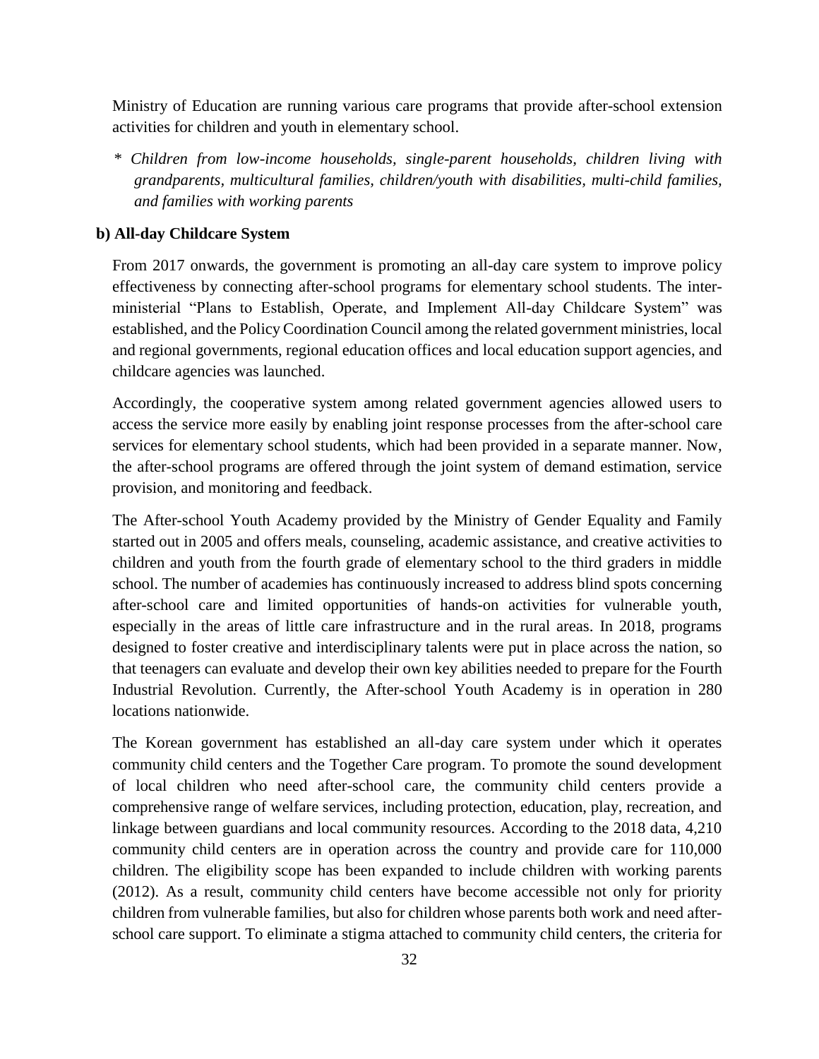Ministry of Education are running various care programs that provide after-school extension activities for children and youth in elementary school.

*\* Children from low-income households, single-parent households, children living with grandparents, multicultural families, children/youth with disabilities, multi-child families, and families with working parents*

**b) All-day Childcare System**

From 2017 onwards, the government is promoting an all-day care system to improve policy effectiveness by connecting after-school programs for elementary school students. The inter-ministerial "Plans to Establish, Operate, and Implement All-day Childcare System" was established, and the Policy Coordination Council among the related government ministries, local and regional governments, regional education offices and local education support agencies, and childcare agencies was launched.

Accordingly, the cooperative system among related government agencies allowed users to access the service more easily by enabling joint response processes from the after-school care services for elementary school students, which had been provided in a separate manner. Now, the after-school programs are offered through the joint system of demand estimation, service provision, and monitoring and feedback.

The After-school Youth Academy provided by the Ministry of Gender Equality and Family started out in 2005 and offers meals, counseling, academic assistance, and creative activities to children and youth from the fourth grade of elementary school to the third graders in middle school. The number of academies has continuously increased to address blind spots concerning after-school care and limited opportunities of hands-on activities for vulnerable youth, especially in the areas of little care infrastructure and in the rural areas. In 2018, programs designed to foster creative and interdisciplinary talents were put in place across the nation, so that teenagers can evaluate and develop their own key abilities needed to prepare for the Fourth Industrial Revolution. Currently, the After-school Youth Academy is in operation in 280 locations nationwide.

The Korean government has established an all-day care system under which it operates community child centers and the Together Care program. To promote the sound development of local children who need after-school care, the community child centers provide a comprehensive range of welfare services, including protection, education, play, recreation, and linkage between guardians and local community resources. According to the 2018 data, 4,210 community child centers are in operation across the country and provide care for 110,000 children. The eligibility scope has been expanded to include children with working parents (2012). As a result, community child centers have become accessible not only for priority children from vulnerable families, but also for children whose parents both work and need after-school care support. To eliminate a stigma attached to community child centers, the criteria for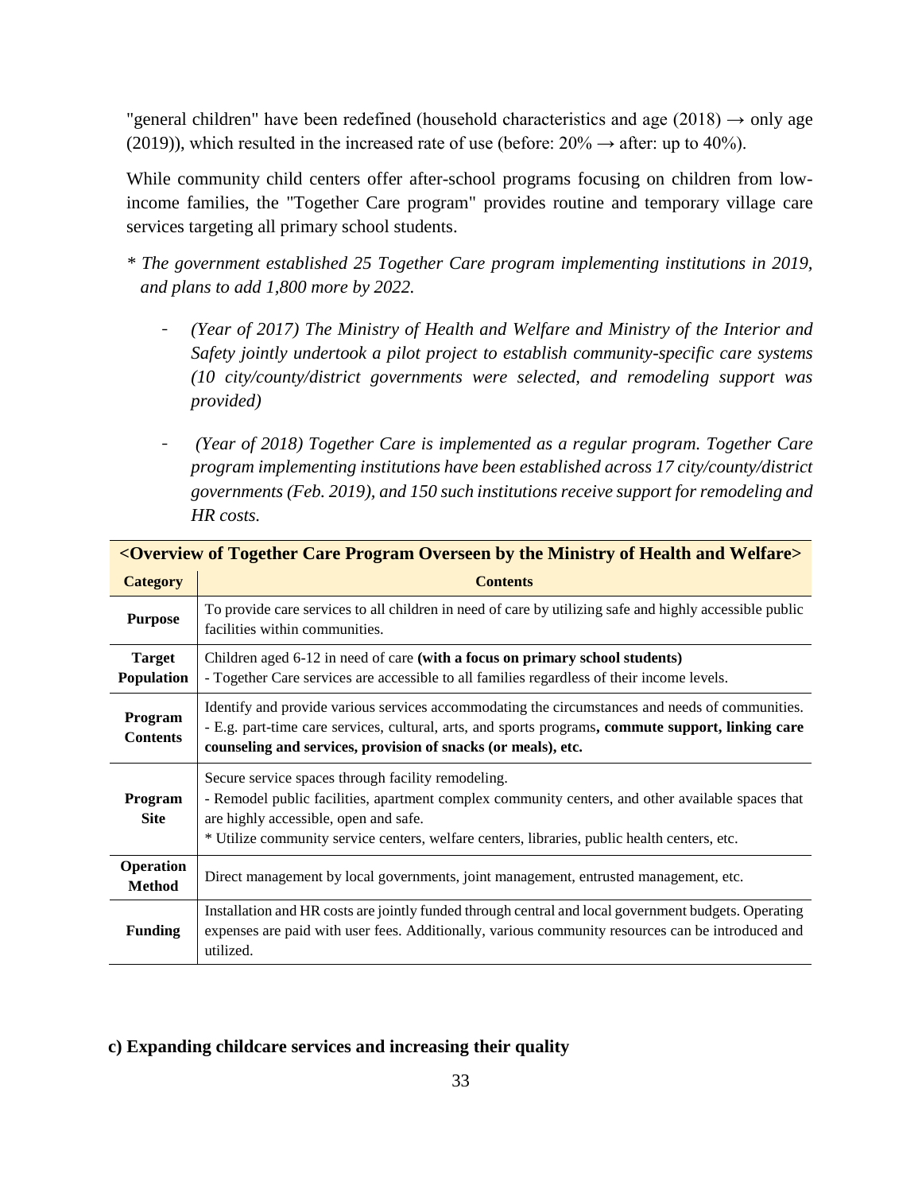"general children" have been redefined (household characteristics and age (2018) → only age (2019)), which resulted in the increased rate of use (before: 20% → after: up to 40%).

While community child centers offer after-school programs focusing on children from low-income families, the "Together Care program" provides routine and temporary village care services targeting all primary school students.

*\* The government established 25 Together Care program implementing institutions in 2019, and plans to add 1,800 more by 2022.*

- *(Year of 2017) The Ministry of Health and Welfare and Ministry of the Interior and Safety jointly undertook a pilot project to establish community-specific care systems (10 city/county/district governments were selected, and remodeling support was provided)*

- *(Year of 2018) Together Care is implemented as a regular program. Together Care program implementing institutions have been established across 17 city/county/district governments (Feb. 2019), and 150 such institutions receive support for remodeling and HR costs.*

**<Overview of Together Care Program Overseen by the Ministry of Health and Welfare>**

| Category | Contents |
| --- | --- |
| **Purpose** | To provide care services to all children in need of care by utilizing safe and highly accessible public facilities within communities. |
| **Target Population** | Children aged 6-12 in need of care **(with a focus on primary school students)**<br>- Together Care services are accessible to all families regardless of their income levels. |
| **Program Contents** | Identify and provide various services accommodating the circumstances and needs of communities.<br>- E.g. part-time care services, cultural, arts, and sports programs**, commute support, linking care counseling and services, provision of snacks (or meals), etc.** |
| **Program Site** | Secure service spaces through facility remodeling.<br>- Remodel public facilities, apartment complex community centers, and other available spaces that are highly accessible, open and safe.<br>* Utilize community service centers, welfare centers, libraries, public health centers, etc. |
| **Operation Method** | Direct management by local governments, joint management, entrusted management, etc. |
| **Funding** | Installation and HR costs are jointly funded through central and local government budgets. Operating expenses are paid with user fees. Additionally, various community resources can be introduced and utilized. |

**c) Expanding childcare services and increasing their quality**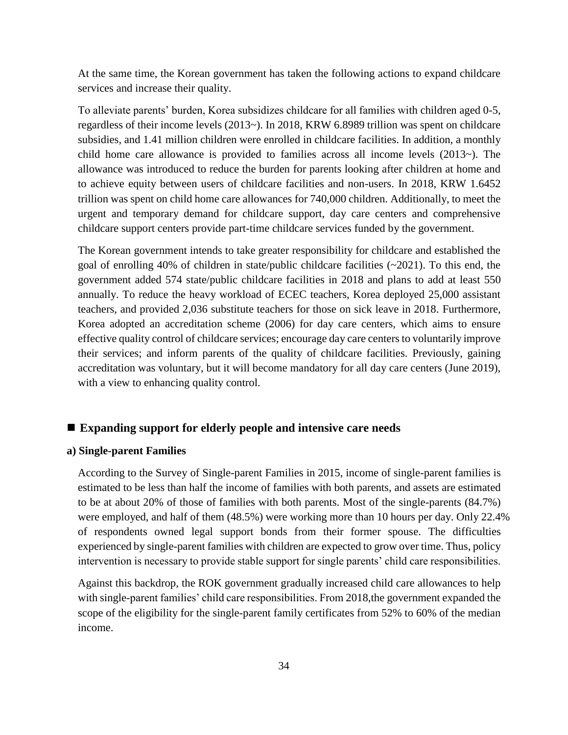At the same time, the Korean government has taken the following actions to expand childcare services and increase their quality.

To alleviate parents' burden, Korea subsidizes childcare for all families with children aged 0-5, regardless of their income levels (2013~). In 2018, KRW 6.8989 trillion was spent on childcare subsidies, and 1.41 million children were enrolled in childcare facilities. In addition, a monthly child home care allowance is provided to families across all income levels (2013~). The allowance was introduced to reduce the burden for parents looking after children at home and to achieve equity between users of childcare facilities and non-users. In 2018, KRW 1.6452 trillion was spent on child home care allowances for 740,000 children. Additionally, to meet the urgent and temporary demand for childcare support, day care centers and comprehensive childcare support centers provide part-time childcare services funded by the government.

The Korean government intends to take greater responsibility for childcare and established the goal of enrolling 40% of children in state/public childcare facilities (~2021). To this end, the government added 574 state/public childcare facilities in 2018 and plans to add at least 550 annually. To reduce the heavy workload of ECEC teachers, Korea deployed 25,000 assistant teachers, and provided 2,036 substitute teachers for those on sick leave in 2018. Furthermore, Korea adopted an accreditation scheme (2006) for day care centers, which aims to ensure effective quality control of childcare services; encourage day care centers to voluntarily improve their services; and inform parents of the quality of childcare facilities. Previously, gaining accreditation was voluntary, but it will become mandatory for all day care centers (June 2019), with a view to enhancing quality control.

## ■ Expanding support for elderly people and intensive care needs

**a) Single-parent Families**

According to the Survey of Single-parent Families in 2015, income of single-parent families is estimated to be less than half the income of families with both parents, and assets are estimated to be at about 20% of those of families with both parents. Most of the single-parents (84.7%) were employed, and half of them (48.5%) were working more than 10 hours per day. Only 22.4% of respondents owned legal support bonds from their former spouse. The difficulties experienced by single-parent families with children are expected to grow over time. Thus, policy intervention is necessary to provide stable support for single parents' child care responsibilities.

Against this backdrop, the ROK government gradually increased child care allowances to help with single-parent families' child care responsibilities. From 2018,the government expanded the scope of the eligibility for the single-parent family certificates from 52% to 60% of the median income.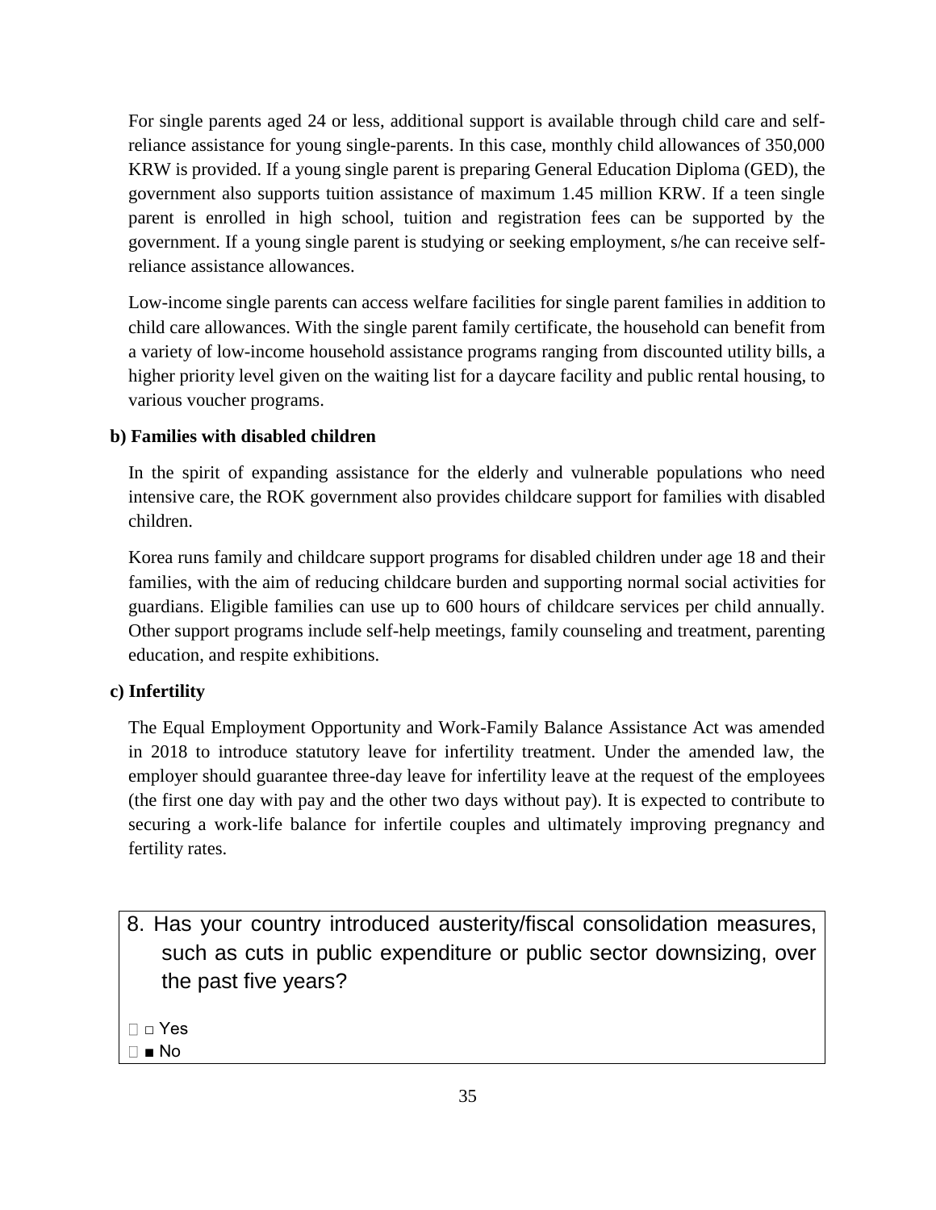For single parents aged 24 or less, additional support is available through child care and self-reliance assistance for young single-parents. In this case, monthly child allowances of 350,000 KRW is provided. If a young single parent is preparing General Education Diploma (GED), the government also supports tuition assistance of maximum 1.45 million KRW. If a teen single parent is enrolled in high school, tuition and registration fees can be supported by the government. If a young single parent is studying or seeking employment, s/he can receive self-reliance assistance allowances.

Low-income single parents can access welfare facilities for single parent families in addition to child care allowances. With the single parent family certificate, the household can benefit from a variety of low-income household assistance programs ranging from discounted utility bills, a higher priority level given on the waiting list for a daycare facility and public rental housing, to various voucher programs.

**b) Families with disabled children**

In the spirit of expanding assistance for the elderly and vulnerable populations who need intensive care, the ROK government also provides childcare support for families with disabled children.

Korea runs family and childcare support programs for disabled children under age 18 and their families, with the aim of reducing childcare burden and supporting normal social activities for guardians. Eligible families can use up to 600 hours of childcare services per child annually. Other support programs include self-help meetings, family counseling and treatment, parenting education, and respite exhibitions.

**c) Infertility**

The Equal Employment Opportunity and Work-Family Balance Assistance Act was amended in 2018 to introduce statutory leave for infertility treatment. Under the amended law, the employer should guarantee three-day leave for infertility leave at the request of the employees (the first one day with pay and the other two days without pay). It is expected to contribute to securing a work-life balance for infertile couples and ultimately improving pregnancy and fertility rates.

8. Has your country introduced austerity/fiscal consolidation measures, such as cuts in public expenditure or public sector downsizing, over the past five years?

□ Yes
■ No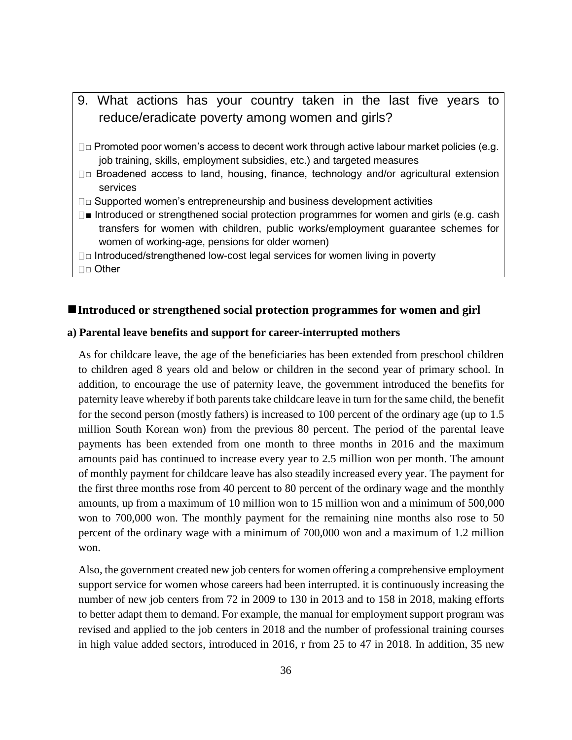9. What actions has your country taken in the last five years to reduce/eradicate poverty among women and girls?

- □ Promoted poor women's access to decent work through active labour market policies (e.g. job training, skills, employment subsidies, etc.) and targeted measures
- □ Broadened access to land, housing, finance, technology and/or agricultural extension services
- □ Supported women's entrepreneurship and business development activities
- ■ Introduced or strengthened social protection programmes for women and girls (e.g. cash transfers for women with children, public works/employment guarantee schemes for women of working-age, pensions for older women)
- □ Introduced/strengthened low-cost legal services for women living in poverty
- □ Other

## ■Introduced or strengthened social protection programmes for women and girl

**a) Parental leave benefits and support for career-interrupted mothers**

As for childcare leave, the age of the beneficiaries has been extended from preschool children to children aged 8 years old and below or children in the second year of primary school. In addition, to encourage the use of paternity leave, the government introduced the benefits for paternity leave whereby if both parents take childcare leave in turn for the same child, the benefit for the second person (mostly fathers) is increased to 100 percent of the ordinary age (up to 1.5 million South Korean won) from the previous 80 percent. The period of the parental leave payments has been extended from one month to three months in 2016 and the maximum amounts paid has continued to increase every year to 2.5 million won per month. The amount of monthly payment for childcare leave has also steadily increased every year. The payment for the first three months rose from 40 percent to 80 percent of the ordinary wage and the monthly amounts, up from a maximum of 10 million won to 15 million won and a minimum of 500,000 won to 700,000 won. The monthly payment for the remaining nine months also rose to 50 percent of the ordinary wage with a minimum of 700,000 won and a maximum of 1.2 million won.

Also, the government created new job centers for women offering a comprehensive employment support service for women whose careers had been interrupted. it is continuously increasing the number of new job centers from 72 in 2009 to 130 in 2013 and to 158 in 2018, making efforts to better adapt them to demand. For example, the manual for employment support program was revised and applied to the job centers in 2018 and the number of professional training courses in high value added sectors, introduced in 2016, r from 25 to 47 in 2018. In addition, 35 new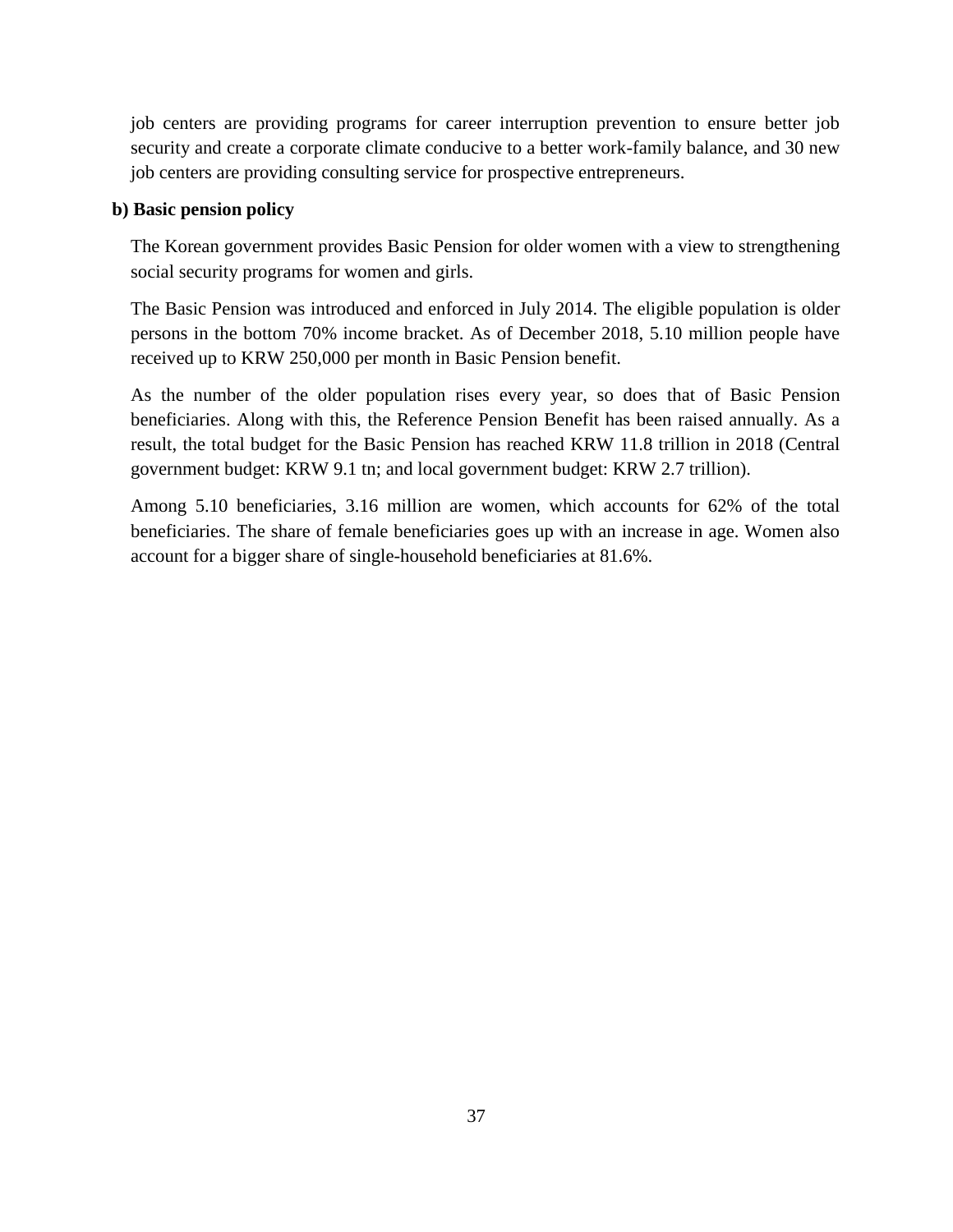job centers are providing programs for career interruption prevention to ensure better job security and create a corporate climate conducive to a better work-family balance, and 30 new job centers are providing consulting service for prospective entrepreneurs.

**b) Basic pension policy**

The Korean government provides Basic Pension for older women with a view to strengthening social security programs for women and girls.

The Basic Pension was introduced and enforced in July 2014. The eligible population is older persons in the bottom 70% income bracket. As of December 2018, 5.10 million people have received up to KRW 250,000 per month in Basic Pension benefit.

As the number of the older population rises every year, so does that of Basic Pension beneficiaries. Along with this, the Reference Pension Benefit has been raised annually. As a result, the total budget for the Basic Pension has reached KRW 11.8 trillion in 2018 (Central government budget: KRW 9.1 tn; and local government budget: KRW 2.7 trillion).

Among 5.10 beneficiaries, 3.16 million are women, which accounts for 62% of the total beneficiaries. The share of female beneficiaries goes up with an increase in age. Women also account for a bigger share of single-household beneficiaries at 81.6%.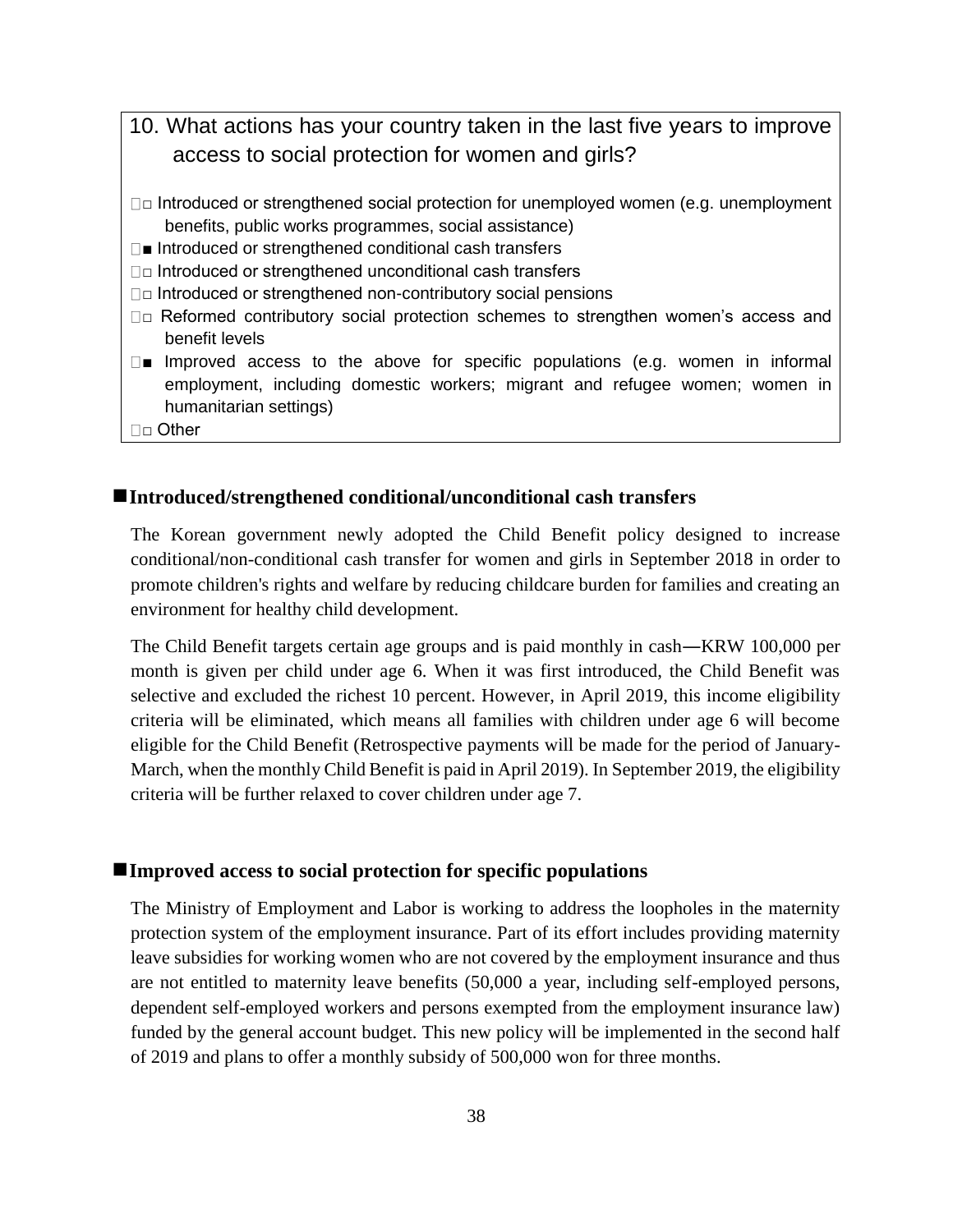## 10. What actions has your country taken in the last five years to improve access to social protection for women and girls?

- □ Introduced or strengthened social protection for unemployed women (e.g. unemployment benefits, public works programmes, social assistance)
- ■ Introduced or strengthened conditional cash transfers
- □ Introduced or strengthened unconditional cash transfers
- □ Introduced or strengthened non-contributory social pensions
- □ Reformed contributory social protection schemes to strengthen women's access and benefit levels
- ■ Improved access to the above for specific populations (e.g. women in informal employment, including domestic workers; migrant and refugee women; women in humanitarian settings)
- □ Other

### ■Introduced/strengthened conditional/unconditional cash transfers

The Korean government newly adopted the Child Benefit policy designed to increase conditional/non-conditional cash transfer for women and girls in September 2018 in order to promote children's rights and welfare by reducing childcare burden for families and creating an environment for healthy child development.

The Child Benefit targets certain age groups and is paid monthly in cash―KRW 100,000 per month is given per child under age 6. When it was first introduced, the Child Benefit was selective and excluded the richest 10 percent. However, in April 2019, this income eligibility criteria will be eliminated, which means all families with children under age 6 will become eligible for the Child Benefit (Retrospective payments will be made for the period of January-March, when the monthly Child Benefit is paid in April 2019). In September 2019, the eligibility criteria will be further relaxed to cover children under age 7.

### ■Improved access to social protection for specific populations

The Ministry of Employment and Labor is working to address the loopholes in the maternity protection system of the employment insurance. Part of its effort includes providing maternity leave subsidies for working women who are not covered by the employment insurance and thus are not entitled to maternity leave benefits (50,000 a year, including self-employed persons, dependent self-employed workers and persons exempted from the employment insurance law) funded by the general account budget. This new policy will be implemented in the second half of 2019 and plans to offer a monthly subsidy of 500,000 won for three months.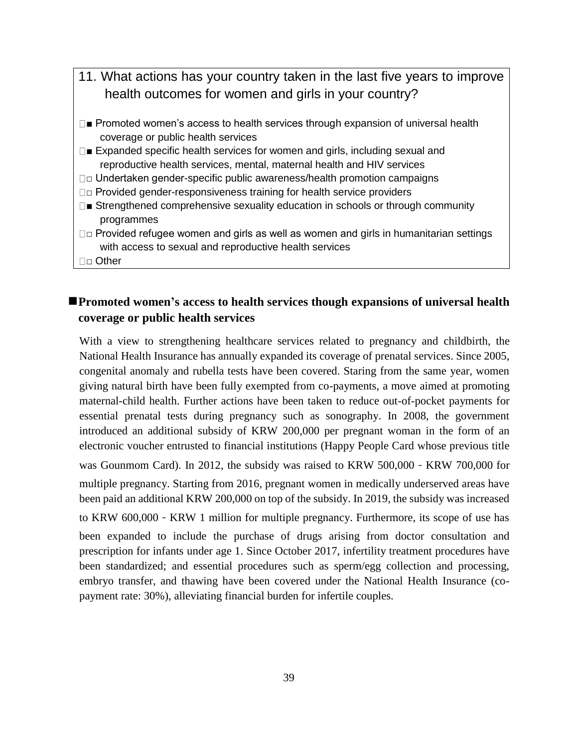## 11. What actions has your country taken in the last five years to improve health outcomes for women and girls in your country?

- ■ Promoted women's access to health services through expansion of universal health coverage or public health services
- ■ Expanded specific health services for women and girls, including sexual and reproductive health services, mental, maternal health and HIV services
- □ Undertaken gender-specific public awareness/health promotion campaigns
- □ Provided gender-responsiveness training for health service providers
- ■ Strengthened comprehensive sexuality education in schools or through community programmes
- □ Provided refugee women and girls as well as women and girls in humanitarian settings with access to sexual and reproductive health services
- □ Other

### ■Promoted women's access to health services though expansions of universal health coverage or public health services

With a view to strengthening healthcare services related to pregnancy and childbirth, the National Health Insurance has annually expanded its coverage of prenatal services. Since 2005, congenital anomaly and rubella tests have been covered. Staring from the same year, women giving natural birth have been fully exempted from co-payments, a move aimed at promoting maternal-child health. Further actions have been taken to reduce out-of-pocket payments for essential prenatal tests during pregnancy such as sonography. In 2008, the government introduced an additional subsidy of KRW 200,000 per pregnant woman in the form of an electronic voucher entrusted to financial institutions (Happy People Card whose previous title was Gounmom Card). In 2012, the subsidy was raised to KRW 500,000 - KRW 700,000 for multiple pregnancy. Starting from 2016, pregnant women in medically underserved areas have been paid an additional KRW 200,000 on top of the subsidy. In 2019, the subsidy was increased to KRW 600,000 - KRW 1 million for multiple pregnancy. Furthermore, its scope of use has been expanded to include the purchase of drugs arising from doctor consultation and prescription for infants under age 1. Since October 2017, infertility treatment procedures have been standardized; and essential procedures such as sperm/egg collection and processing, embryo transfer, and thawing have been covered under the National Health Insurance (co-payment rate: 30%), alleviating financial burden for infertile couples.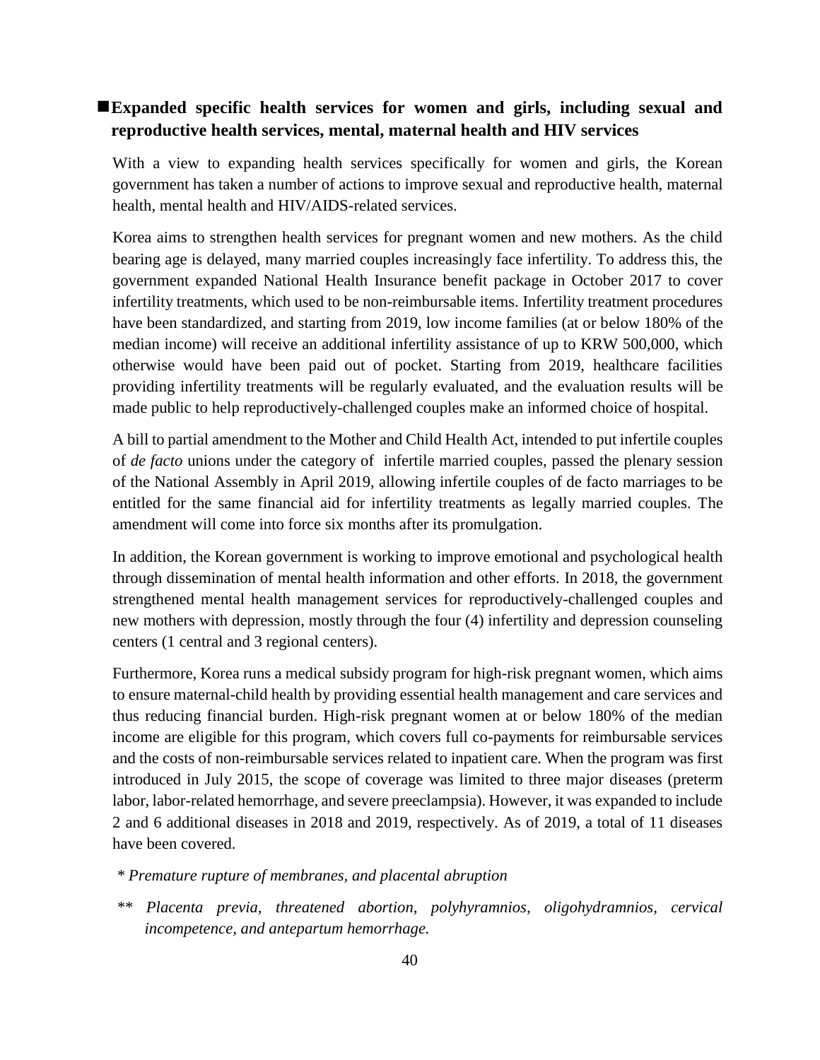## ■Expanded specific health services for women and girls, including sexual and reproductive health services, mental, maternal health and HIV services

With a view to expanding health services specifically for women and girls, the Korean government has taken a number of actions to improve sexual and reproductive health, maternal health, mental health and HIV/AIDS-related services.

Korea aims to strengthen health services for pregnant women and new mothers. As the child bearing age is delayed, many married couples increasingly face infertility. To address this, the government expanded National Health Insurance benefit package in October 2017 to cover infertility treatments, which used to be non-reimbursable items. Infertility treatment procedures have been standardized, and starting from 2019, low income families (at or below 180% of the median income) will receive an additional infertility assistance of up to KRW 500,000, which otherwise would have been paid out of pocket. Starting from 2019, healthcare facilities providing infertility treatments will be regularly evaluated, and the evaluation results will be made public to help reproductively-challenged couples make an informed choice of hospital.

A bill to partial amendment to the Mother and Child Health Act, intended to put infertile couples of *de facto* unions under the category of infertile married couples, passed the plenary session of the National Assembly in April 2019, allowing infertile couples of de facto marriages to be entitled for the same financial aid for infertility treatments as legally married couples. The amendment will come into force six months after its promulgation.

In addition, the Korean government is working to improve emotional and psychological health through dissemination of mental health information and other efforts. In 2018, the government strengthened mental health management services for reproductively-challenged couples and new mothers with depression, mostly through the four (4) infertility and depression counseling centers (1 central and 3 regional centers).

Furthermore, Korea runs a medical subsidy program for high-risk pregnant women, which aims to ensure maternal-child health by providing essential health management and care services and thus reducing financial burden. High-risk pregnant women at or below 180% of the median income are eligible for this program, which covers full co-payments for reimbursable services and the costs of non-reimbursable services related to inpatient care. When the program was first introduced in July 2015, the scope of coverage was limited to three major diseases (preterm labor, labor-related hemorrhage, and severe preeclampsia). However, it was expanded to include 2 and 6 additional diseases in 2018 and 2019, respectively. As of 2019, a total of 11 diseases have been covered.

\* *Premature rupture of membranes, and placental abruption*

\*\* *Placenta previa, threatened abortion, polyhyramnios, oligohydramnios, cervical incompetence, and antepartum hemorrhage.*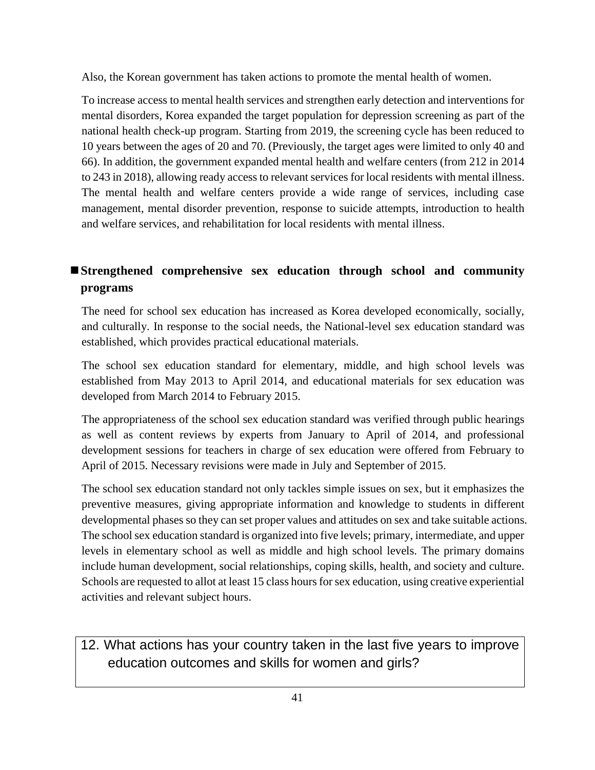Also, the Korean government has taken actions to promote the mental health of women.

To increase access to mental health services and strengthen early detection and interventions for mental disorders, Korea expanded the target population for depression screening as part of the national health check-up program. Starting from 2019, the screening cycle has been reduced to 10 years between the ages of 20 and 70. (Previously, the target ages were limited to only 40 and 66). In addition, the government expanded mental health and welfare centers (from 212 in 2014 to 243 in 2018), allowing ready access to relevant services for local residents with mental illness. The mental health and welfare centers provide a wide range of services, including case management, mental disorder prevention, response to suicide attempts, introduction to health and welfare services, and rehabilitation for local residents with mental illness.

### ■ Strengthened comprehensive sex education through school and community programs

The need for school sex education has increased as Korea developed economically, socially, and culturally. In response to the social needs, the National-level sex education standard was established, which provides practical educational materials.

The school sex education standard for elementary, middle, and high school levels was established from May 2013 to April 2014, and educational materials for sex education was developed from March 2014 to February 2015.

The appropriateness of the school sex education standard was verified through public hearings as well as content reviews by experts from January to April of 2014, and professional development sessions for teachers in charge of sex education were offered from February to April of 2015. Necessary revisions were made in July and September of 2015.

The school sex education standard not only tackles simple issues on sex, but it emphasizes the preventive measures, giving appropriate information and knowledge to students in different developmental phases so they can set proper values and attitudes on sex and take suitable actions. The school sex education standard is organized into five levels; primary, intermediate, and upper levels in elementary school as well as middle and high school levels. The primary domains include human development, social relationships, coping skills, health, and society and culture. Schools are requested to allot at least 15 class hours for sex education, using creative experiential activities and relevant subject hours.

## 12. What actions has your country taken in the last five years to improve education outcomes and skills for women and girls?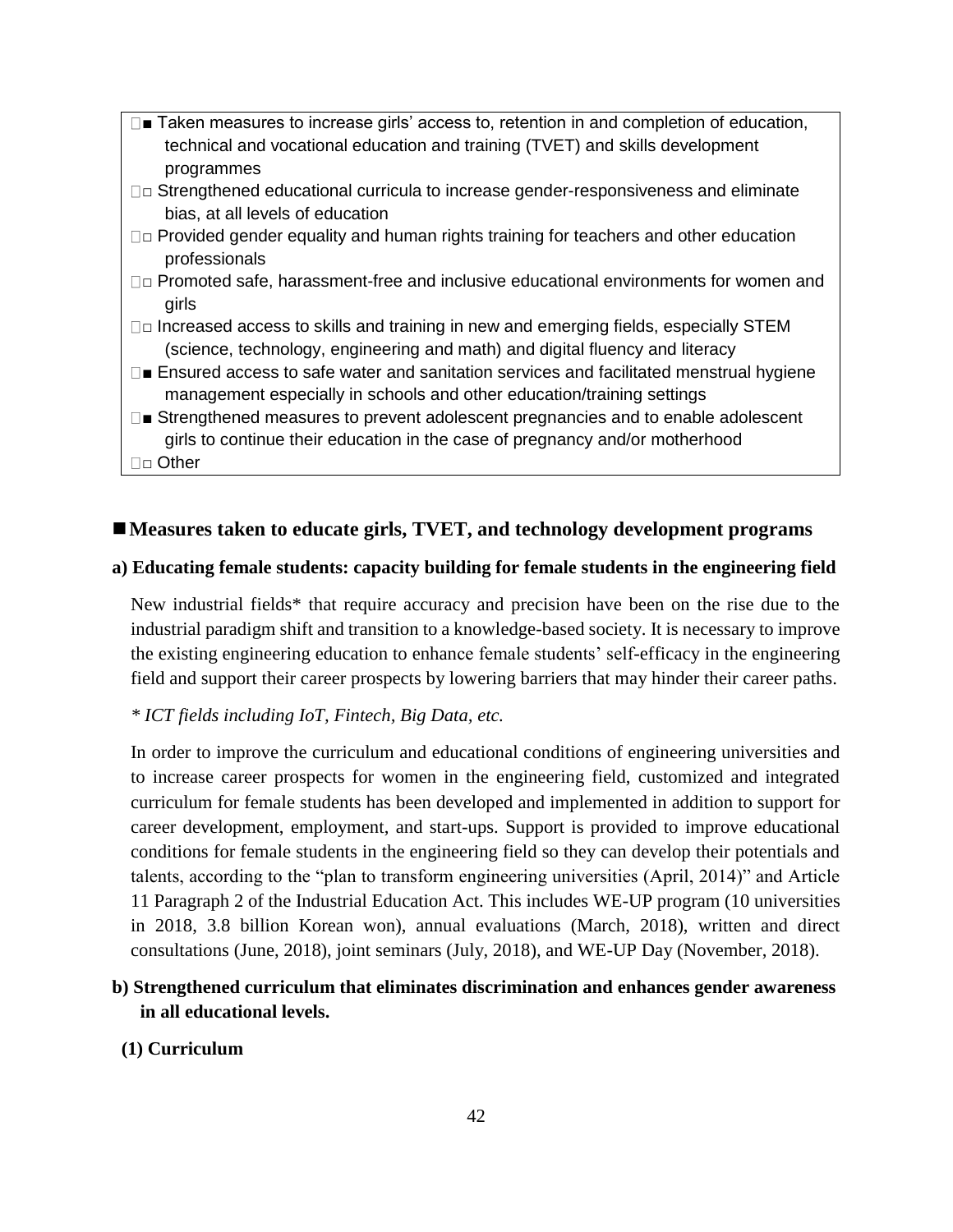- ■ Taken measures to increase girls' access to, retention in and completion of education, technical and vocational education and training (TVET) and skills development programmes
- □ Strengthened educational curricula to increase gender-responsiveness and eliminate bias, at all levels of education
- □ Provided gender equality and human rights training for teachers and other education professionals
- □ Promoted safe, harassment-free and inclusive educational environments for women and girls
- □ Increased access to skills and training in new and emerging fields, especially STEM (science, technology, engineering and math) and digital fluency and literacy
- ■ Ensured access to safe water and sanitation services and facilitated menstrual hygiene management especially in schools and other education/training settings
- ■ Strengthened measures to prevent adolescent pregnancies and to enable adolescent girls to continue their education in the case of pregnancy and/or motherhood
- □ Other

## ■ Measures taken to educate girls, TVET, and technology development programs

### a) Educating female students: capacity building for female students in the engineering field

New industrial fields* that require accuracy and precision have been on the rise due to the industrial paradigm shift and transition to a knowledge-based society. It is necessary to improve the existing engineering education to enhance female students' self-efficacy in the engineering field and support their career prospects by lowering barriers that may hinder their career paths.

*\* ICT fields including IoT, Fintech, Big Data, etc.*

In order to improve the curriculum and educational conditions of engineering universities and to increase career prospects for women in the engineering field, customized and integrated curriculum for female students has been developed and implemented in addition to support for career development, employment, and start-ups. Support is provided to improve educational conditions for female students in the engineering field so they can develop their potentials and talents, according to the "plan to transform engineering universities (April, 2014)" and Article 11 Paragraph 2 of the Industrial Education Act. This includes WE-UP program (10 universities in 2018, 3.8 billion Korean won), annual evaluations (March, 2018), written and direct consultations (June, 2018), joint seminars (July, 2018), and WE-UP Day (November, 2018).

### b) Strengthened curriculum that eliminates discrimination and enhances gender awareness in all educational levels.

#### (1) Curriculum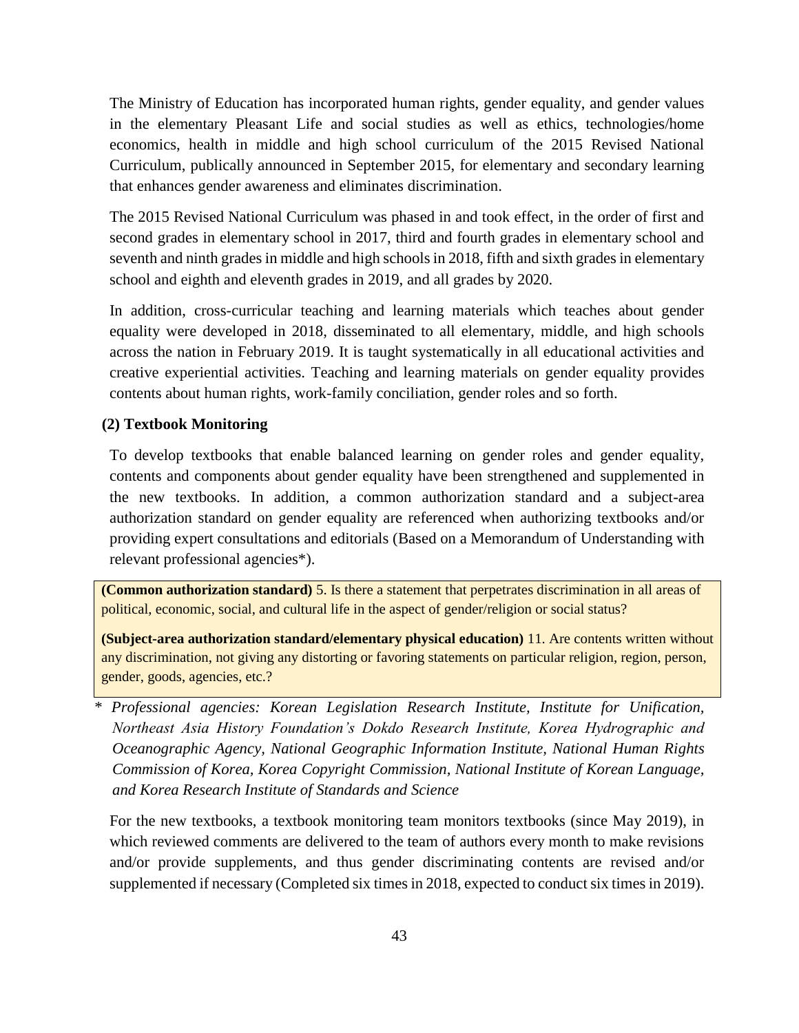The Ministry of Education has incorporated human rights, gender equality, and gender values in the elementary Pleasant Life and social studies as well as ethics, technologies/home economics, health in middle and high school curriculum of the 2015 Revised National Curriculum, publically announced in September 2015, for elementary and secondary learning that enhances gender awareness and eliminates discrimination.

The 2015 Revised National Curriculum was phased in and took effect, in the order of first and second grades in elementary school in 2017, third and fourth grades in elementary school and seventh and ninth grades in middle and high schools in 2018, fifth and sixth grades in elementary school and eighth and eleventh grades in 2019, and all grades by 2020.

In addition, cross-curricular teaching and learning materials which teaches about gender equality were developed in 2018, disseminated to all elementary, middle, and high schools across the nation in February 2019. It is taught systematically in all educational activities and creative experiential activities. Teaching and learning materials on gender equality provides contents about human rights, work-family conciliation, gender roles and so forth.

**(2) Textbook Monitoring**

To develop textbooks that enable balanced learning on gender roles and gender equality, contents and components about gender equality have been strengthened and supplemented in the new textbooks. In addition, a common authorization standard and a subject-area authorization standard on gender equality are referenced when authorizing textbooks and/or providing expert consultations and editorials (Based on a Memorandum of Understanding with relevant professional agencies*).

> **(Common authorization standard)** 5. Is there a statement that perpetrates discrimination in all areas of political, economic, social, and cultural life in the aspect of gender/religion or social status?
>
> **(Subject-area authorization standard/elementary physical education)** 11. Are contents written without any discrimination, not giving any distorting or favoring statements on particular religion, region, person, gender, goods, agencies, etc.?

\* *Professional agencies: Korean Legislation Research Institute, Institute for Unification, Northeast Asia History Foundation's Dokdo Research Institute, Korea Hydrographic and Oceanographic Agency, National Geographic Information Institute, National Human Rights Commission of Korea, Korea Copyright Commission, National Institute of Korean Language, and Korea Research Institute of Standards and Science*

For the new textbooks, a textbook monitoring team monitors textbooks (since May 2019), in which reviewed comments are delivered to the team of authors every month to make revisions and/or provide supplements, and thus gender discriminating contents are revised and/or supplemented if necessary (Completed six times in 2018, expected to conduct six times in 2019).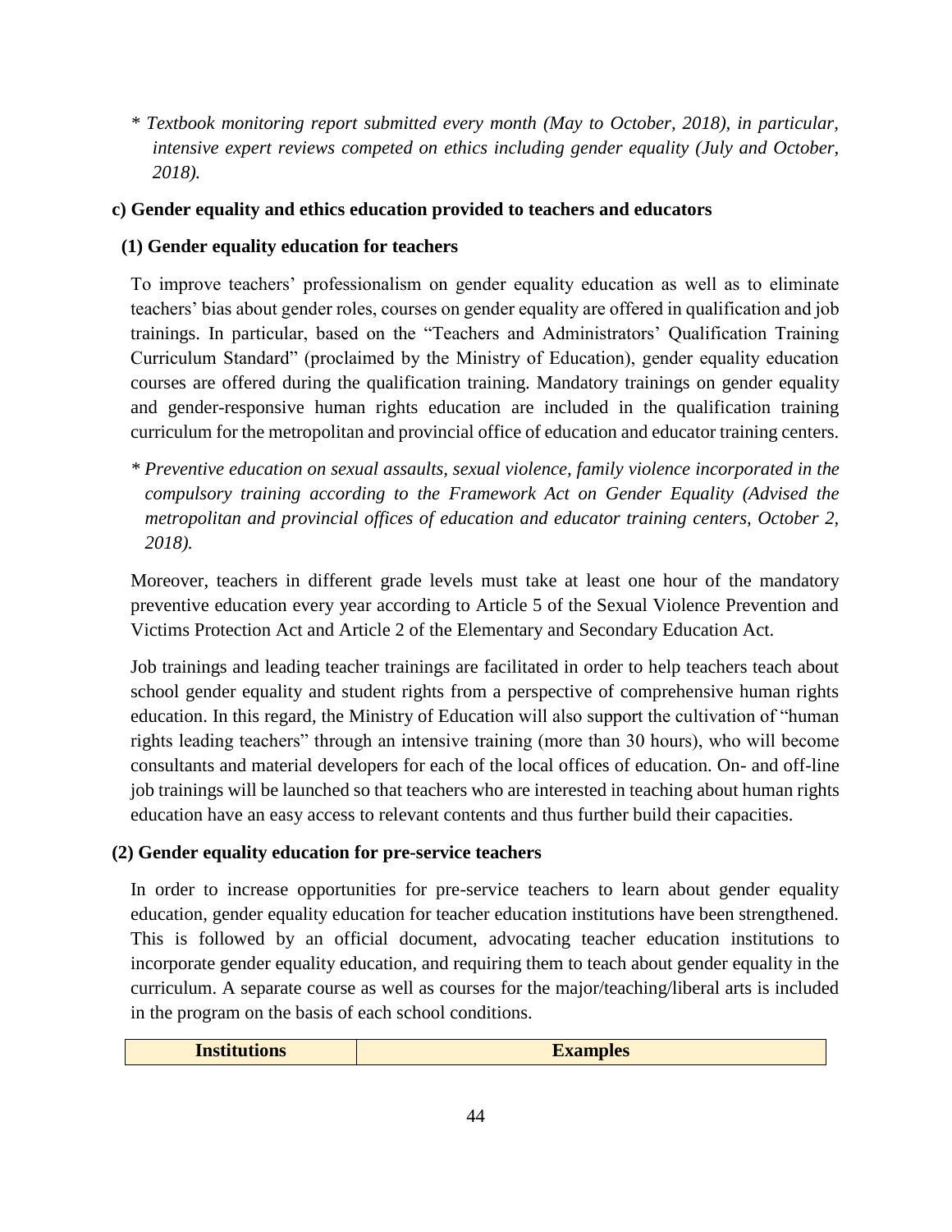*\* Textbook monitoring report submitted every month (May to October, 2018), in particular, intensive expert reviews competed on ethics including gender equality (July and October, 2018).*

**c) Gender equality and ethics education provided to teachers and educators**

**(1) Gender equality education for teachers**

To improve teachers' professionalism on gender equality education as well as to eliminate teachers' bias about gender roles, courses on gender equality are offered in qualification and job trainings. In particular, based on the "Teachers and Administrators' Qualification Training Curriculum Standard" (proclaimed by the Ministry of Education), gender equality education courses are offered during the qualification training. Mandatory trainings on gender equality and gender-responsive human rights education are included in the qualification training curriculum for the metropolitan and provincial office of education and educator training centers.

*\* Preventive education on sexual assaults, sexual violence, family violence incorporated in the compulsory training according to the Framework Act on Gender Equality (Advised the metropolitan and provincial offices of education and educator training centers, October 2, 2018).*

Moreover, teachers in different grade levels must take at least one hour of the mandatory preventive education every year according to Article 5 of the Sexual Violence Prevention and Victims Protection Act and Article 2 of the Elementary and Secondary Education Act.

Job trainings and leading teacher trainings are facilitated in order to help teachers teach about school gender equality and student rights from a perspective of comprehensive human rights education. In this regard, the Ministry of Education will also support the cultivation of "human rights leading teachers" through an intensive training (more than 30 hours), who will become consultants and material developers for each of the local offices of education. On- and off-line job trainings will be launched so that teachers who are interested in teaching about human rights education have an easy access to relevant contents and thus further build their capacities.

**(2) Gender equality education for pre-service teachers**

In order to increase opportunities for pre-service teachers to learn about gender equality education, gender equality education for teacher education institutions have been strengthened. This is followed by an official document, advocating teacher education institutions to incorporate gender equality education, and requiring them to teach about gender equality in the curriculum. A separate course as well as courses for the major/teaching/liberal arts is included in the program on the basis of each school conditions.

| Institutions | Examples |
|---|---|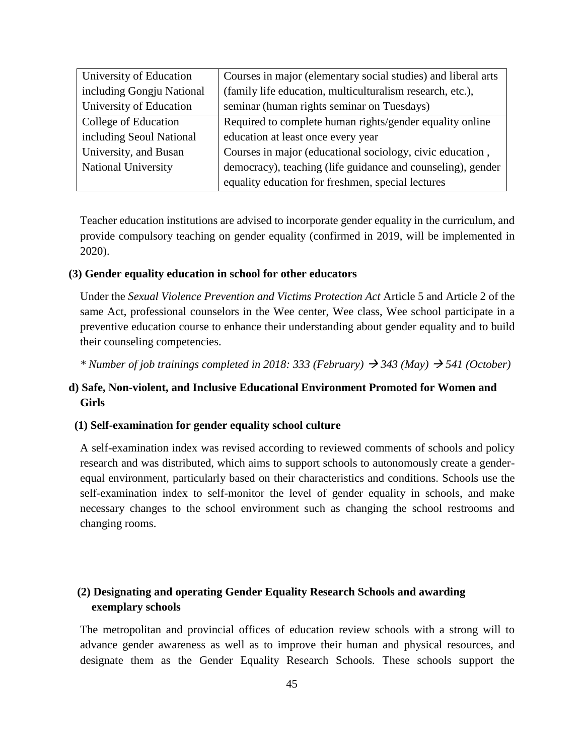| | |
|---|---|
| University of Education including Gongju National University of Education | Courses in major (elementary social studies) and liberal arts (family life education, multiculturalism research, etc.), seminar (human rights seminar on Tuesdays) |
| College of Education including Seoul National University, and Busan National University | Required to complete human rights/gender equality online education at least once every year<br>Courses in major (educational sociology, civic education , democracy), teaching (life guidance and counseling), gender equality education for freshmen, special lectures |

Teacher education institutions are advised to incorporate gender equality in the curriculum, and provide compulsory teaching on gender equality (confirmed in 2019, will be implemented in 2020).

#### (3) Gender equality education in school for other educators

Under the *Sexual Violence Prevention and Victims Protection Act* Article 5 and Article 2 of the same Act, professional counselors in the Wee center, Wee class, Wee school participate in a preventive education course to enhance their understanding about gender equality and to build their counseling competencies.

*\* Number of job trainings completed in 2018: 333 (February) → 343 (May) → 541 (October)*

### d) Safe, Non-violent, and Inclusive Educational Environment Promoted for Women and Girls

#### (1) Self-examination for gender equality school culture

A self-examination index was revised according to reviewed comments of schools and policy research and was distributed, which aims to support schools to autonomously create a gender-equal environment, particularly based on their characteristics and conditions. Schools use the self-examination index to self-monitor the level of gender equality in schools, and make necessary changes to the school environment such as changing the school restrooms and changing rooms.

#### (2) Designating and operating Gender Equality Research Schools and awarding exemplary schools

The metropolitan and provincial offices of education review schools with a strong will to advance gender awareness as well as to improve their human and physical resources, and designate them as the Gender Equality Research Schools. These schools support the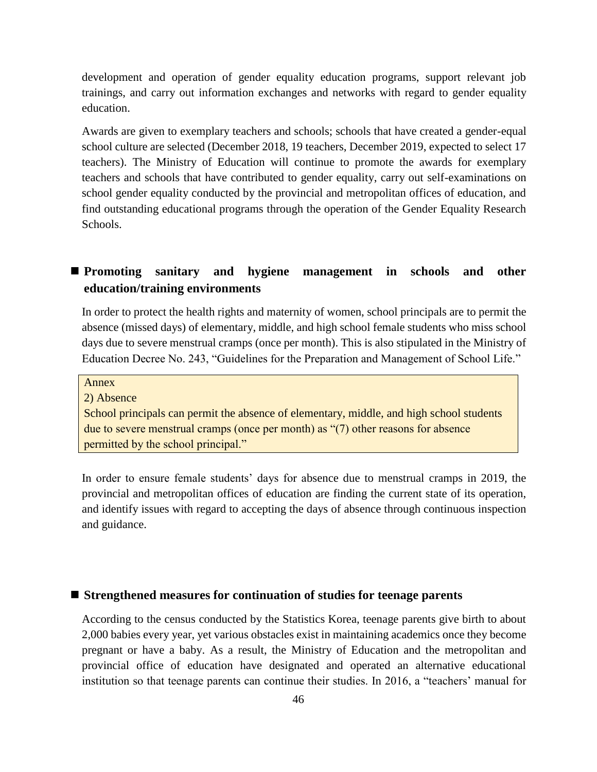development and operation of gender equality education programs, support relevant job trainings, and carry out information exchanges and networks with regard to gender equality education.

Awards are given to exemplary teachers and schools; schools that have created a gender-equal school culture are selected (December 2018, 19 teachers, December 2019, expected to select 17 teachers). The Ministry of Education will continue to promote the awards for exemplary teachers and schools that have contributed to gender equality, carry out self-examinations on school gender equality conducted by the provincial and metropolitan offices of education, and find outstanding educational programs through the operation of the Gender Equality Research Schools.

## ■ Promoting sanitary and hygiene management in schools and other education/training environments

In order to protect the health rights and maternity of women, school principals are to permit the absence (missed days) of elementary, middle, and high school female students who miss school days due to severe menstrual cramps (once per month). This is also stipulated in the Ministry of Education Decree No. 243, "Guidelines for the Preparation and Management of School Life."

> Annex
> 2) Absence
> School principals can permit the absence of elementary, middle, and high school students due to severe menstrual cramps (once per month) as "(7) other reasons for absence permitted by the school principal."

In order to ensure female students' days for absence due to menstrual cramps in 2019, the provincial and metropolitan offices of education are finding the current state of its operation, and identify issues with regard to accepting the days of absence through continuous inspection and guidance.

## ■ Strengthened measures for continuation of studies for teenage parents

According to the census conducted by the Statistics Korea, teenage parents give birth to about 2,000 babies every year, yet various obstacles exist in maintaining academics once they become pregnant or have a baby. As a result, the Ministry of Education and the metropolitan and provincial office of education have designated and operated an alternative educational institution so that teenage parents can continue their studies. In 2016, a "teachers' manual for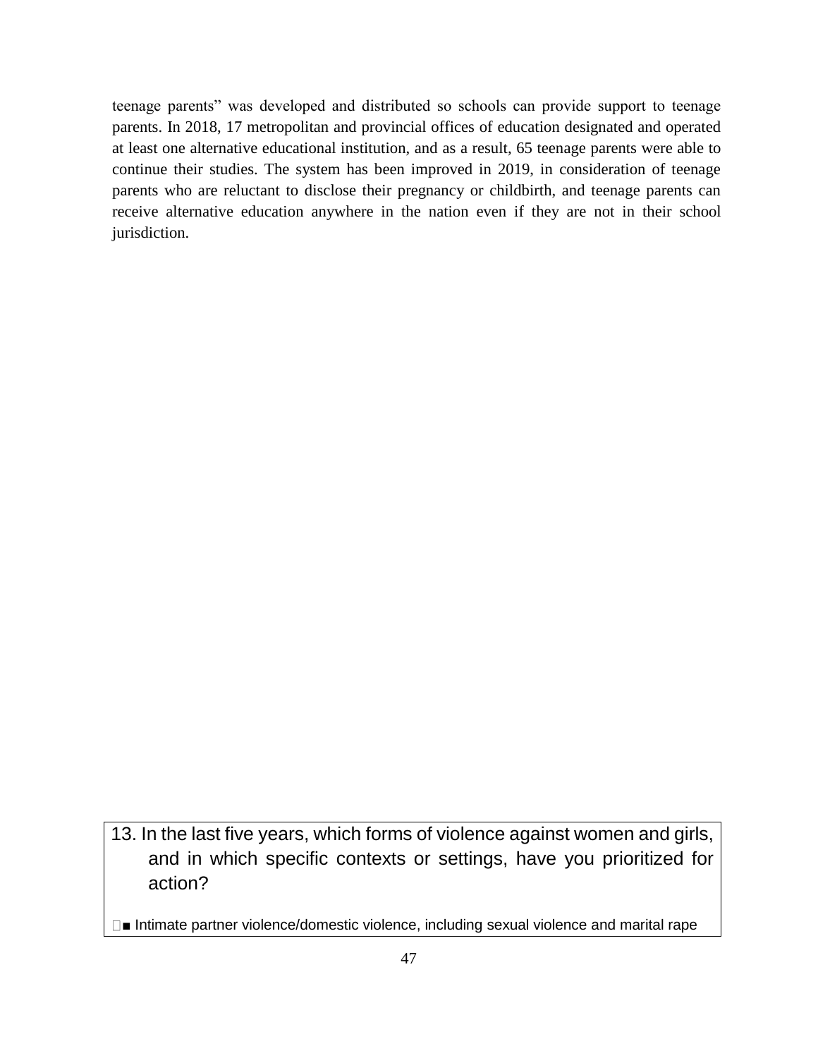teenage parents" was developed and distributed so schools can provide support to teenage parents. In 2018, 17 metropolitan and provincial offices of education designated and operated at least one alternative educational institution, and as a result, 65 teenage parents were able to continue their studies. The system has been improved in 2019, in consideration of teenage parents who are reluctant to disclose their pregnancy or childbirth, and teenage parents can receive alternative education anywhere in the nation even if they are not in their school jurisdiction.

13. In the last five years, which forms of violence against women and girls, and in which specific contexts or settings, have you prioritized for action?

■ Intimate partner violence/domestic violence, including sexual violence and marital rape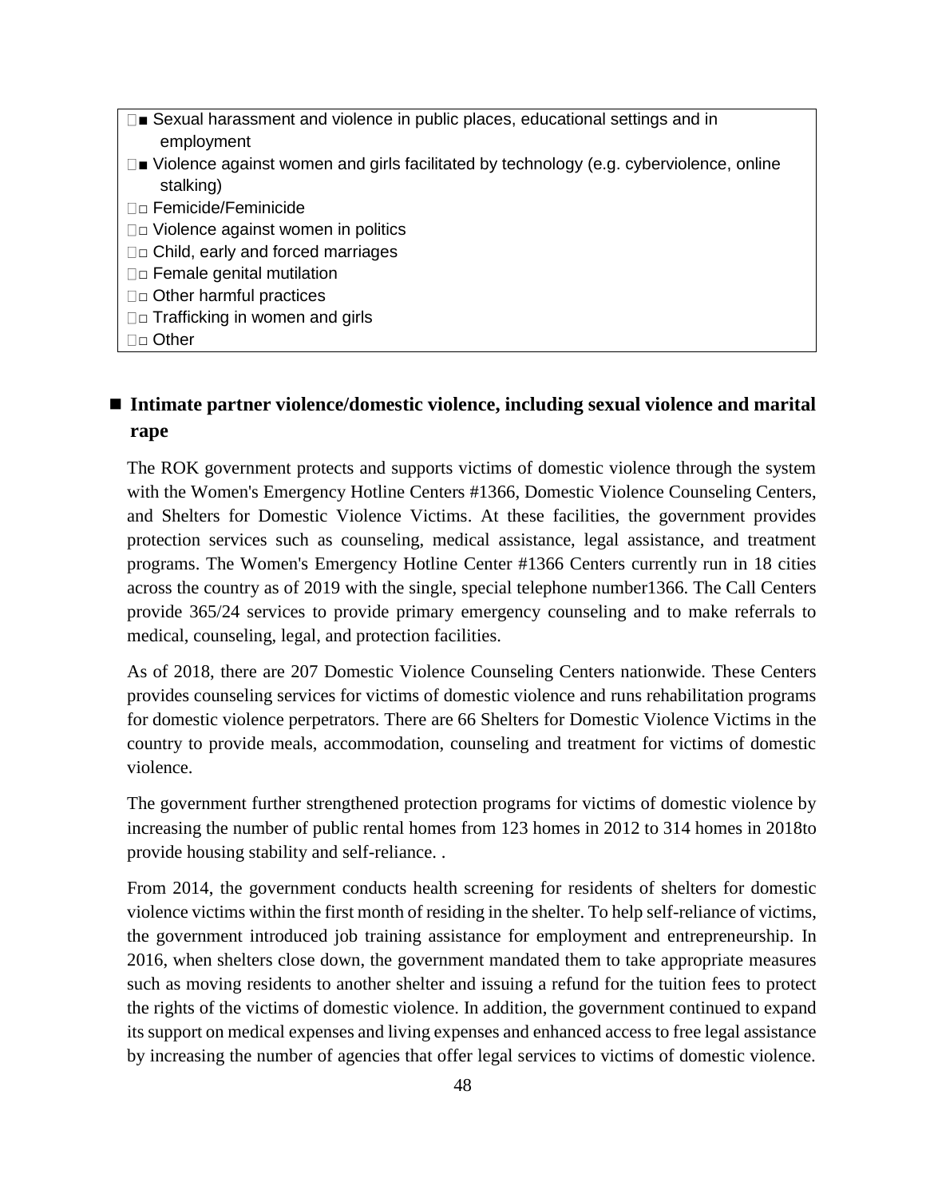- ■ Sexual harassment and violence in public places, educational settings and in employment
- ■ Violence against women and girls facilitated by technology (e.g. cyberviolence, online stalking)
- □ Femicide/Feminicide
- □ Violence against women in politics
- □ Child, early and forced marriages
- □ Female genital mutilation
- □ Other harmful practices
- □ Trafficking in women and girls
- □ Other

### ■ Intimate partner violence/domestic violence, including sexual violence and marital rape

The ROK government protects and supports victims of domestic violence through the system with the Women's Emergency Hotline Centers #1366, Domestic Violence Counseling Centers, and Shelters for Domestic Violence Victims. At these facilities, the government provides protection services such as counseling, medical assistance, legal assistance, and treatment programs. The Women's Emergency Hotline Center #1366 Centers currently run in 18 cities across the country as of 2019 with the single, special telephone number1366. The Call Centers provide 365/24 services to provide primary emergency counseling and to make referrals to medical, counseling, legal, and protection facilities.

As of 2018, there are 207 Domestic Violence Counseling Centers nationwide. These Centers provides counseling services for victims of domestic violence and runs rehabilitation programs for domestic violence perpetrators. There are 66 Shelters for Domestic Violence Victims in the country to provide meals, accommodation, counseling and treatment for victims of domestic violence.

The government further strengthened protection programs for victims of domestic violence by increasing the number of public rental homes from 123 homes in 2012 to 314 homes in 2018to provide housing stability and self-reliance. .

From 2014, the government conducts health screening for residents of shelters for domestic violence victims within the first month of residing in the shelter. To help self-reliance of victims, the government introduced job training assistance for employment and entrepreneurship. In 2016, when shelters close down, the government mandated them to take appropriate measures such as moving residents to another shelter and issuing a refund for the tuition fees to protect the rights of the victims of domestic violence. In addition, the government continued to expand its support on medical expenses and living expenses and enhanced access to free legal assistance by increasing the number of agencies that offer legal services to victims of domestic violence.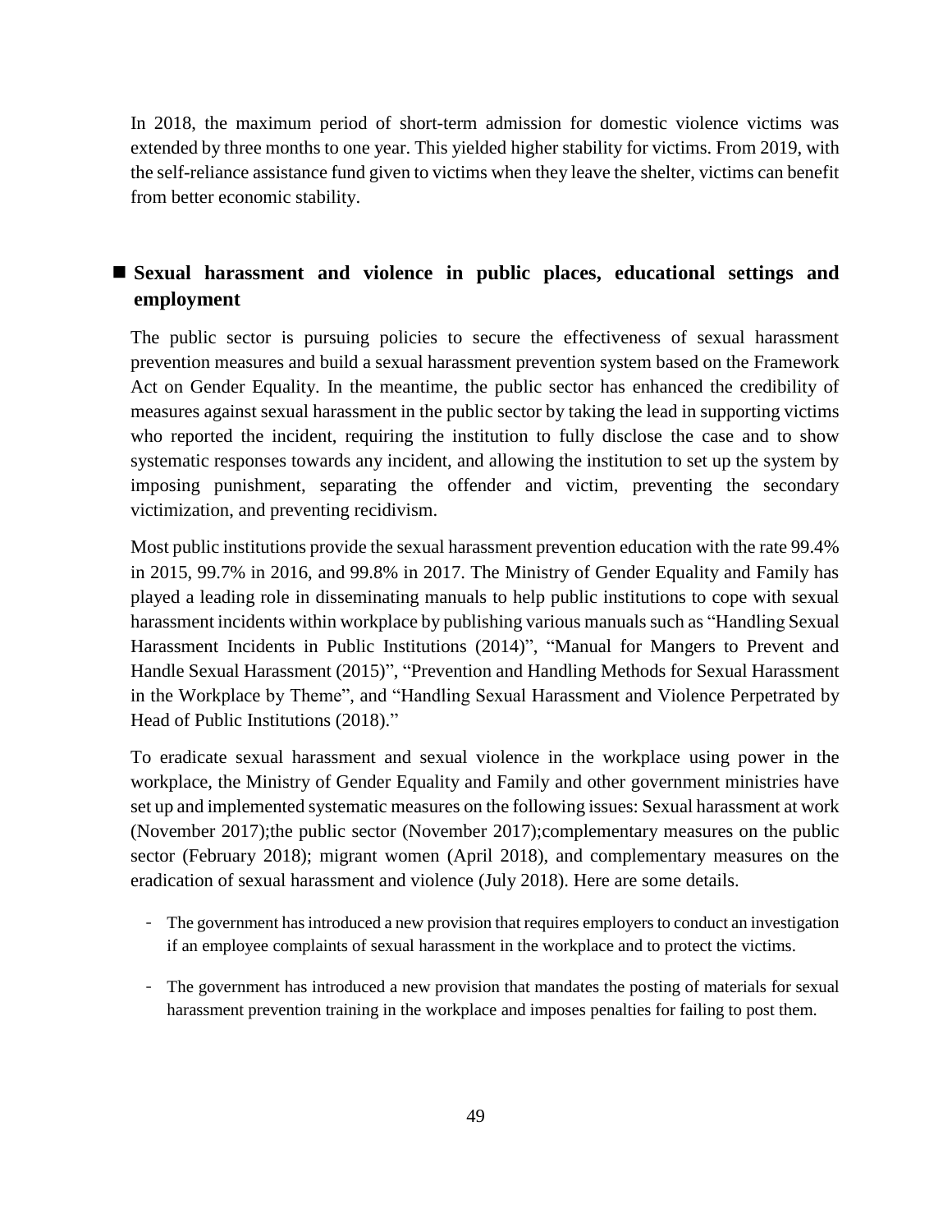In 2018, the maximum period of short-term admission for domestic violence victims was extended by three months to one year. This yielded higher stability for victims. From 2019, with the self-reliance assistance fund given to victims when they leave the shelter, victims can benefit from better economic stability.

## ■ Sexual harassment and violence in public places, educational settings and employment

The public sector is pursuing policies to secure the effectiveness of sexual harassment prevention measures and build a sexual harassment prevention system based on the Framework Act on Gender Equality. In the meantime, the public sector has enhanced the credibility of measures against sexual harassment in the public sector by taking the lead in supporting victims who reported the incident, requiring the institution to fully disclose the case and to show systematic responses towards any incident, and allowing the institution to set up the system by imposing punishment, separating the offender and victim, preventing the secondary victimization, and preventing recidivism.

Most public institutions provide the sexual harassment prevention education with the rate 99.4% in 2015, 99.7% in 2016, and 99.8% in 2017. The Ministry of Gender Equality and Family has played a leading role in disseminating manuals to help public institutions to cope with sexual harassment incidents within workplace by publishing various manuals such as "Handling Sexual Harassment Incidents in Public Institutions (2014)", "Manual for Mangers to Prevent and Handle Sexual Harassment (2015)", "Prevention and Handling Methods for Sexual Harassment in the Workplace by Theme", and "Handling Sexual Harassment and Violence Perpetrated by Head of Public Institutions (2018)."

To eradicate sexual harassment and sexual violence in the workplace using power in the workplace, the Ministry of Gender Equality and Family and other government ministries have set up and implemented systematic measures on the following issues: Sexual harassment at work (November 2017);the public sector (November 2017);complementary measures on the public sector (February 2018); migrant women (April 2018), and complementary measures on the eradication of sexual harassment and violence (July 2018). Here are some details.

- The government has introduced a new provision that requires employers to conduct an investigation if an employee complaints of sexual harassment in the workplace and to protect the victims.
- The government has introduced a new provision that mandates the posting of materials for sexual harassment prevention training in the workplace and imposes penalties for failing to post them.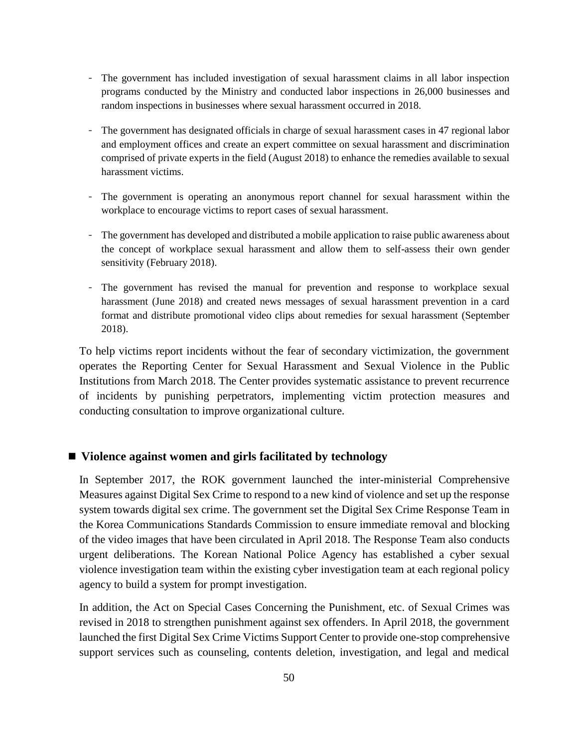- The government has included investigation of sexual harassment claims in all labor inspection programs conducted by the Ministry and conducted labor inspections in 26,000 businesses and random inspections in businesses where sexual harassment occurred in 2018.
- The government has designated officials in charge of sexual harassment cases in 47 regional labor and employment offices and create an expert committee on sexual harassment and discrimination comprised of private experts in the field (August 2018) to enhance the remedies available to sexual harassment victims.
- The government is operating an anonymous report channel for sexual harassment within the workplace to encourage victims to report cases of sexual harassment.
- The government has developed and distributed a mobile application to raise public awareness about the concept of workplace sexual harassment and allow them to self-assess their own gender sensitivity (February 2018).
- The government has revised the manual for prevention and response to workplace sexual harassment (June 2018) and created news messages of sexual harassment prevention in a card format and distribute promotional video clips about remedies for sexual harassment (September 2018).

To help victims report incidents without the fear of secondary victimization, the government operates the Reporting Center for Sexual Harassment and Sexual Violence in the Public Institutions from March 2018. The Center provides systematic assistance to prevent recurrence of incidents by punishing perpetrators, implementing victim protection measures and conducting consultation to improve organizational culture.

## ■ Violence against women and girls facilitated by technology

In September 2017, the ROK government launched the inter-ministerial Comprehensive Measures against Digital Sex Crime to respond to a new kind of violence and set up the response system towards digital sex crime. The government set the Digital Sex Crime Response Team in the Korea Communications Standards Commission to ensure immediate removal and blocking of the video images that have been circulated in April 2018. The Response Team also conducts urgent deliberations. The Korean National Police Agency has established a cyber sexual violence investigation team within the existing cyber investigation team at each regional policy agency to build a system for prompt investigation.

In addition, the Act on Special Cases Concerning the Punishment, etc. of Sexual Crimes was revised in 2018 to strengthen punishment against sex offenders. In April 2018, the government launched the first Digital Sex Crime Victims Support Center to provide one-stop comprehensive support services such as counseling, contents deletion, investigation, and legal and medical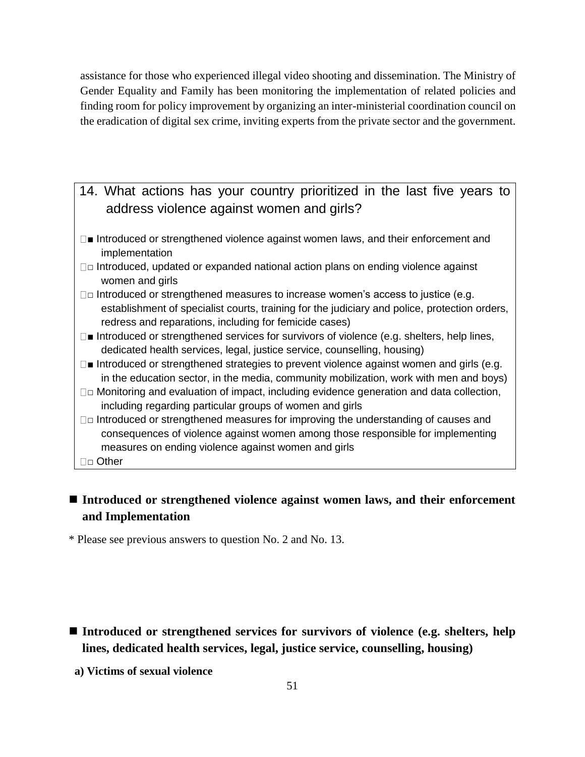assistance for those who experienced illegal video shooting and dissemination. The Ministry of Gender Equality and Family has been monitoring the implementation of related policies and finding room for policy improvement by organizing an inter-ministerial coordination council on the eradication of digital sex crime, inviting experts from the private sector and the government.

## 14. What actions has your country prioritized in the last five years to address violence against women and girls?

- ■ Introduced or strengthened violence against women laws, and their enforcement and implementation
- □ Introduced, updated or expanded national action plans on ending violence against women and girls
- □ Introduced or strengthened measures to increase women's access to justice (e.g. establishment of specialist courts, training for the judiciary and police, protection orders, redress and reparations, including for femicide cases)
- ■ Introduced or strengthened services for survivors of violence (e.g. shelters, help lines, dedicated health services, legal, justice service, counselling, housing)
- ■ Introduced or strengthened strategies to prevent violence against women and girls (e.g. in the education sector, in the media, community mobilization, work with men and boys)
- □ Monitoring and evaluation of impact, including evidence generation and data collection, including regarding particular groups of women and girls
- □ Introduced or strengthened measures for improving the understanding of causes and consequences of violence against women among those responsible for implementing measures on ending violence against women and girls
- □ Other

### ■ Introduced or strengthened violence against women laws, and their enforcement and Implementation

* Please see previous answers to question No. 2 and No. 13.

### ■ Introduced or strengthened services for survivors of violence (e.g. shelters, help lines, dedicated health services, legal, justice service, counselling, housing)

**a) Victims of sexual violence**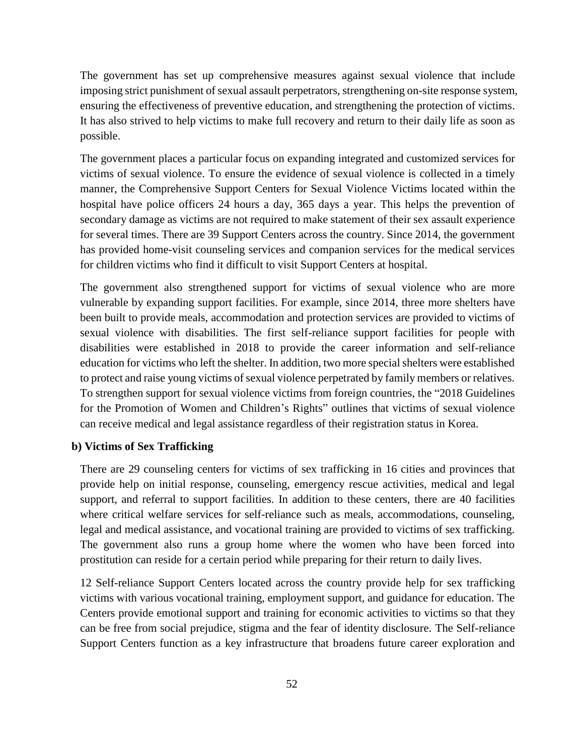The government has set up comprehensive measures against sexual violence that include imposing strict punishment of sexual assault perpetrators, strengthening on-site response system, ensuring the effectiveness of preventive education, and strengthening the protection of victims. It has also strived to help victims to make full recovery and return to their daily life as soon as possible.

The government places a particular focus on expanding integrated and customized services for victims of sexual violence. To ensure the evidence of sexual violence is collected in a timely manner, the Comprehensive Support Centers for Sexual Violence Victims located within the hospital have police officers 24 hours a day, 365 days a year. This helps the prevention of secondary damage as victims are not required to make statement of their sex assault experience for several times. There are 39 Support Centers across the country. Since 2014, the government has provided home-visit counseling services and companion services for the medical services for children victims who find it difficult to visit Support Centers at hospital.

The government also strengthened support for victims of sexual violence who are more vulnerable by expanding support facilities. For example, since 2014, three more shelters have been built to provide meals, accommodation and protection services are provided to victims of sexual violence with disabilities. The first self-reliance support facilities for people with disabilities were established in 2018 to provide the career information and self-reliance education for victims who left the shelter. In addition, two more special shelters were established to protect and raise young victims of sexual violence perpetrated by family members or relatives. To strengthen support for sexual violence victims from foreign countries, the "2018 Guidelines for the Promotion of Women and Children's Rights" outlines that victims of sexual violence can receive medical and legal assistance regardless of their registration status in Korea.

**b) Victims of Sex Trafficking**

There are 29 counseling centers for victims of sex trafficking in 16 cities and provinces that provide help on initial response, counseling, emergency rescue activities, medical and legal support, and referral to support facilities. In addition to these centers, there are 40 facilities where critical welfare services for self-reliance such as meals, accommodations, counseling, legal and medical assistance, and vocational training are provided to victims of sex trafficking. The government also runs a group home where the women who have been forced into prostitution can reside for a certain period while preparing for their return to daily lives.

12 Self-reliance Support Centers located across the country provide help for sex trafficking victims with various vocational training, employment support, and guidance for education. The Centers provide emotional support and training for economic activities to victims so that they can be free from social prejudice, stigma and the fear of identity disclosure. The Self-reliance Support Centers function as a key infrastructure that broadens future career exploration and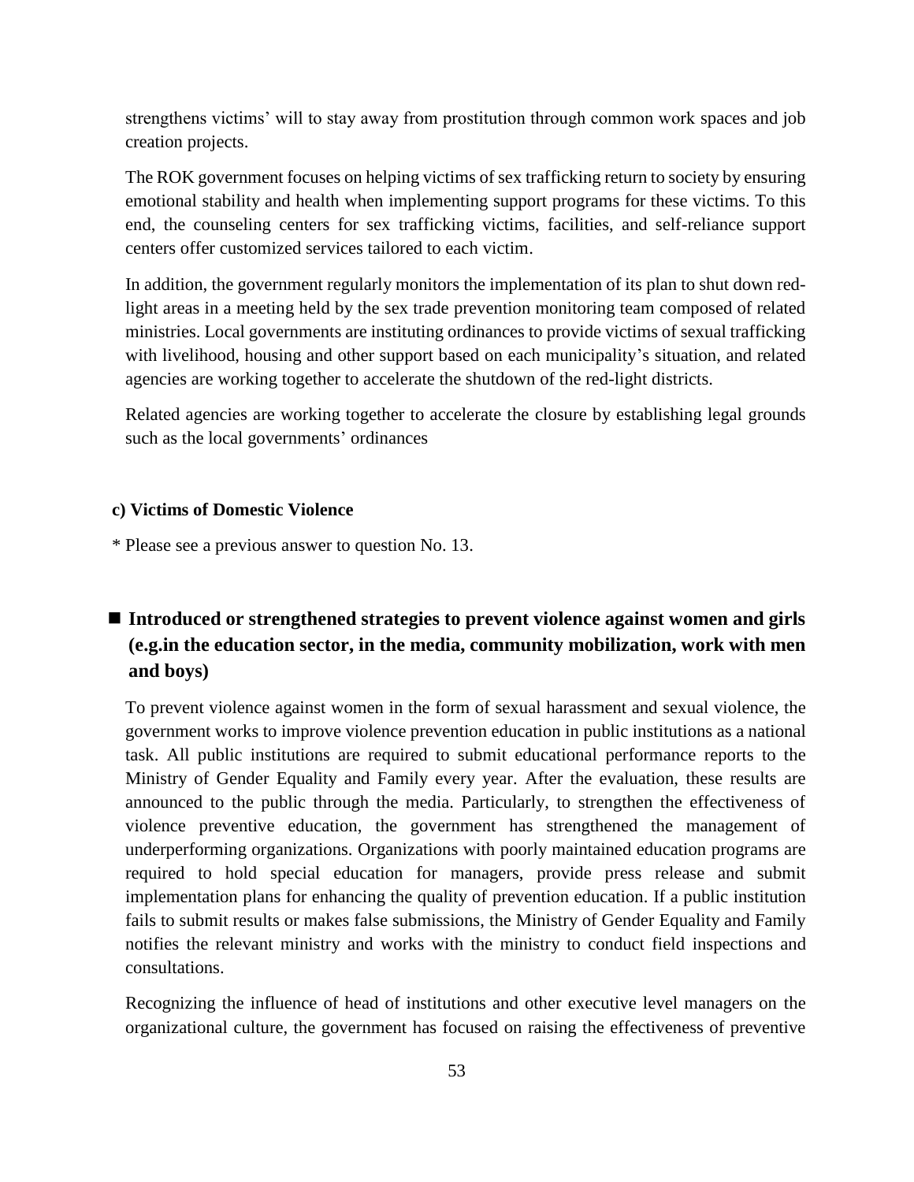strengthens victims' will to stay away from prostitution through common work spaces and job creation projects.

The ROK government focuses on helping victims of sex trafficking return to society by ensuring emotional stability and health when implementing support programs for these victims. To this end, the counseling centers for sex trafficking victims, facilities, and self-reliance support centers offer customized services tailored to each victim.

In addition, the government regularly monitors the implementation of its plan to shut down red-light areas in a meeting held by the sex trade prevention monitoring team composed of related ministries. Local governments are instituting ordinances to provide victims of sexual trafficking with livelihood, housing and other support based on each municipality's situation, and related agencies are working together to accelerate the shutdown of the red-light districts.

Related agencies are working together to accelerate the closure by establishing legal grounds such as the local governments' ordinances

**c) Victims of Domestic Violence**

* Please see a previous answer to question No. 13.

## ■ Introduced or strengthened strategies to prevent violence against women and girls (e.g.in the education sector, in the media, community mobilization, work with men and boys)

To prevent violence against women in the form of sexual harassment and sexual violence, the government works to improve violence prevention education in public institutions as a national task. All public institutions are required to submit educational performance reports to the Ministry of Gender Equality and Family every year. After the evaluation, these results are announced to the public through the media. Particularly, to strengthen the effectiveness of violence preventive education, the government has strengthened the management of underperforming organizations. Organizations with poorly maintained education programs are required to hold special education for managers, provide press release and submit implementation plans for enhancing the quality of prevention education. If a public institution fails to submit results or makes false submissions, the Ministry of Gender Equality and Family notifies the relevant ministry and works with the ministry to conduct field inspections and consultations.

Recognizing the influence of head of institutions and other executive level managers on the organizational culture, the government has focused on raising the effectiveness of preventive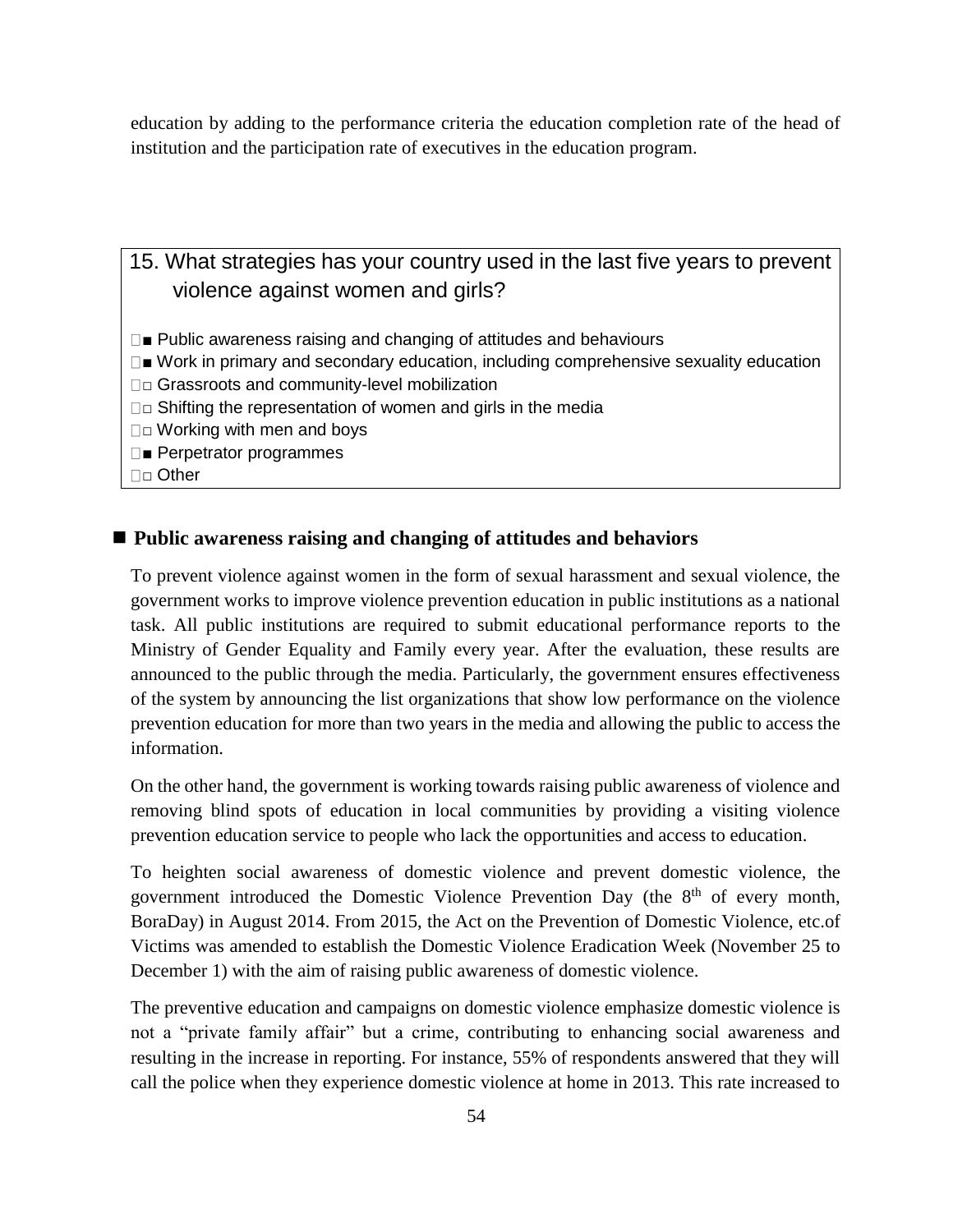education by adding to the performance criteria the education completion rate of the head of institution and the participation rate of executives in the education program.

## 15. What strategies has your country used in the last five years to prevent violence against women and girls?

■ Public awareness raising and changing of attitudes and behaviours
■ Work in primary and secondary education, including comprehensive sexuality education
□ Grassroots and community-level mobilization
□ Shifting the representation of women and girls in the media
□ Working with men and boys
■ Perpetrator programmes
□ Other

### ■ Public awareness raising and changing of attitudes and behaviors

To prevent violence against women in the form of sexual harassment and sexual violence, the government works to improve violence prevention education in public institutions as a national task. All public institutions are required to submit educational performance reports to the Ministry of Gender Equality and Family every year. After the evaluation, these results are announced to the public through the media. Particularly, the government ensures effectiveness of the system by announcing the list organizations that show low performance on the violence prevention education for more than two years in the media and allowing the public to access the information.

On the other hand, the government is working towards raising public awareness of violence and removing blind spots of education in local communities by providing a visiting violence prevention education service to people who lack the opportunities and access to education.

To heighten social awareness of domestic violence and prevent domestic violence, the government introduced the Domestic Violence Prevention Day (the 8th of every month, BoraDay) in August 2014. From 2015, the Act on the Prevention of Domestic Violence, etc.of Victims was amended to establish the Domestic Violence Eradication Week (November 25 to December 1) with the aim of raising public awareness of domestic violence.

The preventive education and campaigns on domestic violence emphasize domestic violence is not a "private family affair" but a crime, contributing to enhancing social awareness and resulting in the increase in reporting. For instance, 55% of respondents answered that they will call the police when they experience domestic violence at home in 2013. This rate increased to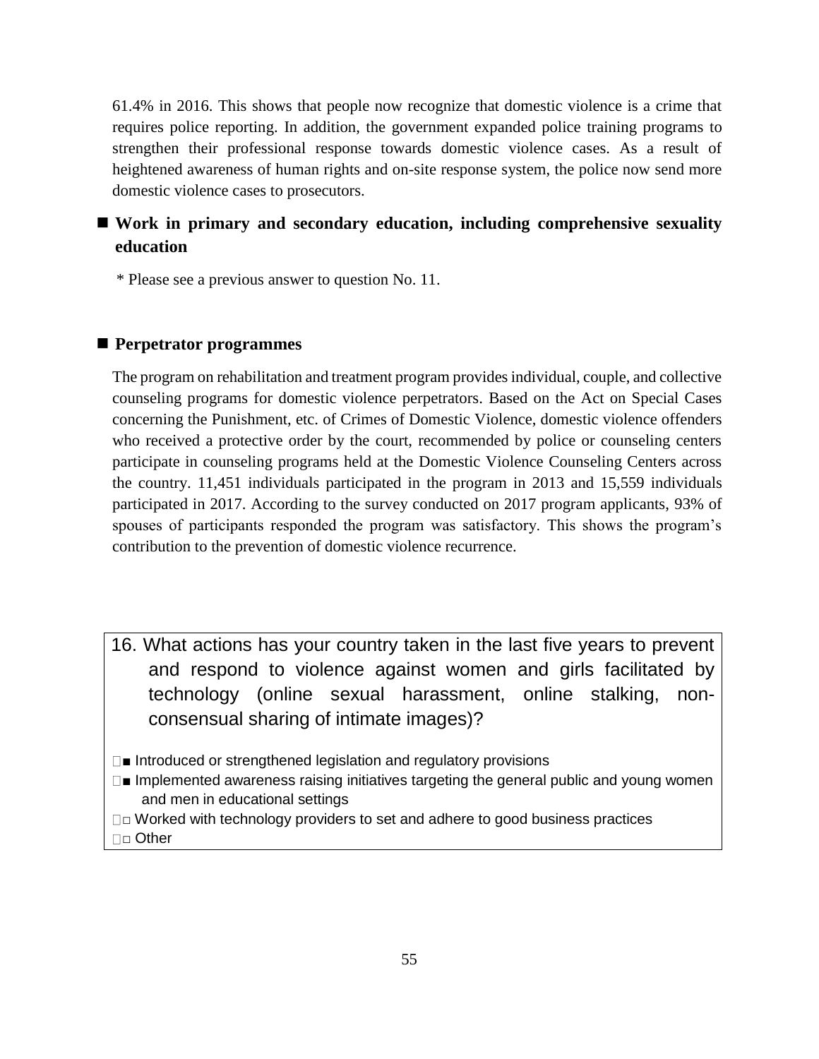61.4% in 2016. This shows that people now recognize that domestic violence is a crime that requires police reporting. In addition, the government expanded police training programs to strengthen their professional response towards domestic violence cases. As a result of heightened awareness of human rights and on-site response system, the police now send more domestic violence cases to prosecutors.

- **Work in primary and secondary education, including comprehensive sexuality education**

\* Please see a previous answer to question No. 11.

- **Perpetrator programmes**

The program on rehabilitation and treatment program provides individual, couple, and collective counseling programs for domestic violence perpetrators. Based on the Act on Special Cases concerning the Punishment, etc. of Crimes of Domestic Violence, domestic violence offenders who received a protective order by the court, recommended by police or counseling centers participate in counseling programs held at the Domestic Violence Counseling Centers across the country. 11,451 individuals participated in the program in 2013 and 15,559 individuals participated in 2017. According to the survey conducted on 2017 program applicants, 93% of spouses of participants responded the program was satisfactory. This shows the program's contribution to the prevention of domestic violence recurrence.

16. What actions has your country taken in the last five years to prevent and respond to violence against women and girls facilitated by technology (online sexual harassment, online stalking, non-consensual sharing of intimate images)?

■ Introduced or strengthened legislation and regulatory provisions
■ Implemented awareness raising initiatives targeting the general public and young women and men in educational settings
□ Worked with technology providers to set and adhere to good business practices
□ Other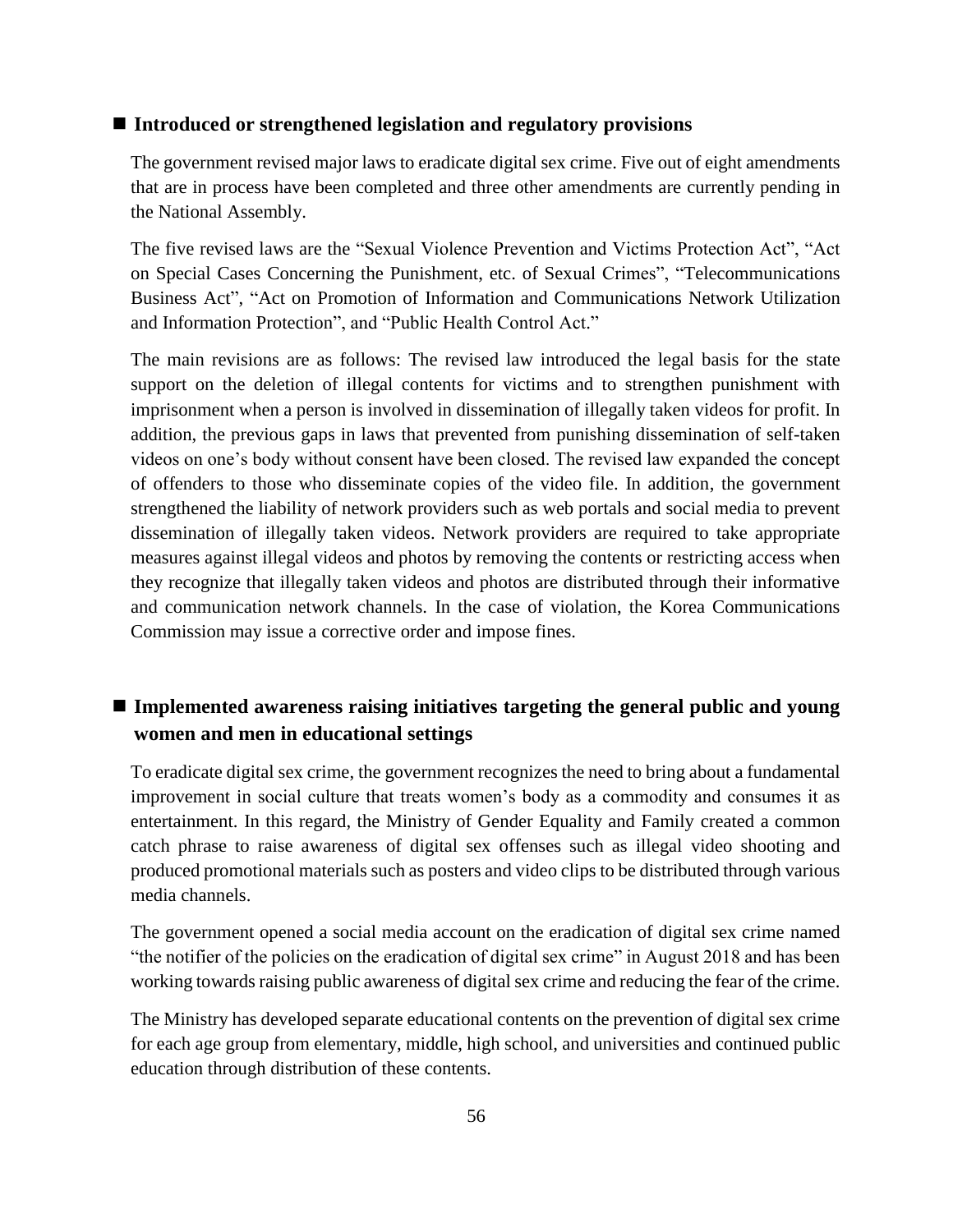## ■ Introduced or strengthened legislation and regulatory provisions

The government revised major laws to eradicate digital sex crime. Five out of eight amendments that are in process have been completed and three other amendments are currently pending in the National Assembly.

The five revised laws are the "Sexual Violence Prevention and Victims Protection Act", "Act on Special Cases Concerning the Punishment, etc. of Sexual Crimes", "Telecommunications Business Act", "Act on Promotion of Information and Communications Network Utilization and Information Protection", and "Public Health Control Act."

The main revisions are as follows: The revised law introduced the legal basis for the state support on the deletion of illegal contents for victims and to strengthen punishment with imprisonment when a person is involved in dissemination of illegally taken videos for profit. In addition, the previous gaps in laws that prevented from punishing dissemination of self-taken videos on one's body without consent have been closed. The revised law expanded the concept of offenders to those who disseminate copies of the video file. In addition, the government strengthened the liability of network providers such as web portals and social media to prevent dissemination of illegally taken videos. Network providers are required to take appropriate measures against illegal videos and photos by removing the contents or restricting access when they recognize that illegally taken videos and photos are distributed through their informative and communication network channels. In the case of violation, the Korea Communications Commission may issue a corrective order and impose fines.

## ■ Implemented awareness raising initiatives targeting the general public and young women and men in educational settings

To eradicate digital sex crime, the government recognizes the need to bring about a fundamental improvement in social culture that treats women's body as a commodity and consumes it as entertainment. In this regard, the Ministry of Gender Equality and Family created a common catch phrase to raise awareness of digital sex offenses such as illegal video shooting and produced promotional materials such as posters and video clips to be distributed through various media channels.

The government opened a social media account on the eradication of digital sex crime named "the notifier of the policies on the eradication of digital sex crime" in August 2018 and has been working towards raising public awareness of digital sex crime and reducing the fear of the crime.

The Ministry has developed separate educational contents on the prevention of digital sex crime for each age group from elementary, middle, high school, and universities and continued public education through distribution of these contents.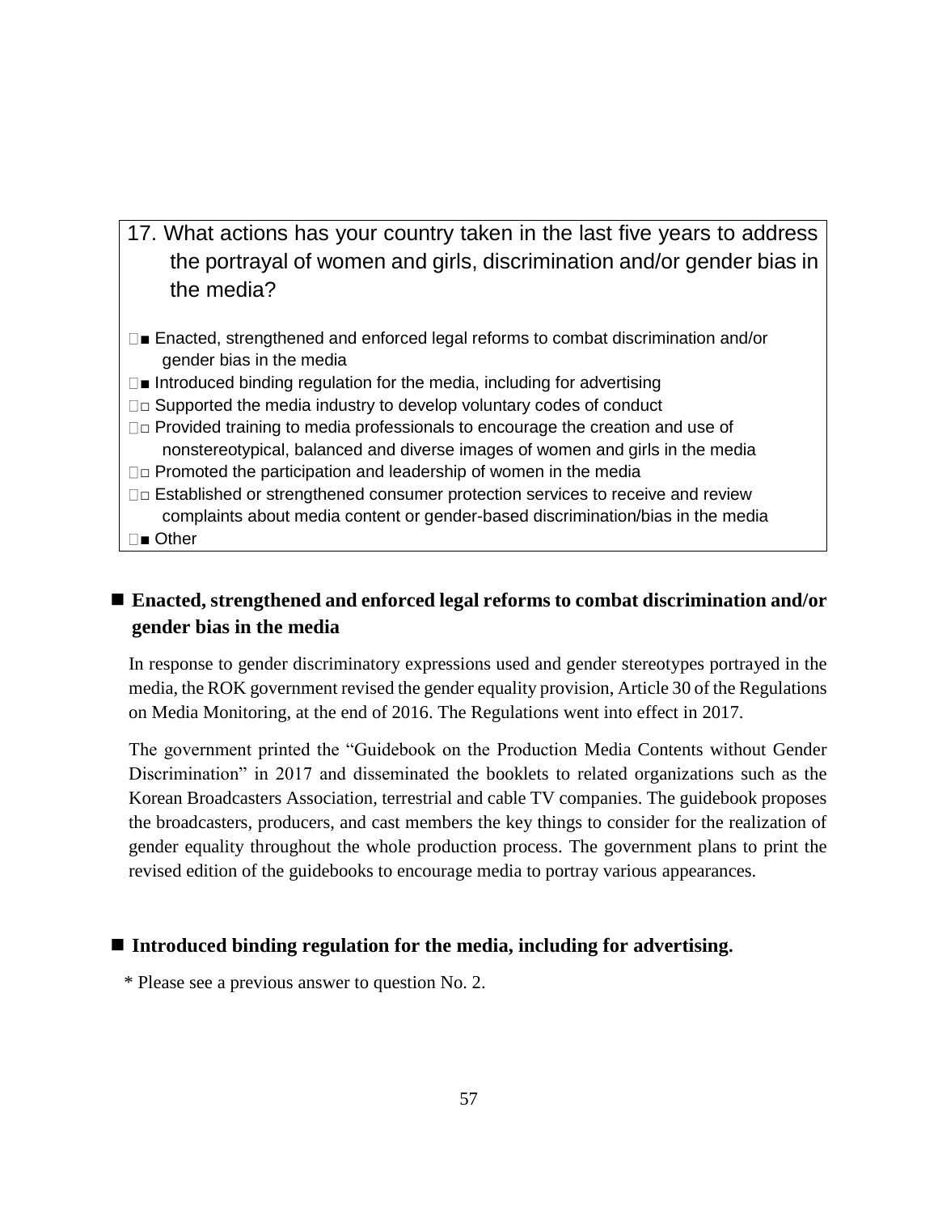17. What actions has your country taken in the last five years to address the portrayal of women and girls, discrimination and/or gender bias in the media?

- ■ Enacted, strengthened and enforced legal reforms to combat discrimination and/or gender bias in the media
- ■ Introduced binding regulation for the media, including for advertising
- □ Supported the media industry to develop voluntary codes of conduct
- □ Provided training to media professionals to encourage the creation and use of nonstereotypical, balanced and diverse images of women and girls in the media
- □ Promoted the participation and leadership of women in the media
- □ Established or strengthened consumer protection services to receive and review complaints about media content or gender-based discrimination/bias in the media
- ■ Other

## ■ Enacted, strengthened and enforced legal reforms to combat discrimination and/or gender bias in the media

In response to gender discriminatory expressions used and gender stereotypes portrayed in the media, the ROK government revised the gender equality provision, Article 30 of the Regulations on Media Monitoring, at the end of 2016. The Regulations went into effect in 2017.

The government printed the "Guidebook on the Production Media Contents without Gender Discrimination" in 2017 and disseminated the booklets to related organizations such as the Korean Broadcasters Association, terrestrial and cable TV companies. The guidebook proposes the broadcasters, producers, and cast members the key things to consider for the realization of gender equality throughout the whole production process. The government plans to print the revised edition of the guidebooks to encourage media to portray various appearances.

## ■ Introduced binding regulation for the media, including for advertising.

* Please see a previous answer to question No. 2.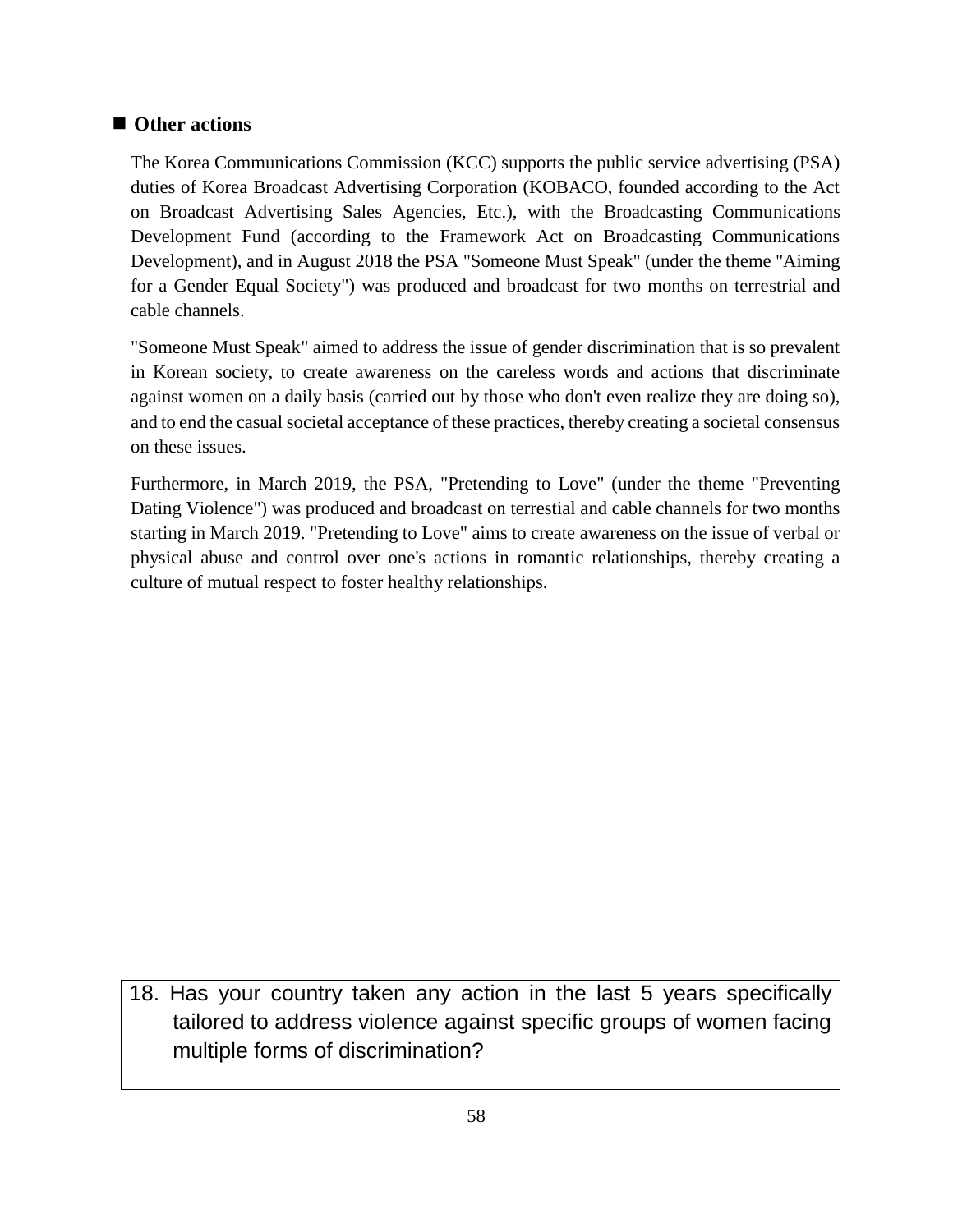## ■ Other actions

The Korea Communications Commission (KCC) supports the public service advertising (PSA) duties of Korea Broadcast Advertising Corporation (KOBACO, founded according to the Act on Broadcast Advertising Sales Agencies, Etc.), with the Broadcasting Communications Development Fund (according to the Framework Act on Broadcasting Communications Development), and in August 2018 the PSA "Someone Must Speak" (under the theme "Aiming for a Gender Equal Society") was produced and broadcast for two months on terrestrial and cable channels.

"Someone Must Speak" aimed to address the issue of gender discrimination that is so prevalent in Korean society, to create awareness on the careless words and actions that discriminate against women on a daily basis (carried out by those who don't even realize they are doing so), and to end the casual societal acceptance of these practices, thereby creating a societal consensus on these issues.

Furthermore, in March 2019, the PSA, "Pretending to Love" (under the theme "Preventing Dating Violence") was produced and broadcast on terrestial and cable channels for two months starting in March 2019. "Pretending to Love" aims to create awareness on the issue of verbal or physical abuse and control over one's actions in romantic relationships, thereby creating a culture of mutual respect to foster healthy relationships.

18. Has your country taken any action in the last 5 years specifically tailored to address violence against specific groups of women facing multiple forms of discrimination?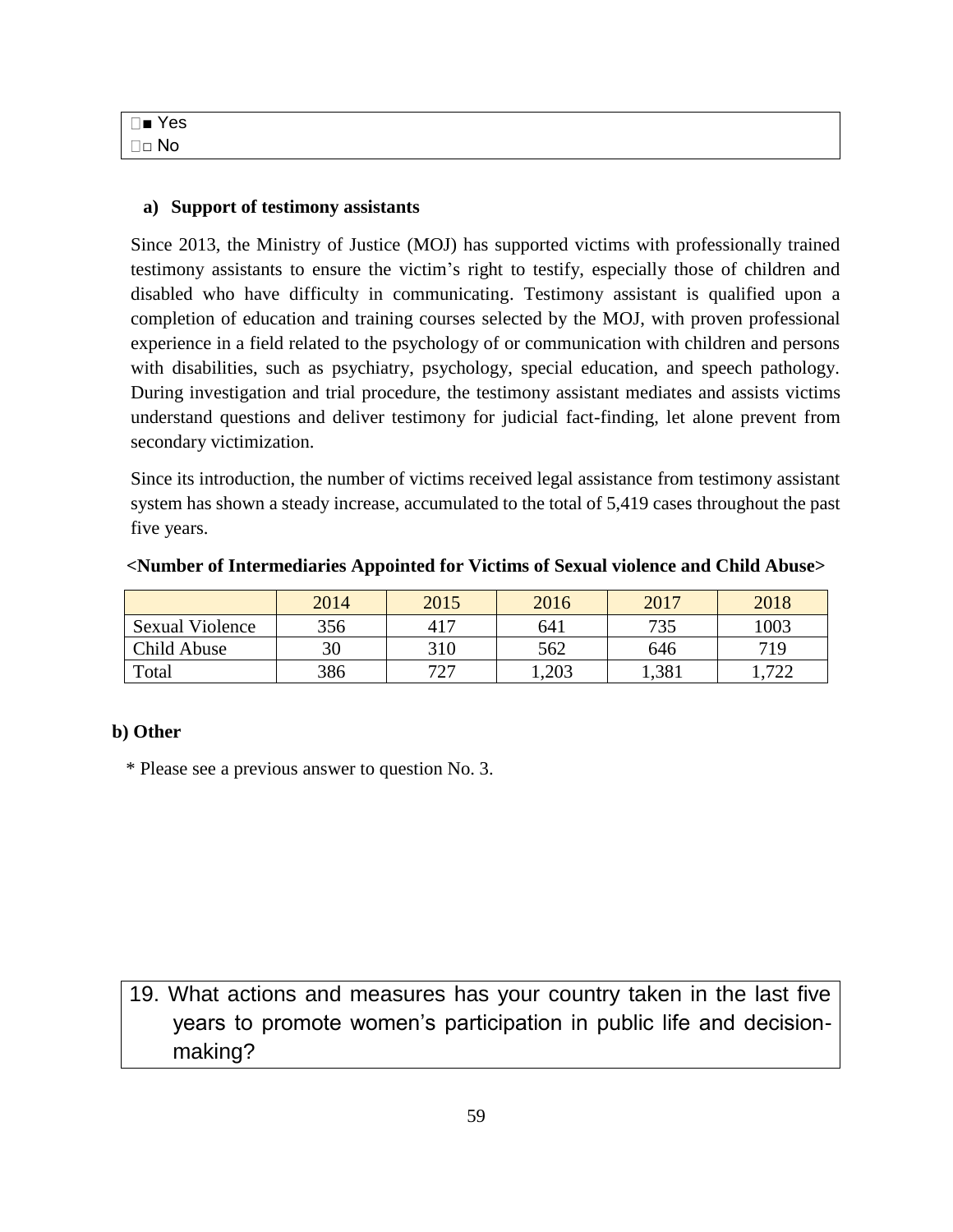| |
|---|
| ■ Yes |
| □ No |

**a) Support of testimony assistants**

Since 2013, the Ministry of Justice (MOJ) has supported victims with professionally trained testimony assistants to ensure the victim's right to testify, especially those of children and disabled who have difficulty in communicating. Testimony assistant is qualified upon a completion of education and training courses selected by the MOJ, with proven professional experience in a field related to the psychology of or communication with children and persons with disabilities, such as psychiatry, psychology, special education, and speech pathology. During investigation and trial procedure, the testimony assistant mediates and assists victims understand questions and deliver testimony for judicial fact-finding, let alone prevent from secondary victimization.

Since its introduction, the number of victims received legal assistance from testimony assistant system has shown a steady increase, accumulated to the total of 5,419 cases throughout the past five years.

**<Number of Intermediaries Appointed for Victims of Sexual violence and Child Abuse>**

| | 2014 | 2015 | 2016 | 2017 | 2018 |
|---|---|---|---|---|---|
| Sexual Violence | 356 | 417 | 641 | 735 | 1003 |
| Child Abuse | 30 | 310 | 562 | 646 | 719 |
| Total | 386 | 727 | 1,203 | 1,381 | 1,722 |

**b) Other**

* Please see a previous answer to question No. 3.

| |
|---|
| 19. What actions and measures has your country taken in the last five years to promote women's participation in public life and decision-making? |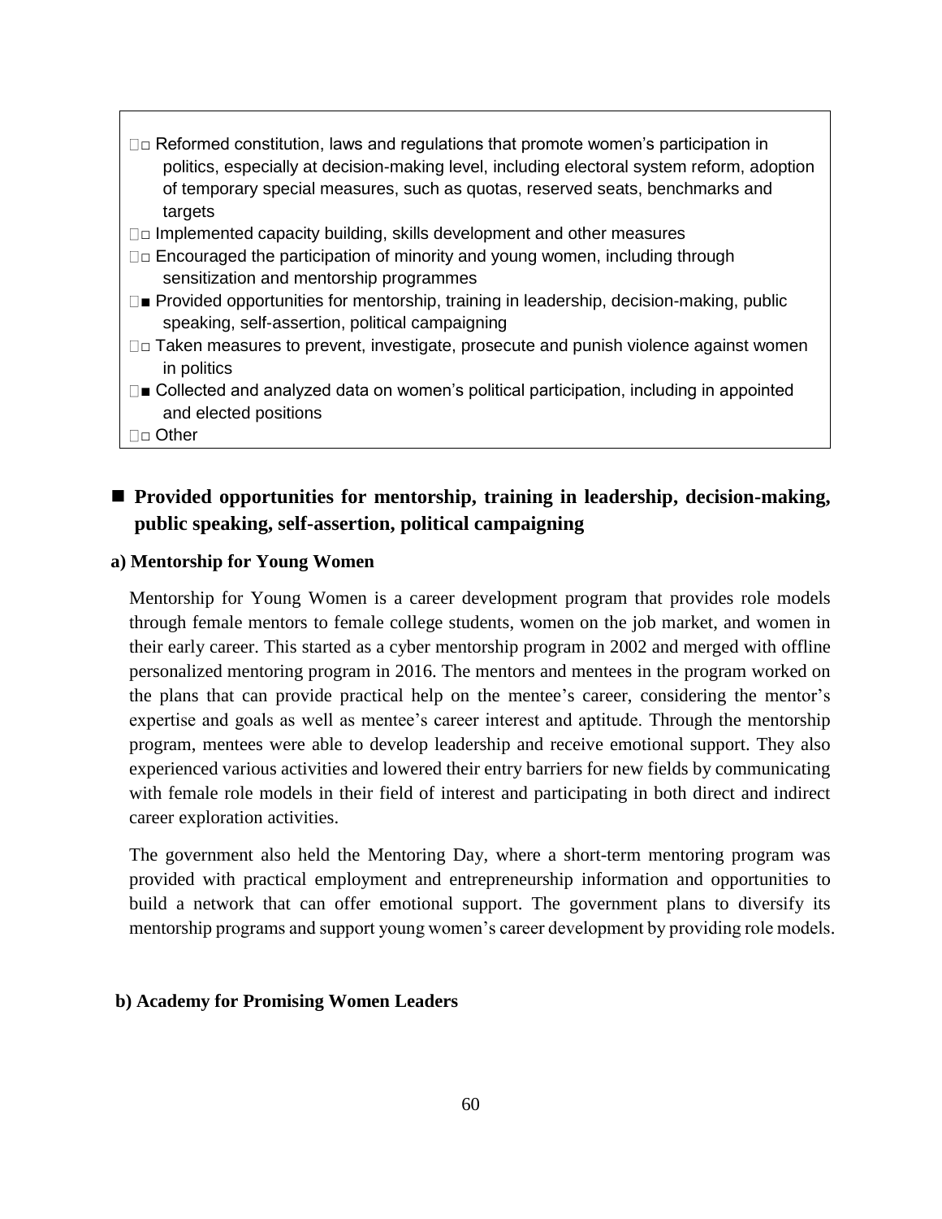- ☐□ Reformed constitution, laws and regulations that promote women's participation in politics, especially at decision-making level, including electoral system reform, adoption of temporary special measures, such as quotas, reserved seats, benchmarks and targets
- ☐□ Implemented capacity building, skills development and other measures
- ☐□ Encouraged the participation of minority and young women, including through sensitization and mentorship programmes
- ☐■ Provided opportunities for mentorship, training in leadership, decision-making, public speaking, self-assertion, political campaigning
- ☐□ Taken measures to prevent, investigate, prosecute and punish violence against women in politics
- ☐■ Collected and analyzed data on women's political participation, including in appointed and elected positions
- ☐□ Other

## ■ Provided opportunities for mentorship, training in leadership, decision-making, public speaking, self-assertion, political campaigning

### a) Mentorship for Young Women

Mentorship for Young Women is a career development program that provides role models through female mentors to female college students, women on the job market, and women in their early career. This started as a cyber mentorship program in 2002 and merged with offline personalized mentoring program in 2016. The mentors and mentees in the program worked on the plans that can provide practical help on the mentee's career, considering the mentor's expertise and goals as well as mentee's career interest and aptitude. Through the mentorship program, mentees were able to develop leadership and receive emotional support. They also experienced various activities and lowered their entry barriers for new fields by communicating with female role models in their field of interest and participating in both direct and indirect career exploration activities.

The government also held the Mentoring Day, where a short-term mentoring program was provided with practical employment and entrepreneurship information and opportunities to build a network that can offer emotional support. The government plans to diversify its mentorship programs and support young women's career development by providing role models.

### b) Academy for Promising Women Leaders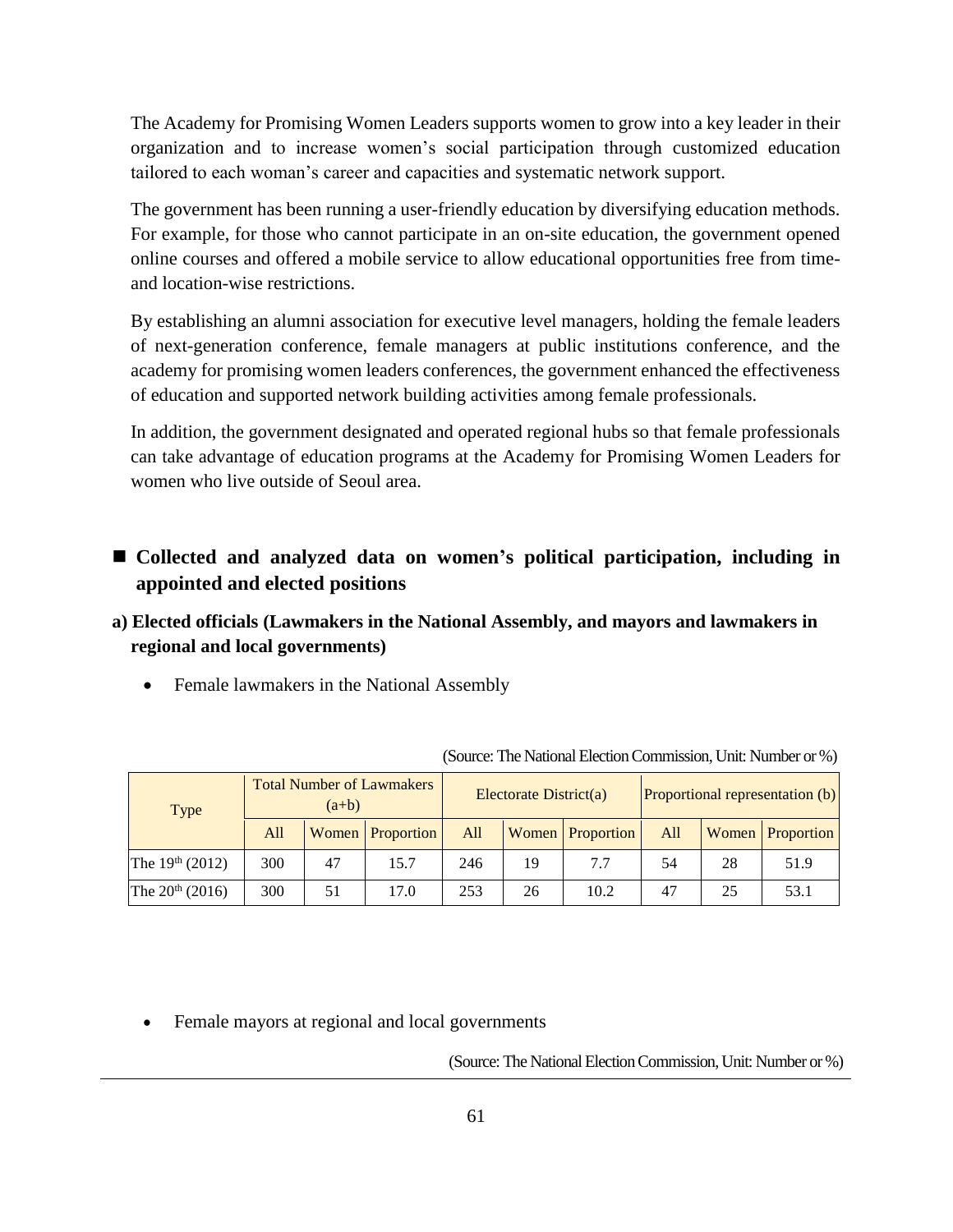The Academy for Promising Women Leaders supports women to grow into a key leader in their organization and to increase women's social participation through customized education tailored to each woman's career and capacities and systematic network support.

The government has been running a user-friendly education by diversifying education methods. For example, for those who cannot participate in an on-site education, the government opened online courses and offered a mobile service to allow educational opportunities free from time- and location-wise restrictions.

By establishing an alumni association for executive level managers, holding the female leaders of next-generation conference, female managers at public institutions conference, and the academy for promising women leaders conferences, the government enhanced the effectiveness of education and supported network building activities among female professionals.

In addition, the government designated and operated regional hubs so that female professionals can take advantage of education programs at the Academy for Promising Women Leaders for women who live outside of Seoul area.

## ■ Collected and analyzed data on women's political participation, including in appointed and elected positions

### a) Elected officials (Lawmakers in the National Assembly, and mayors and lawmakers in regional and local governments)

- Female lawmakers in the National Assembly

(Source: The National Election Commission, Unit: Number or %)

| Type | Total Number of Lawmakers (a+b) | | | Electorate District(a) | | | Proportional representation (b) | | |
|---|---|---|---|---|---|---|---|---|---|
| | All | Women | Proportion | All | Women | Proportion | All | Women | Proportion |
| The 19th (2012) | 300 | 47 | 15.7 | 246 | 19 | 7.7 | 54 | 28 | 51.9 |
| The 20th (2016) | 300 | 51 | 17.0 | 253 | 26 | 10.2 | 47 | 25 | 53.1 |

- Female mayors at regional and local governments

(Source: The National Election Commission, Unit: Number or %)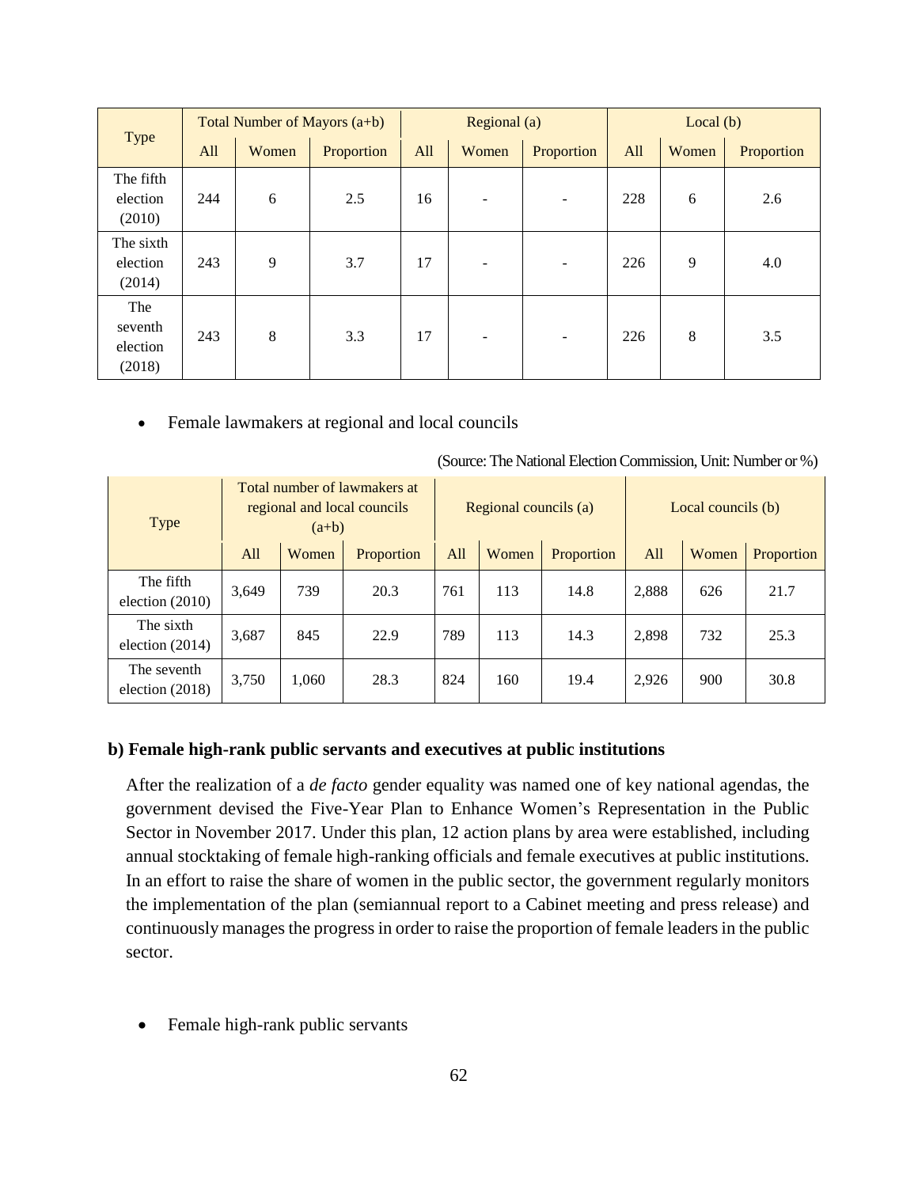| Type | Total Number of Mayors (a+b) | | | Regional (a) | | | Local (b) | | |
|---|---|---|---|---|---|---|---|---|---|
| | All | Women | Proportion | All | Women | Proportion | All | Women | Proportion |
| The fifth election (2010) | 244 | 6 | 2.5 | 16 | - | - | 228 | 6 | 2.6 |
| The sixth election (2014) | 243 | 9 | 3.7 | 17 | - | - | 226 | 9 | 4.0 |
| The seventh election (2018) | 243 | 8 | 3.3 | 17 | - | - | 226 | 8 | 3.5 |

- Female lawmakers at regional and local councils

(Source: The National Election Commission, Unit: Number or %)

| Type | Total number of lawmakers at regional and local councils (a+b) | | | Regional councils (a) | | | Local councils (b) | | |
|---|---|---|---|---|---|---|---|---|---|
| | All | Women | Proportion | All | Women | Proportion | All | Women | Proportion |
| The fifth election (2010) | 3,649 | 739 | 20.3 | 761 | 113 | 14.8 | 2,888 | 626 | 21.7 |
| The sixth election (2014) | 3,687 | 845 | 22.9 | 789 | 113 | 14.3 | 2,898 | 732 | 25.3 |
| The seventh election (2018) | 3,750 | 1,060 | 28.3 | 824 | 160 | 19.4 | 2,926 | 900 | 30.8 |

**b) Female high-rank public servants and executives at public institutions**

After the realization of a *de facto* gender equality was named one of key national agendas, the government devised the Five-Year Plan to Enhance Women's Representation in the Public Sector in November 2017. Under this plan, 12 action plans by area were established, including annual stocktaking of female high-ranking officials and female executives at public institutions. In an effort to raise the share of women in the public sector, the government regularly monitors the implementation of the plan (semiannual report to a Cabinet meeting and press release) and continuously manages the progress in order to raise the proportion of female leaders in the public sector.

- Female high-rank public servants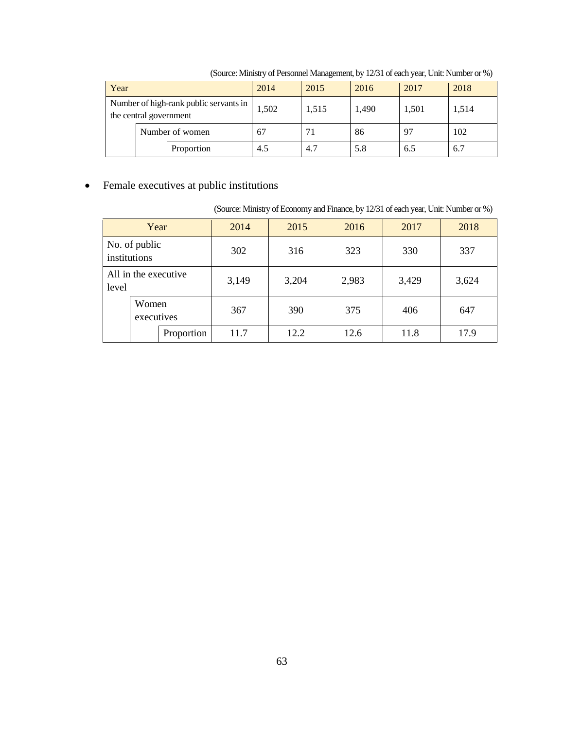(Source: Ministry of Personnel Management, by 12/31 of each year, Unit: Number or %)

| Year | | | 2014 | 2015 | 2016 | 2017 | 2018 |
|---|---|---|---|---|---|---|---|
| Number of high-rank public servants in the central government | | | 1,502 | 1,515 | 1,490 | 1,501 | 1,514 |
| | Number of women | | 67 | 71 | 86 | 97 | 102 |
| | | Proportion | 4.5 | 4.7 | 5.8 | 6.5 | 6.7 |

- Female executives at public institutions

(Source: Ministry of Economy and Finance, by 12/31 of each year, Unit: Number or %)

| Year | | | 2014 | 2015 | 2016 | 2017 | 2018 |
|---|---|---|---|---|---|---|---|
| No. of public institutions | | | 302 | 316 | 323 | 330 | 337 |
| All in the executive level | | | 3,149 | 3,204 | 2,983 | 3,429 | 3,624 |
| | Women executives | | 367 | 390 | 375 | 406 | 647 |
| | | Proportion | 11.7 | 12.2 | 12.6 | 11.8 | 17.9 |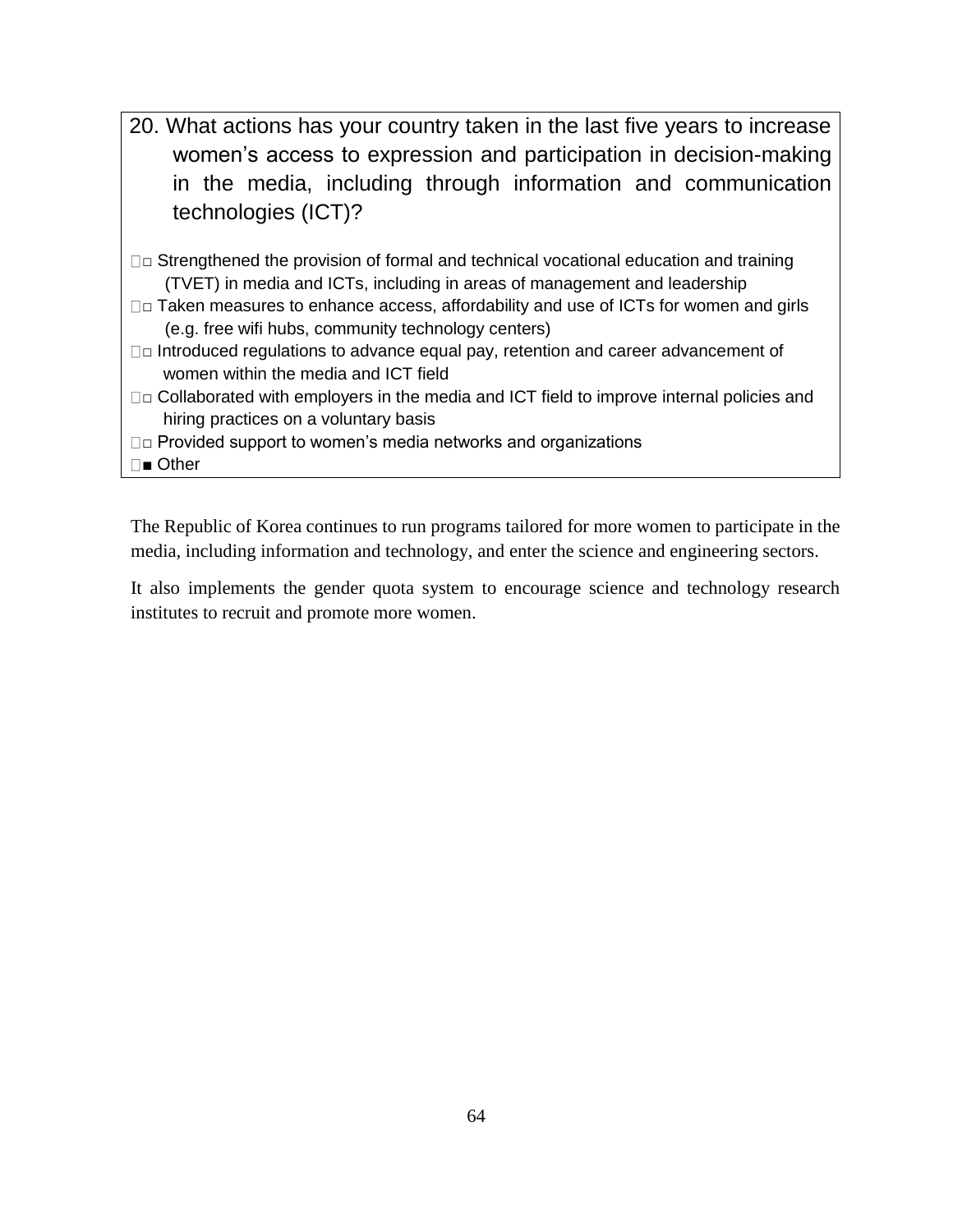20. What actions has your country taken in the last five years to increase women’s access to expression and participation in decision-making in the media, including through information and communication technologies (ICT)?

- □ Strengthened the provision of formal and technical vocational education and training (TVET) in media and ICTs, including in areas of management and leadership
- □ Taken measures to enhance access, affordability and use of ICTs for women and girls (e.g. free wifi hubs, community technology centers)
- □ Introduced regulations to advance equal pay, retention and career advancement of women within the media and ICT field
- □ Collaborated with employers in the media and ICT field to improve internal policies and hiring practices on a voluntary basis
- □ Provided support to women’s media networks and organizations
- ■ Other

The Republic of Korea continues to run programs tailored for more women to participate in the media, including information and technology, and enter the science and engineering sectors.

It also implements the gender quota system to encourage science and technology research institutes to recruit and promote more women.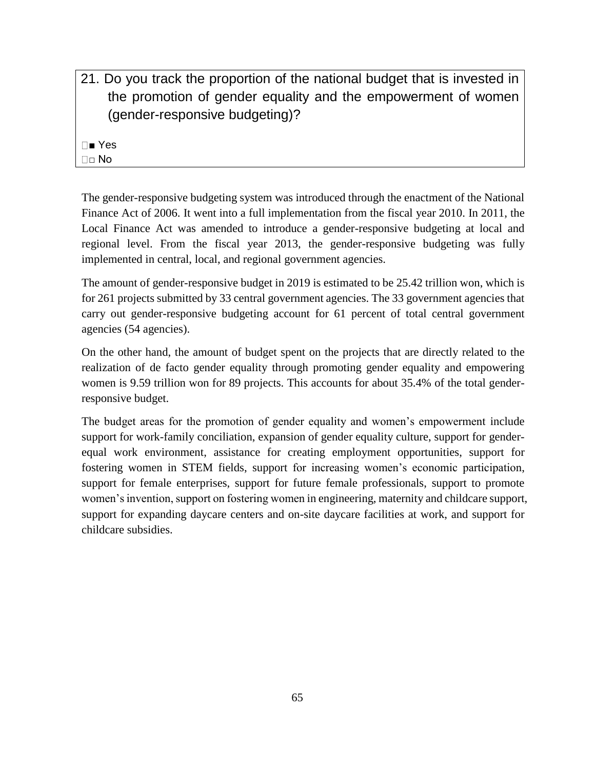21. Do you track the proportion of the national budget that is invested in the promotion of gender equality and the empowerment of women (gender-responsive budgeting)?

■ Yes
□ No

The gender-responsive budgeting system was introduced through the enactment of the National Finance Act of 2006. It went into a full implementation from the fiscal year 2010. In 2011, the Local Finance Act was amended to introduce a gender-responsive budgeting at local and regional level. From the fiscal year 2013, the gender-responsive budgeting was fully implemented in central, local, and regional government agencies.

The amount of gender-responsive budget in 2019 is estimated to be 25.42 trillion won, which is for 261 projects submitted by 33 central government agencies. The 33 government agencies that carry out gender-responsive budgeting account for 61 percent of total central government agencies (54 agencies).

On the other hand, the amount of budget spent on the projects that are directly related to the realization of de facto gender equality through promoting gender equality and empowering women is 9.59 trillion won for 89 projects. This accounts for about 35.4% of the total gender-responsive budget.

The budget areas for the promotion of gender equality and women's empowerment include support for work-family conciliation, expansion of gender equality culture, support for gender-equal work environment, assistance for creating employment opportunities, support for fostering women in STEM fields, support for increasing women's economic participation, support for female enterprises, support for future female professionals, support to promote women's invention, support on fostering women in engineering, maternity and childcare support, support for expanding daycare centers and on-site daycare facilities at work, and support for childcare subsidies.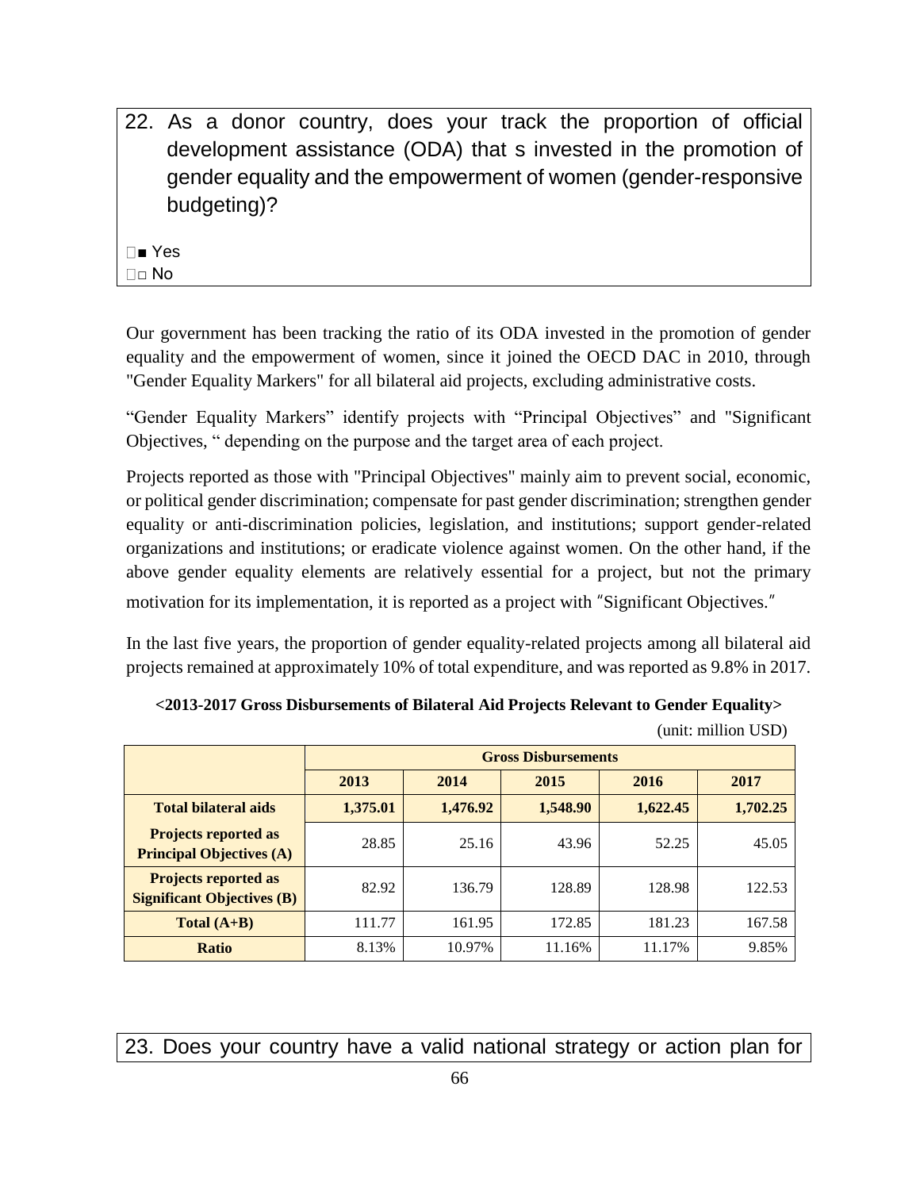22. As a donor country, does your track the proportion of official development assistance (ODA) that s invested in the promotion of gender equality and the empowerment of women (gender-responsive budgeting)?

■ Yes
□ No

Our government has been tracking the ratio of its ODA invested in the promotion of gender equality and the empowerment of women, since it joined the OECD DAC in 2010, through "Gender Equality Markers" for all bilateral aid projects, excluding administrative costs.

"Gender Equality Markers" identify projects with "Principal Objectives" and "Significant Objectives, " depending on the purpose and the target area of each project.

Projects reported as those with "Principal Objectives" mainly aim to prevent social, economic, or political gender discrimination; compensate for past gender discrimination; strengthen gender equality or anti-discrimination policies, legislation, and institutions; support gender-related organizations and institutions; or eradicate violence against women. On the other hand, if the above gender equality elements are relatively essential for a project, but not the primary motivation for its implementation, it is reported as a project with "Significant Objectives."

In the last five years, the proportion of gender equality-related projects among all bilateral aid projects remained at approximately 10% of total expenditure, and was reported as 9.8% in 2017.

**<2013-2017 Gross Disbursements of Bilateral Aid Projects Relevant to Gender Equality>**

(unit: million USD)

| | Gross Disbursements | | | | |
|---|---|---|---|---|---|
| | 2013 | 2014 | 2015 | 2016 | 2017 |
| **Total bilateral aids** | **1,375.01** | **1,476.92** | **1,548.90** | **1,622.45** | **1,702.25** |
| **Projects reported as Principal Objectives (A)** | 28.85 | 25.16 | 43.96 | 52.25 | 45.05 |
| **Projects reported as Significant Objectives (B)** | 82.92 | 136.79 | 128.89 | 128.98 | 122.53 |
| **Total (A+B)** | 111.77 | 161.95 | 172.85 | 181.23 | 167.58 |
| **Ratio** | 8.13% | 10.97% | 11.16% | 11.17% | 9.85% |

23. Does your country have a valid national strategy or action plan for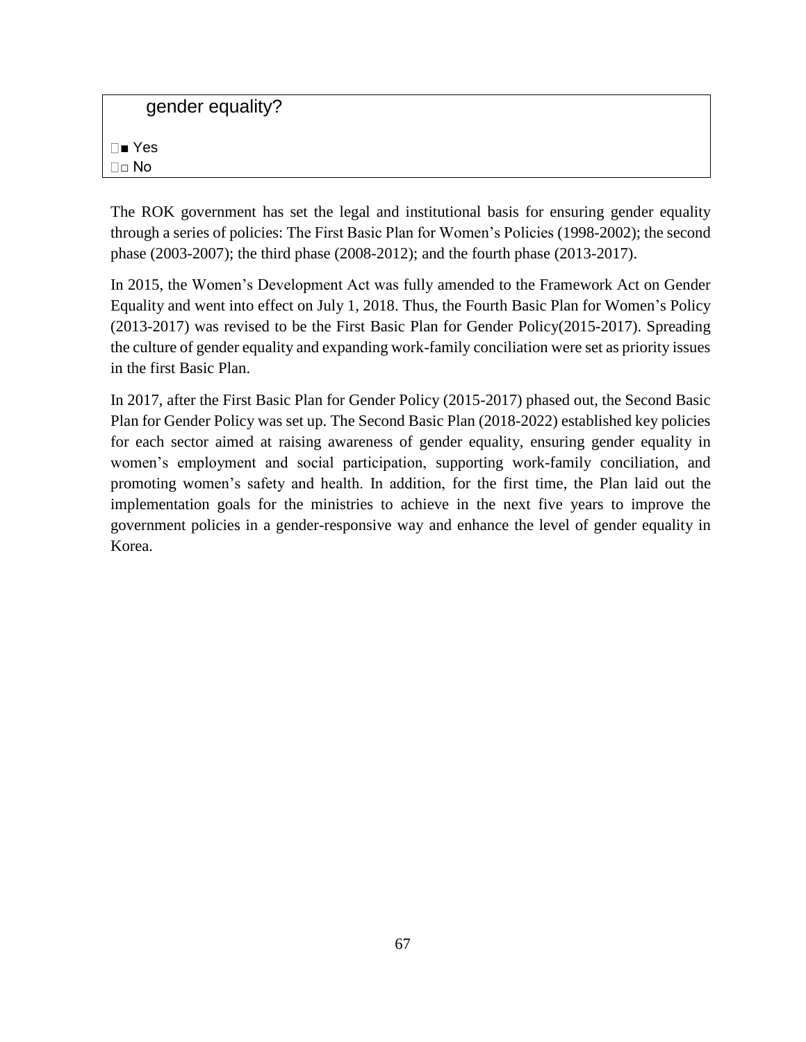gender equality?

■ Yes
□ No

The ROK government has set the legal and institutional basis for ensuring gender equality through a series of policies: The First Basic Plan for Women's Policies (1998-2002); the second phase (2003-2007); the third phase (2008-2012); and the fourth phase (2013-2017).

In 2015, the Women's Development Act was fully amended to the Framework Act on Gender Equality and went into effect on July 1, 2018. Thus, the Fourth Basic Plan for Women's Policy (2013-2017) was revised to be the First Basic Plan for Gender Policy(2015-2017). Spreading the culture of gender equality and expanding work-family conciliation were set as priority issues in the first Basic Plan.

In 2017, after the First Basic Plan for Gender Policy (2015-2017) phased out, the Second Basic Plan for Gender Policy was set up. The Second Basic Plan (2018-2022) established key policies for each sector aimed at raising awareness of gender equality, ensuring gender equality in women's employment and social participation, supporting work-family conciliation, and promoting women's safety and health. In addition, for the first time, the Plan laid out the implementation goals for the ministries to achieve in the next five years to improve the government policies in a gender-responsive way and enhance the level of gender equality in Korea.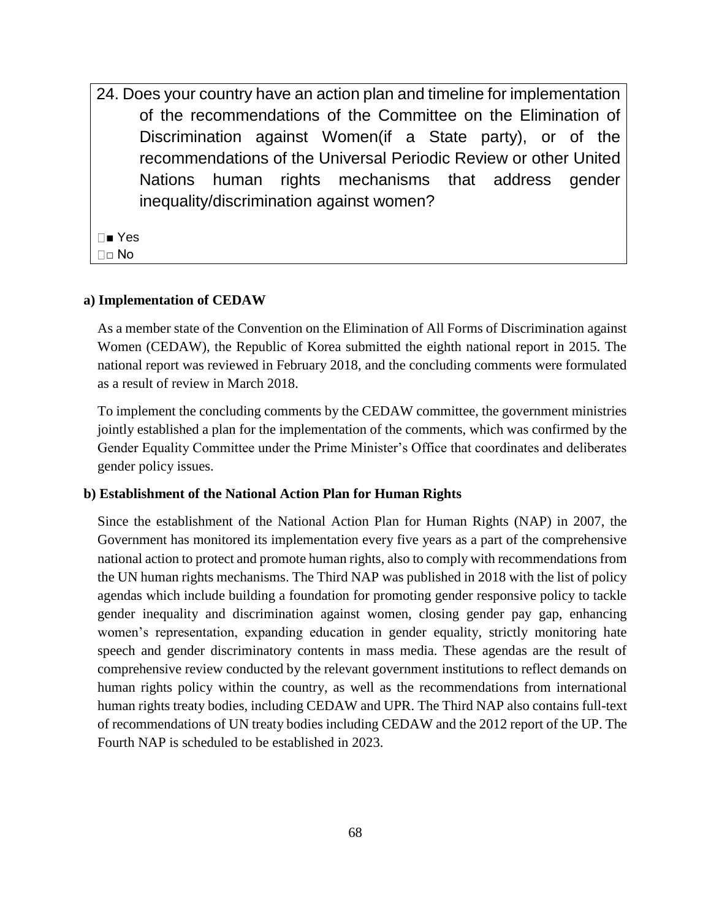24. Does your country have an action plan and timeline for implementation of the recommendations of the Committee on the Elimination of Discrimination against Women(if a State party), or of the recommendations of the Universal Periodic Review or other United Nations human rights mechanisms that address gender inequality/discrimination against women?

■ Yes
□ No

**a) Implementation of CEDAW**

As a member state of the Convention on the Elimination of All Forms of Discrimination against Women (CEDAW), the Republic of Korea submitted the eighth national report in 2015. The national report was reviewed in February 2018, and the concluding comments were formulated as a result of review in March 2018.

To implement the concluding comments by the CEDAW committee, the government ministries jointly established a plan for the implementation of the comments, which was confirmed by the Gender Equality Committee under the Prime Minister's Office that coordinates and deliberates gender policy issues.

**b) Establishment of the National Action Plan for Human Rights**

Since the establishment of the National Action Plan for Human Rights (NAP) in 2007, the Government has monitored its implementation every five years as a part of the comprehensive national action to protect and promote human rights, also to comply with recommendations from the UN human rights mechanisms. The Third NAP was published in 2018 with the list of policy agendas which include building a foundation for promoting gender responsive policy to tackle gender inequality and discrimination against women, closing gender pay gap, enhancing women's representation, expanding education in gender equality, strictly monitoring hate speech and gender discriminatory contents in mass media. These agendas are the result of comprehensive review conducted by the relevant government institutions to reflect demands on human rights policy within the country, as well as the recommendations from international human rights treaty bodies, including CEDAW and UPR. The Third NAP also contains full-text of recommendations of UN treaty bodies including CEDAW and the 2012 report of the UP. The Fourth NAP is scheduled to be established in 2023.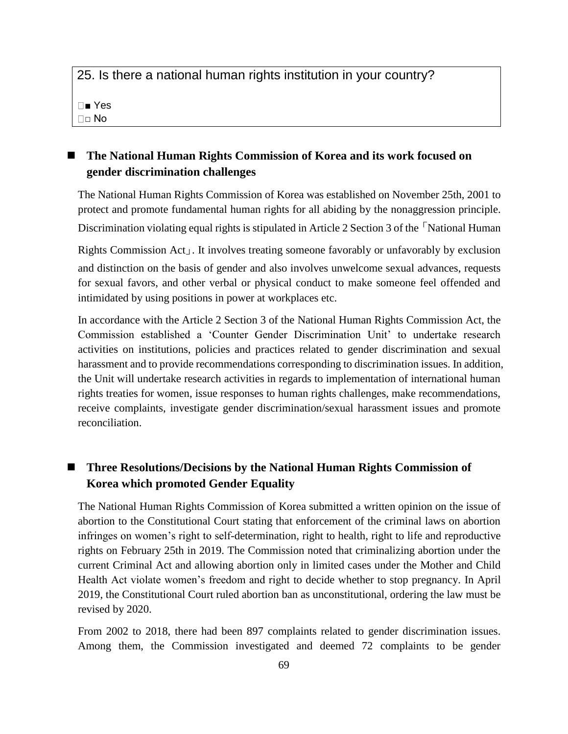25. Is there a national human rights institution in your country?

■ Yes
□ No

## ■ The National Human Rights Commission of Korea and its work focused on gender discrimination challenges

The National Human Rights Commission of Korea was established on November 25th, 2001 to protect and promote fundamental human rights for all abiding by the nonaggression principle. Discrimination violating equal rights is stipulated in Article 2 Section 3 of the「National Human Rights Commission Act」. It involves treating someone favorably or unfavorably by exclusion and distinction on the basis of gender and also involves unwelcome sexual advances, requests for sexual favors, and other verbal or physical conduct to make someone feel offended and intimidated by using positions in power at workplaces etc.

In accordance with the Article 2 Section 3 of the National Human Rights Commission Act, the Commission established a 'Counter Gender Discrimination Unit' to undertake research activities on institutions, policies and practices related to gender discrimination and sexual harassment and to provide recommendations corresponding to discrimination issues. In addition, the Unit will undertake research activities in regards to implementation of international human rights treaties for women, issue responses to human rights challenges, make recommendations, receive complaints, investigate gender discrimination/sexual harassment issues and promote reconciliation.

## ■ Three Resolutions/Decisions by the National Human Rights Commission of Korea which promoted Gender Equality

The National Human Rights Commission of Korea submitted a written opinion on the issue of abortion to the Constitutional Court stating that enforcement of the criminal laws on abortion infringes on women's right to self-determination, right to health, right to life and reproductive rights on February 25th in 2019. The Commission noted that criminalizing abortion under the current Criminal Act and allowing abortion only in limited cases under the Mother and Child Health Act violate women's freedom and right to decide whether to stop pregnancy. In April 2019, the Constitutional Court ruled abortion ban as unconstitutional, ordering the law must be revised by 2020.

From 2002 to 2018, there had been 897 complaints related to gender discrimination issues. Among them, the Commission investigated and deemed 72 complaints to be gender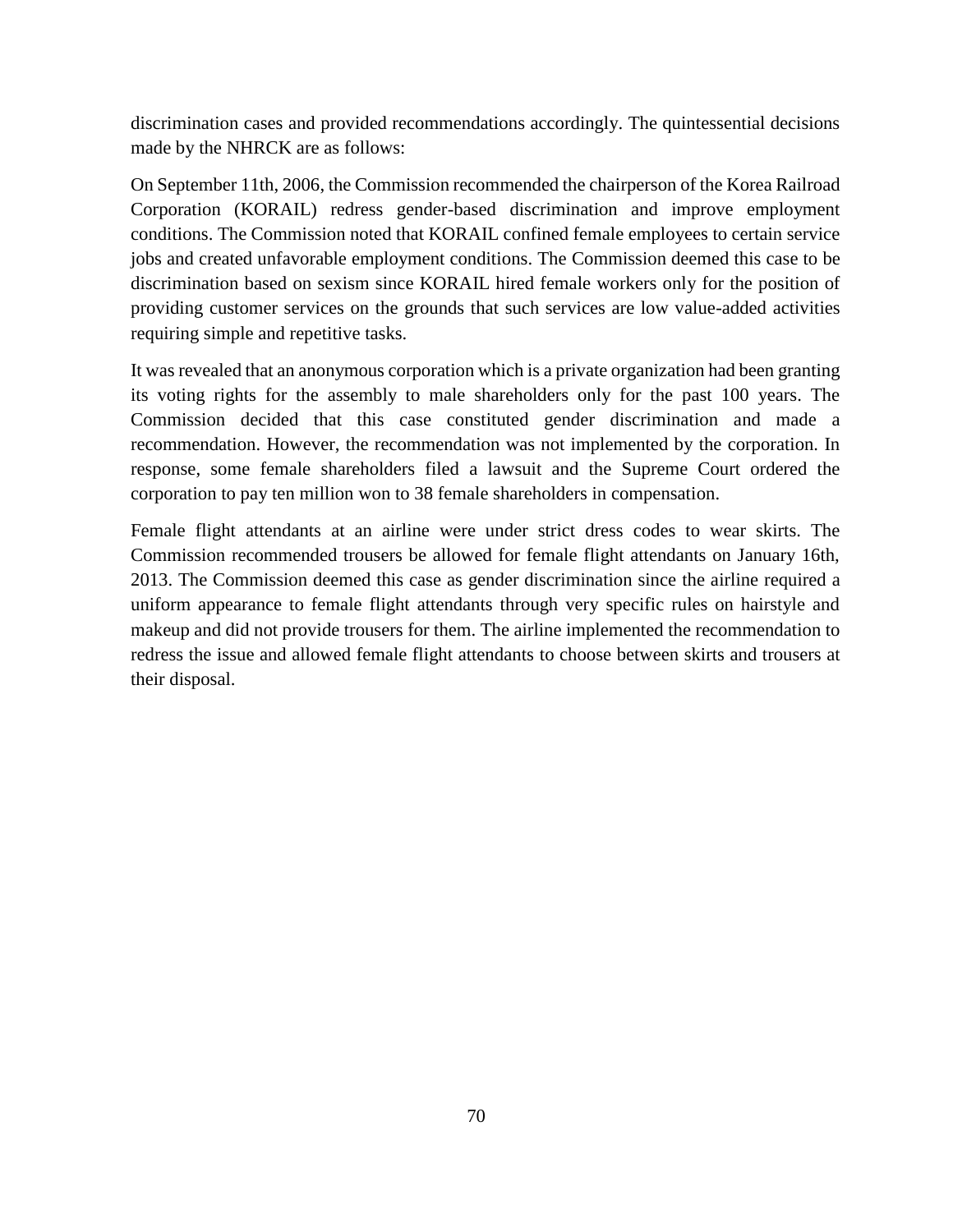discrimination cases and provided recommendations accordingly. The quintessential decisions made by the NHRCK are as follows:

On September 11th, 2006, the Commission recommended the chairperson of the Korea Railroad Corporation (KORAIL) redress gender-based discrimination and improve employment conditions. The Commission noted that KORAIL confined female employees to certain service jobs and created unfavorable employment conditions. The Commission deemed this case to be discrimination based on sexism since KORAIL hired female workers only for the position of providing customer services on the grounds that such services are low value-added activities requiring simple and repetitive tasks.

It was revealed that an anonymous corporation which is a private organization had been granting its voting rights for the assembly to male shareholders only for the past 100 years. The Commission decided that this case constituted gender discrimination and made a recommendation. However, the recommendation was not implemented by the corporation. In response, some female shareholders filed a lawsuit and the Supreme Court ordered the corporation to pay ten million won to 38 female shareholders in compensation.

Female flight attendants at an airline were under strict dress codes to wear skirts. The Commission recommended trousers be allowed for female flight attendants on January 16th, 2013. The Commission deemed this case as gender discrimination since the airline required a uniform appearance to female flight attendants through very specific rules on hairstyle and makeup and did not provide trousers for them. The airline implemented the recommendation to redress the issue and allowed female flight attendants to choose between skirts and trousers at their disposal.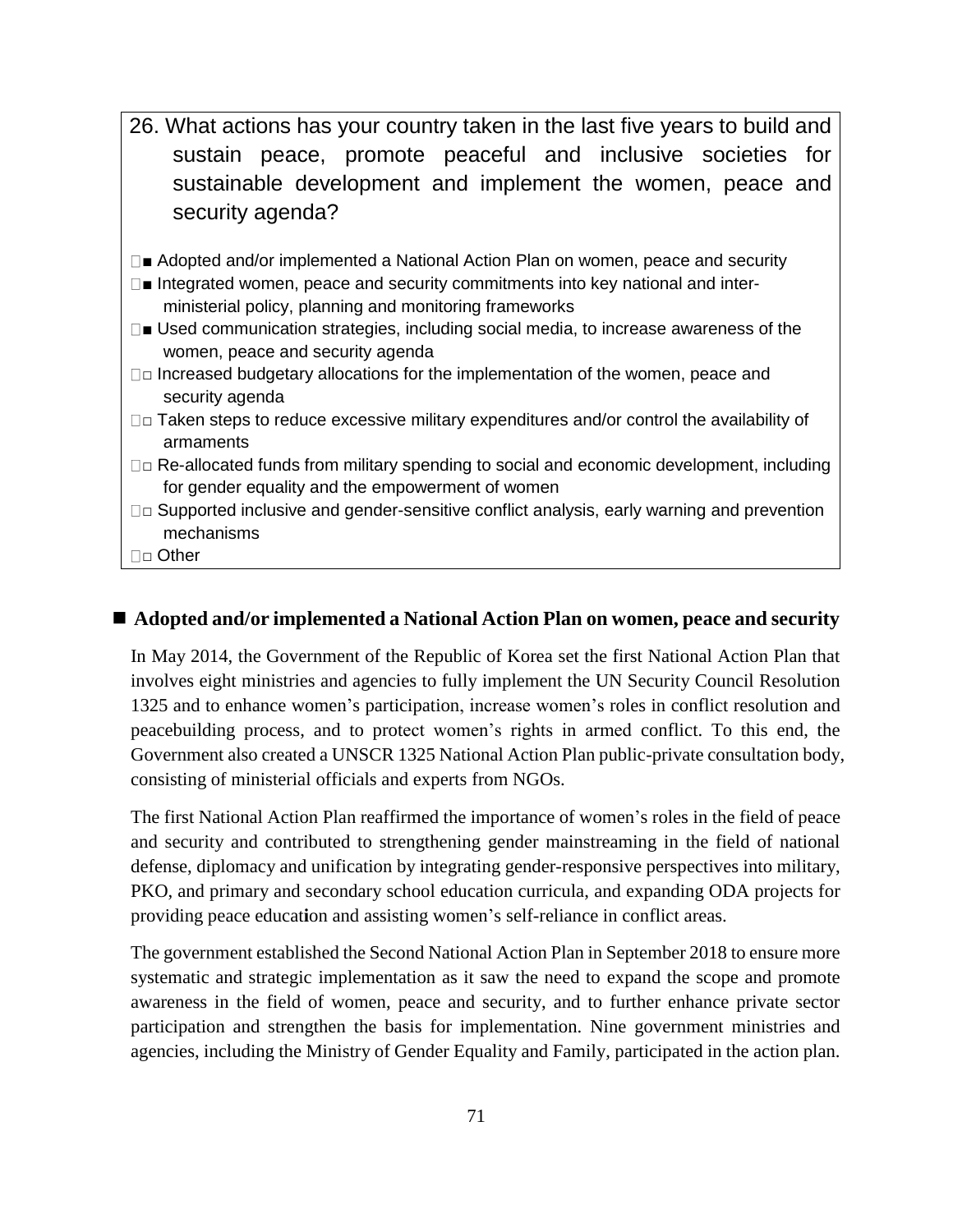26. What actions has your country taken in the last five years to build and sustain peace, promote peaceful and inclusive societies for sustainable development and implement the women, peace and security agenda?

- ■ Adopted and/or implemented a National Action Plan on women, peace and security
- ■ Integrated women, peace and security commitments into key national and inter-ministerial policy, planning and monitoring frameworks
- ■ Used communication strategies, including social media, to increase awareness of the women, peace and security agenda
- □ Increased budgetary allocations for the implementation of the women, peace and security agenda
- □ Taken steps to reduce excessive military expenditures and/or control the availability of armaments
- □ Re-allocated funds from military spending to social and economic development, including for gender equality and the empowerment of women
- □ Supported inclusive and gender-sensitive conflict analysis, early warning and prevention mechanisms
- □ Other

### ■ Adopted and/or implemented a National Action Plan on women, peace and security

In May 2014, the Government of the Republic of Korea set the first National Action Plan that involves eight ministries and agencies to fully implement the UN Security Council Resolution 1325 and to enhance women's participation, increase women's roles in conflict resolution and peacebuilding process, and to protect women's rights in armed conflict. To this end, the Government also created a UNSCR 1325 National Action Plan public-private consultation body, consisting of ministerial officials and experts from NGOs.

The first National Action Plan reaffirmed the importance of women's roles in the field of peace and security and contributed to strengthening gender mainstreaming in the field of national defense, diplomacy and unification by integrating gender-responsive perspectives into military, PKO, and primary and secondary school education curricula, and expanding ODA projects for providing peace education and assisting women's self-reliance in conflict areas.

The government established the Second National Action Plan in September 2018 to ensure more systematic and strategic implementation as it saw the need to expand the scope and promote awareness in the field of women, peace and security, and to further enhance private sector participation and strengthen the basis for implementation. Nine government ministries and agencies, including the Ministry of Gender Equality and Family, participated in the action plan.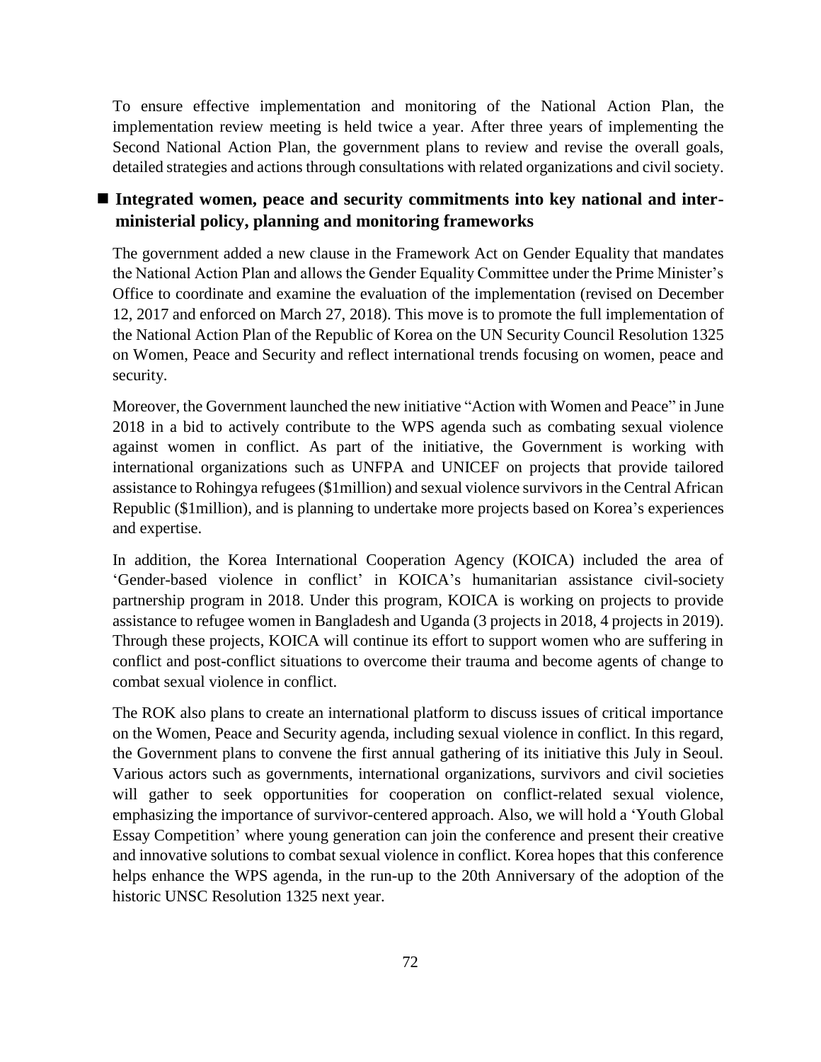To ensure effective implementation and monitoring of the National Action Plan, the implementation review meeting is held twice a year. After three years of implementing the Second National Action Plan, the government plans to review and revise the overall goals, detailed strategies and actions through consultations with related organizations and civil society.

- **Integrated women, peace and security commitments into key national and inter-ministerial policy, planning and monitoring frameworks**

The government added a new clause in the Framework Act on Gender Equality that mandates the National Action Plan and allows the Gender Equality Committee under the Prime Minister's Office to coordinate and examine the evaluation of the implementation (revised on December 12, 2017 and enforced on March 27, 2018). This move is to promote the full implementation of the National Action Plan of the Republic of Korea on the UN Security Council Resolution 1325 on Women, Peace and Security and reflect international trends focusing on women, peace and security.

Moreover, the Government launched the new initiative "Action with Women and Peace" in June 2018 in a bid to actively contribute to the WPS agenda such as combating sexual violence against women in conflict. As part of the initiative, the Government is working with international organizations such as UNFPA and UNICEF on projects that provide tailored assistance to Rohingya refugees ($1million) and sexual violence survivors in the Central African Republic ($1million), and is planning to undertake more projects based on Korea's experiences and expertise.

In addition, the Korea International Cooperation Agency (KOICA) included the area of 'Gender-based violence in conflict' in KOICA's humanitarian assistance civil-society partnership program in 2018. Under this program, KOICA is working on projects to provide assistance to refugee women in Bangladesh and Uganda (3 projects in 2018, 4 projects in 2019). Through these projects, KOICA will continue its effort to support women who are suffering in conflict and post-conflict situations to overcome their trauma and become agents of change to combat sexual violence in conflict.

The ROK also plans to create an international platform to discuss issues of critical importance on the Women, Peace and Security agenda, including sexual violence in conflict. In this regard, the Government plans to convene the first annual gathering of its initiative this July in Seoul. Various actors such as governments, international organizations, survivors and civil societies will gather to seek opportunities for cooperation on conflict-related sexual violence, emphasizing the importance of survivor-centered approach. Also, we will hold a 'Youth Global Essay Competition' where young generation can join the conference and present their creative and innovative solutions to combat sexual violence in conflict. Korea hopes that this conference helps enhance the WPS agenda, in the run-up to the 20th Anniversary of the adoption of the historic UNSC Resolution 1325 next year.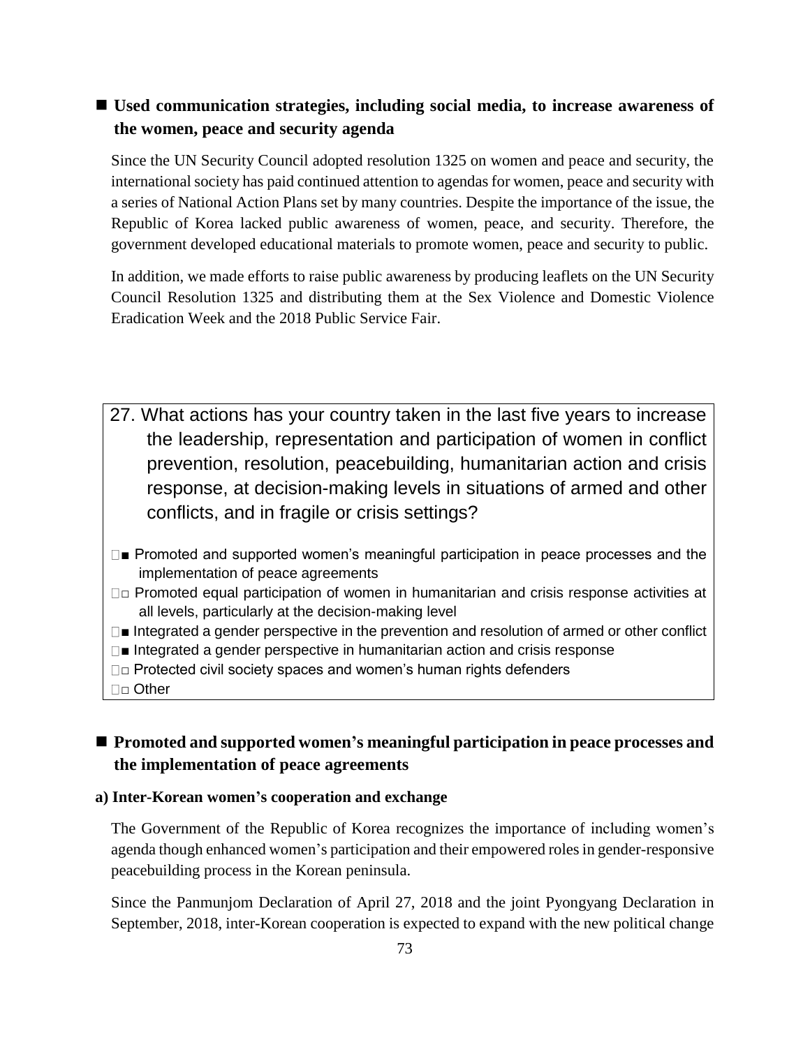■ **Used communication strategies, including social media, to increase awareness of the women, peace and security agenda**

Since the UN Security Council adopted resolution 1325 on women and peace and security, the international society has paid continued attention to agendas for women, peace and security with a series of National Action Plans set by many countries. Despite the importance of the issue, the Republic of Korea lacked public awareness of women, peace, and security. Therefore, the government developed educational materials to promote women, peace and security to public.

In addition, we made efforts to raise public awareness by producing leaflets on the UN Security Council Resolution 1325 and distributing them at the Sex Violence and Domestic Violence Eradication Week and the 2018 Public Service Fair.

27. What actions has your country taken in the last five years to increase the leadership, representation and participation of women in conflict prevention, resolution, peacebuilding, humanitarian action and crisis response, at decision-making levels in situations of armed and other conflicts, and in fragile or crisis settings?

- ■ Promoted and supported women's meaningful participation in peace processes and the implementation of peace agreements
- □ Promoted equal participation of women in humanitarian and crisis response activities at all levels, particularly at the decision-making level
- ■ Integrated a gender perspective in the prevention and resolution of armed or other conflict
- ■ Integrated a gender perspective in humanitarian action and crisis response
- □ Protected civil society spaces and women's human rights defenders
- □ Other

■ **Promoted and supported women's meaningful participation in peace processes and the implementation of peace agreements**

**a) Inter-Korean women's cooperation and exchange**

The Government of the Republic of Korea recognizes the importance of including women's agenda though enhanced women's participation and their empowered roles in gender-responsive peacebuilding process in the Korean peninsula.

Since the Panmunjom Declaration of April 27, 2018 and the joint Pyongyang Declaration in September, 2018, inter-Korean cooperation is expected to expand with the new political change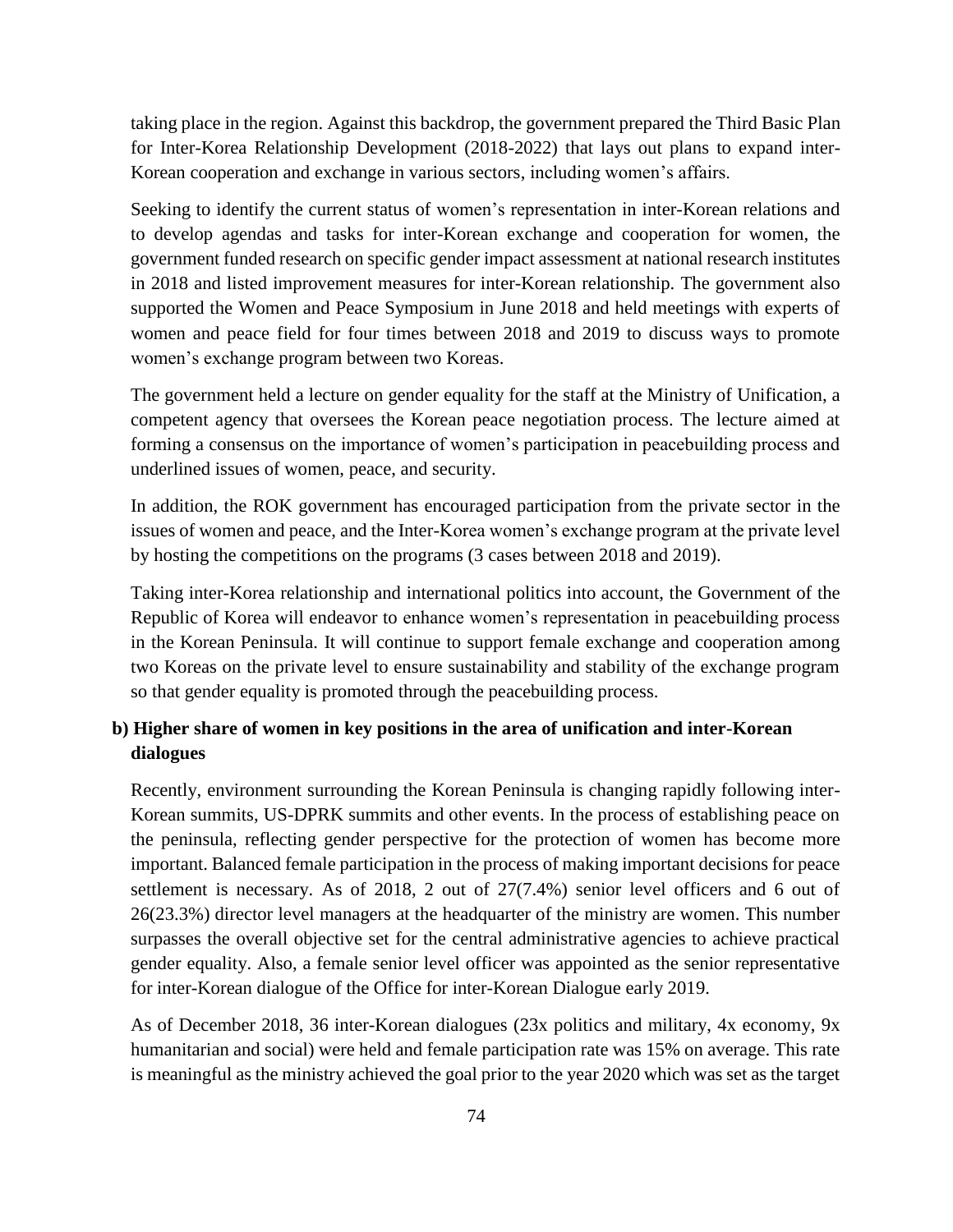taking place in the region. Against this backdrop, the government prepared the Third Basic Plan for Inter-Korea Relationship Development (2018-2022) that lays out plans to expand inter-Korean cooperation and exchange in various sectors, including women's affairs.

Seeking to identify the current status of women's representation in inter-Korean relations and to develop agendas and tasks for inter-Korean exchange and cooperation for women, the government funded research on specific gender impact assessment at national research institutes in 2018 and listed improvement measures for inter-Korean relationship. The government also supported the Women and Peace Symposium in June 2018 and held meetings with experts of women and peace field for four times between 2018 and 2019 to discuss ways to promote women's exchange program between two Koreas.

The government held a lecture on gender equality for the staff at the Ministry of Unification, a competent agency that oversees the Korean peace negotiation process. The lecture aimed at forming a consensus on the importance of women's participation in peacebuilding process and underlined issues of women, peace, and security.

In addition, the ROK government has encouraged participation from the private sector in the issues of women and peace, and the Inter-Korea women's exchange program at the private level by hosting the competitions on the programs (3 cases between 2018 and 2019).

Taking inter-Korea relationship and international politics into account, the Government of the Republic of Korea will endeavor to enhance women's representation in peacebuilding process in the Korean Peninsula. It will continue to support female exchange and cooperation among two Koreas on the private level to ensure sustainability and stability of the exchange program so that gender equality is promoted through the peacebuilding process.

**b) Higher share of women in key positions in the area of unification and inter-Korean dialogues**

Recently, environment surrounding the Korean Peninsula is changing rapidly following inter-Korean summits, US-DPRK summits and other events. In the process of establishing peace on the peninsula, reflecting gender perspective for the protection of women has become more important. Balanced female participation in the process of making important decisions for peace settlement is necessary. As of 2018, 2 out of 27(7.4%) senior level officers and 6 out of 26(23.3%) director level managers at the headquarter of the ministry are women. This number surpasses the overall objective set for the central administrative agencies to achieve practical gender equality. Also, a female senior level officer was appointed as the senior representative for inter-Korean dialogue of the Office for inter-Korean Dialogue early 2019.

As of December 2018, 36 inter-Korean dialogues (23x politics and military, 4x economy, 9x humanitarian and social) were held and female participation rate was 15% on average. This rate is meaningful as the ministry achieved the goal prior to the year 2020 which was set as the target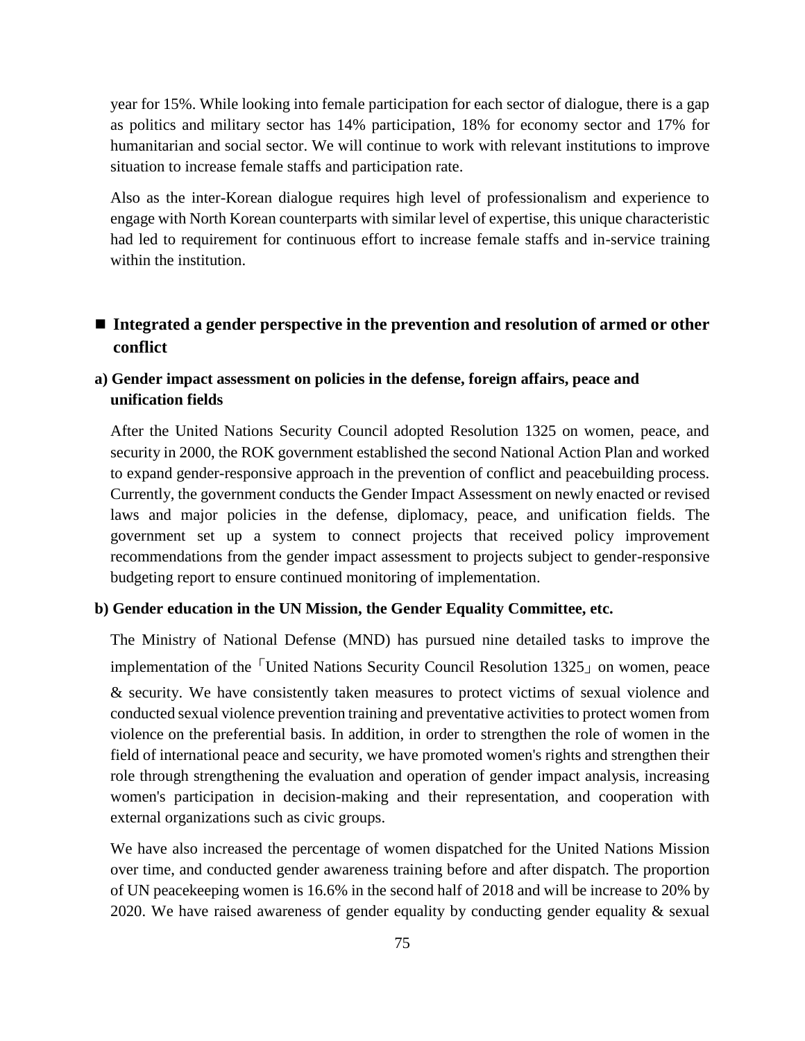year for 15%. While looking into female participation for each sector of dialogue, there is a gap as politics and military sector has 14% participation, 18% for economy sector and 17% for humanitarian and social sector. We will continue to work with relevant institutions to improve situation to increase female staffs and participation rate.

Also as the inter-Korean dialogue requires high level of professionalism and experience to engage with North Korean counterparts with similar level of expertise, this unique characteristic had led to requirement for continuous effort to increase female staffs and in-service training within the institution.

## ■ Integrated a gender perspective in the prevention and resolution of armed or other conflict

### a) Gender impact assessment on policies in the defense, foreign affairs, peace and unification fields

After the United Nations Security Council adopted Resolution 1325 on women, peace, and security in 2000, the ROK government established the second National Action Plan and worked to expand gender-responsive approach in the prevention of conflict and peacebuilding process. Currently, the government conducts the Gender Impact Assessment on newly enacted or revised laws and major policies in the defense, diplomacy, peace, and unification fields. The government set up a system to connect projects that received policy improvement recommendations from the gender impact assessment to projects subject to gender-responsive budgeting report to ensure continued monitoring of implementation.

### b) Gender education in the UN Mission, the Gender Equality Committee, etc.

The Ministry of National Defense (MND) has pursued nine detailed tasks to improve the implementation of the「United Nations Security Council Resolution 1325」on women, peace & security. We have consistently taken measures to protect victims of sexual violence and conducted sexual violence prevention training and preventative activities to protect women from violence on the preferential basis. In addition, in order to strengthen the role of women in the field of international peace and security, we have promoted women's rights and strengthen their role through strengthening the evaluation and operation of gender impact analysis, increasing women's participation in decision-making and their representation, and cooperation with external organizations such as civic groups.

We have also increased the percentage of women dispatched for the United Nations Mission over time, and conducted gender awareness training before and after dispatch. The proportion of UN peacekeeping women is 16.6% in the second half of 2018 and will be increase to 20% by 2020. We have raised awareness of gender equality by conducting gender equality & sexual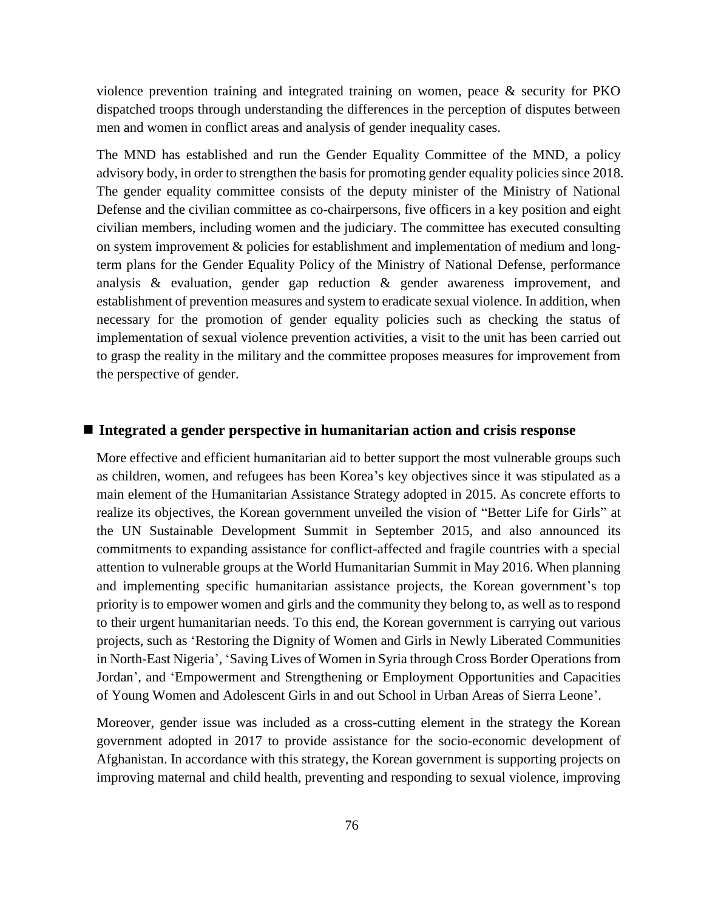violence prevention training and integrated training on women, peace & security for PKO dispatched troops through understanding the differences in the perception of disputes between men and women in conflict areas and analysis of gender inequality cases.

The MND has established and run the Gender Equality Committee of the MND, a policy advisory body, in order to strengthen the basis for promoting gender equality policies since 2018. The gender equality committee consists of the deputy minister of the Ministry of National Defense and the civilian committee as co-chairpersons, five officers in a key position and eight civilian members, including women and the judiciary. The committee has executed consulting on system improvement & policies for establishment and implementation of medium and long-term plans for the Gender Equality Policy of the Ministry of National Defense, performance analysis & evaluation, gender gap reduction & gender awareness improvement, and establishment of prevention measures and system to eradicate sexual violence. In addition, when necessary for the promotion of gender equality policies such as checking the status of implementation of sexual violence prevention activities, a visit to the unit has been carried out to grasp the reality in the military and the committee proposes measures for improvement from the perspective of gender.

## ■ Integrated a gender perspective in humanitarian action and crisis response

More effective and efficient humanitarian aid to better support the most vulnerable groups such as children, women, and refugees has been Korea's key objectives since it was stipulated as a main element of the Humanitarian Assistance Strategy adopted in 2015. As concrete efforts to realize its objectives, the Korean government unveiled the vision of "Better Life for Girls" at the UN Sustainable Development Summit in September 2015, and also announced its commitments to expanding assistance for conflict-affected and fragile countries with a special attention to vulnerable groups at the World Humanitarian Summit in May 2016. When planning and implementing specific humanitarian assistance projects, the Korean government's top priority is to empower women and girls and the community they belong to, as well as to respond to their urgent humanitarian needs. To this end, the Korean government is carrying out various projects, such as 'Restoring the Dignity of Women and Girls in Newly Liberated Communities in North-East Nigeria', 'Saving Lives of Women in Syria through Cross Border Operations from Jordan', and 'Empowerment and Strengthening or Employment Opportunities and Capacities of Young Women and Adolescent Girls in and out School in Urban Areas of Sierra Leone'.

Moreover, gender issue was included as a cross-cutting element in the strategy the Korean government adopted in 2017 to provide assistance for the socio-economic development of Afghanistan. In accordance with this strategy, the Korean government is supporting projects on improving maternal and child health, preventing and responding to sexual violence, improving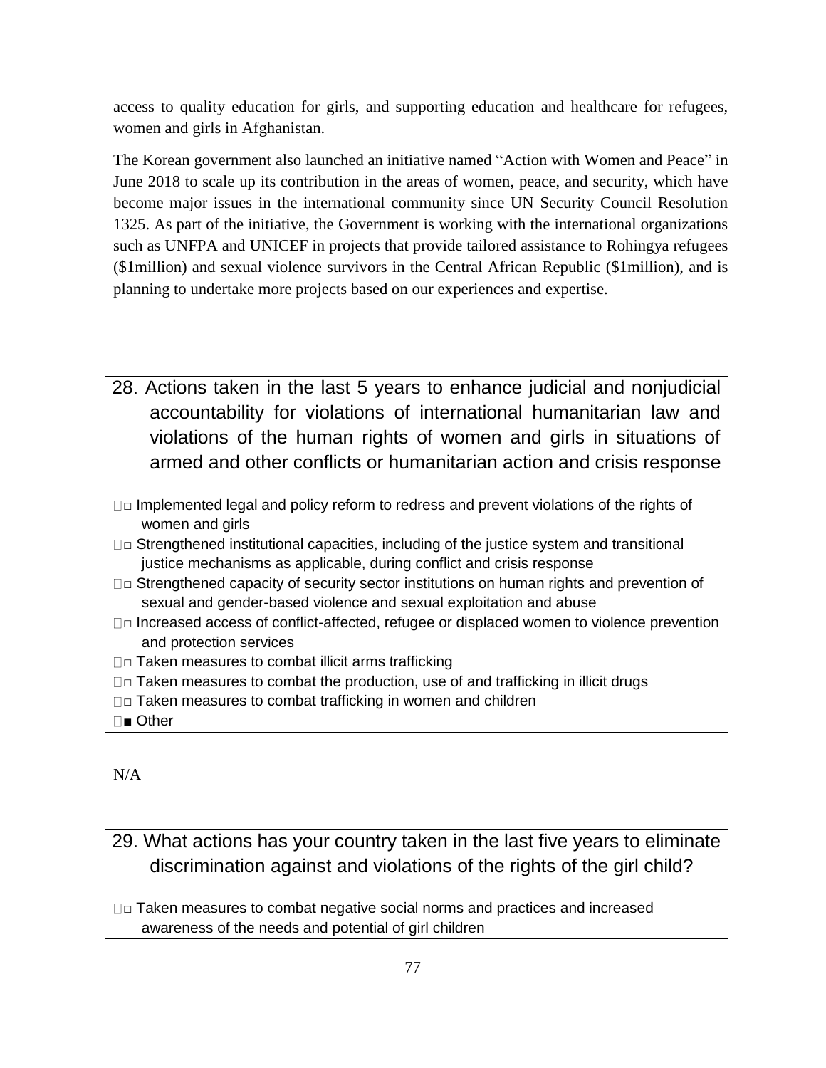access to quality education for girls, and supporting education and healthcare for refugees, women and girls in Afghanistan.

The Korean government also launched an initiative named "Action with Women and Peace" in June 2018 to scale up its contribution in the areas of women, peace, and security, which have become major issues in the international community since UN Security Council Resolution 1325. As part of the initiative, the Government is working with the international organizations such as UNFPA and UNICEF in projects that provide tailored assistance to Rohingya refugees ($1million) and sexual violence survivors in the Central African Republic ($1million), and is planning to undertake more projects based on our experiences and expertise.

## 28. Actions taken in the last 5 years to enhance judicial and nonjudicial accountability for violations of international humanitarian law and violations of the human rights of women and girls in situations of armed and other conflicts or humanitarian action and crisis response

- □ Implemented legal and policy reform to redress and prevent violations of the rights of women and girls
- □ Strengthened institutional capacities, including of the justice system and transitional justice mechanisms as applicable, during conflict and crisis response
- □ Strengthened capacity of security sector institutions on human rights and prevention of sexual and gender-based violence and sexual exploitation and abuse
- □ Increased access of conflict-affected, refugee or displaced women to violence prevention and protection services
- □ Taken measures to combat illicit arms trafficking
- □ Taken measures to combat the production, use of and trafficking in illicit drugs
- □ Taken measures to combat trafficking in women and children
- ■ Other

N/A

## 29. What actions has your country taken in the last five years to eliminate discrimination against and violations of the rights of the girl child?

- □ Taken measures to combat negative social norms and practices and increased awareness of the needs and potential of girl children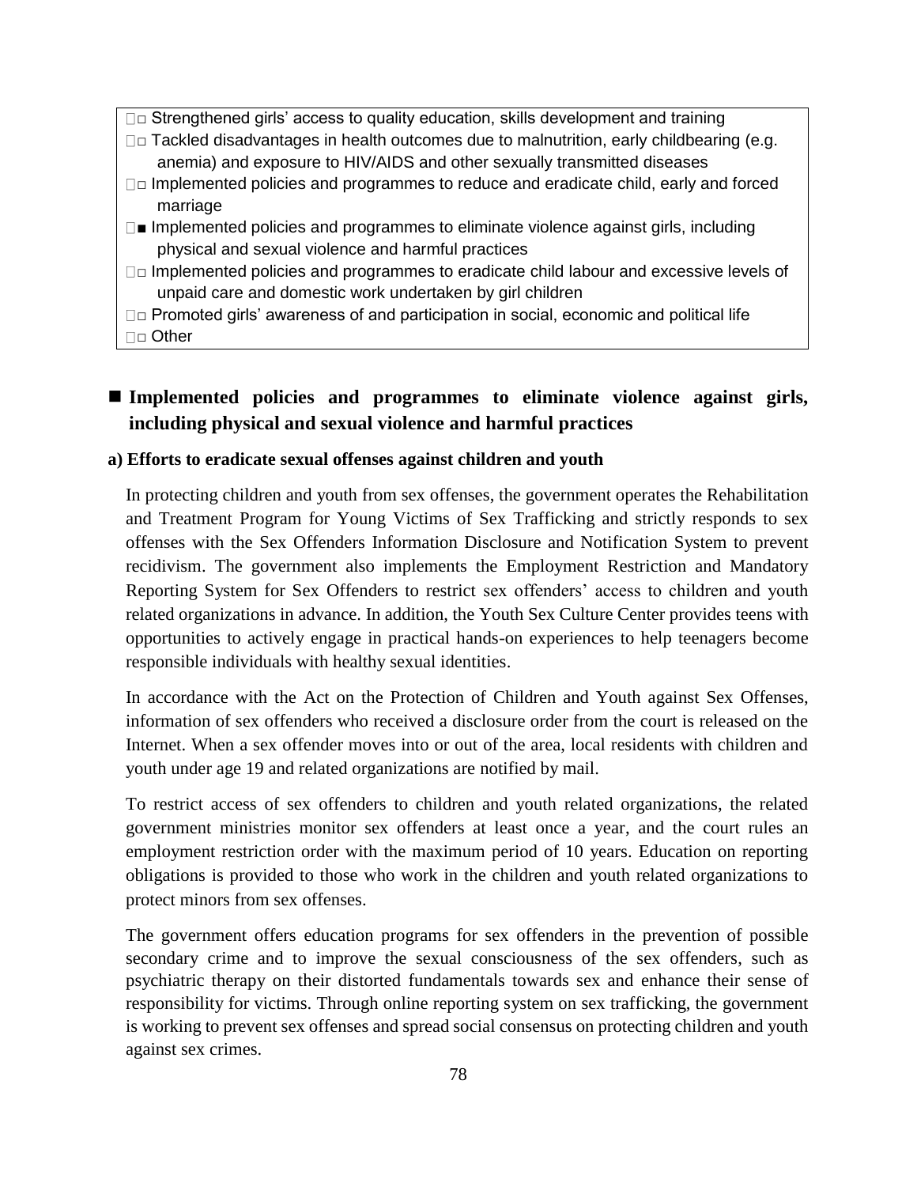- ☐ Strengthened girls' access to quality education, skills development and training
- ☐ Tackled disadvantages in health outcomes due to malnutrition, early childbearing (e.g. anemia) and exposure to HIV/AIDS and other sexually transmitted diseases
- ☐ Implemented policies and programmes to reduce and eradicate child, early and forced marriage
- ■ Implemented policies and programmes to eliminate violence against girls, including physical and sexual violence and harmful practices
- ☐ Implemented policies and programmes to eradicate child labour and excessive levels of unpaid care and domestic work undertaken by girl children
- ☐ Promoted girls' awareness of and participation in social, economic and political life
- ☐ Other

## ■ Implemented policies and programmes to eliminate violence against girls, including physical and sexual violence and harmful practices

### a) Efforts to eradicate sexual offenses against children and youth

In protecting children and youth from sex offenses, the government operates the Rehabilitation and Treatment Program for Young Victims of Sex Trafficking and strictly responds to sex offenses with the Sex Offenders Information Disclosure and Notification System to prevent recidivism. The government also implements the Employment Restriction and Mandatory Reporting System for Sex Offenders to restrict sex offenders' access to children and youth related organizations in advance. In addition, the Youth Sex Culture Center provides teens with opportunities to actively engage in practical hands-on experiences to help teenagers become responsible individuals with healthy sexual identities.

In accordance with the Act on the Protection of Children and Youth against Sex Offenses, information of sex offenders who received a disclosure order from the court is released on the Internet. When a sex offender moves into or out of the area, local residents with children and youth under age 19 and related organizations are notified by mail.

To restrict access of sex offenders to children and youth related organizations, the related government ministries monitor sex offenders at least once a year, and the court rules an employment restriction order with the maximum period of 10 years. Education on reporting obligations is provided to those who work in the children and youth related organizations to protect minors from sex offenses.

The government offers education programs for sex offenders in the prevention of possible secondary crime and to improve the sexual consciousness of the sex offenders, such as psychiatric therapy on their distorted fundamentals towards sex and enhance their sense of responsibility for victims. Through online reporting system on sex trafficking, the government is working to prevent sex offenses and spread social consensus on protecting children and youth against sex crimes.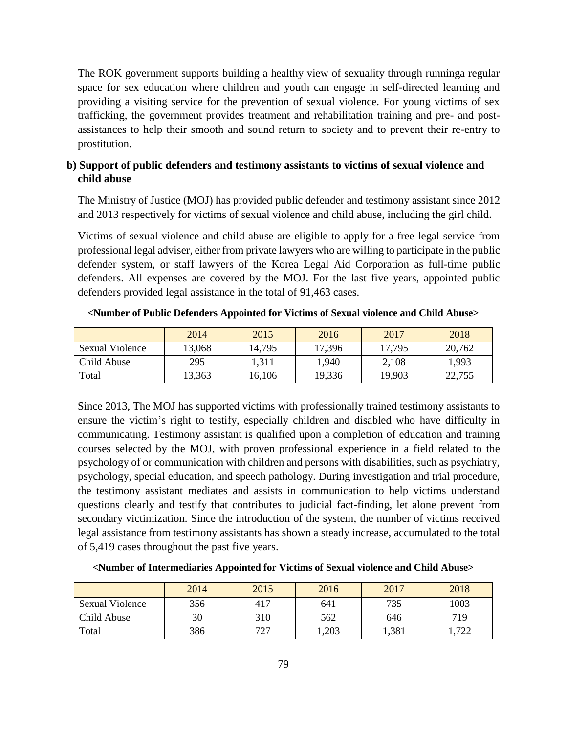The ROK government supports building a healthy view of sexuality through runninga regular space for sex education where children and youth can engage in self-directed learning and providing a visiting service for the prevention of sexual violence. For young victims of sex trafficking, the government provides treatment and rehabilitation training and pre- and post-assistances to help their smooth and sound return to society and to prevent their re-entry to prostitution.

**b) Support of public defenders and testimony assistants to victims of sexual violence and child abuse**

The Ministry of Justice (MOJ) has provided public defender and testimony assistant since 2012 and 2013 respectively for victims of sexual violence and child abuse, including the girl child.

Victims of sexual violence and child abuse are eligible to apply for a free legal service from professional legal adviser, either from private lawyers who are willing to participate in the public defender system, or staff lawyers of the Korea Legal Aid Corporation as full-time public defenders. All expenses are covered by the MOJ. For the last five years, appointed public defenders provided legal assistance in the total of 91,463 cases.

**<Number of Public Defenders Appointed for Victims of Sexual violence and Child Abuse>**

| | 2014 | 2015 | 2016 | 2017 | 2018 |
|---|---|---|---|---|---|
| Sexual Violence | 13,068 | 14,795 | 17,396 | 17,795 | 20,762 |
| Child Abuse | 295 | 1,311 | 1,940 | 2,108 | 1,993 |
| Total | 13,363 | 16,106 | 19,336 | 19,903 | 22,755 |

Since 2013, The MOJ has supported victims with professionally trained testimony assistants to ensure the victim's right to testify, especially children and disabled who have difficulty in communicating. Testimony assistant is qualified upon a completion of education and training courses selected by the MOJ, with proven professional experience in a field related to the psychology of or communication with children and persons with disabilities, such as psychiatry, psychology, special education, and speech pathology. During investigation and trial procedure, the testimony assistant mediates and assists in communication to help victims understand questions clearly and testify that contributes to judicial fact-finding, let alone prevent from secondary victimization. Since the introduction of the system, the number of victims received legal assistance from testimony assistants has shown a steady increase, accumulated to the total of 5,419 cases throughout the past five years.

**<Number of Intermediaries Appointed for Victims of Sexual violence and Child Abuse>**

| | 2014 | 2015 | 2016 | 2017 | 2018 |
|---|---|---|---|---|---|
| Sexual Violence | 356 | 417 | 641 | 735 | 1003 |
| Child Abuse | 30 | 310 | 562 | 646 | 719 |
| Total | 386 | 727 | 1,203 | 1,381 | 1,722 |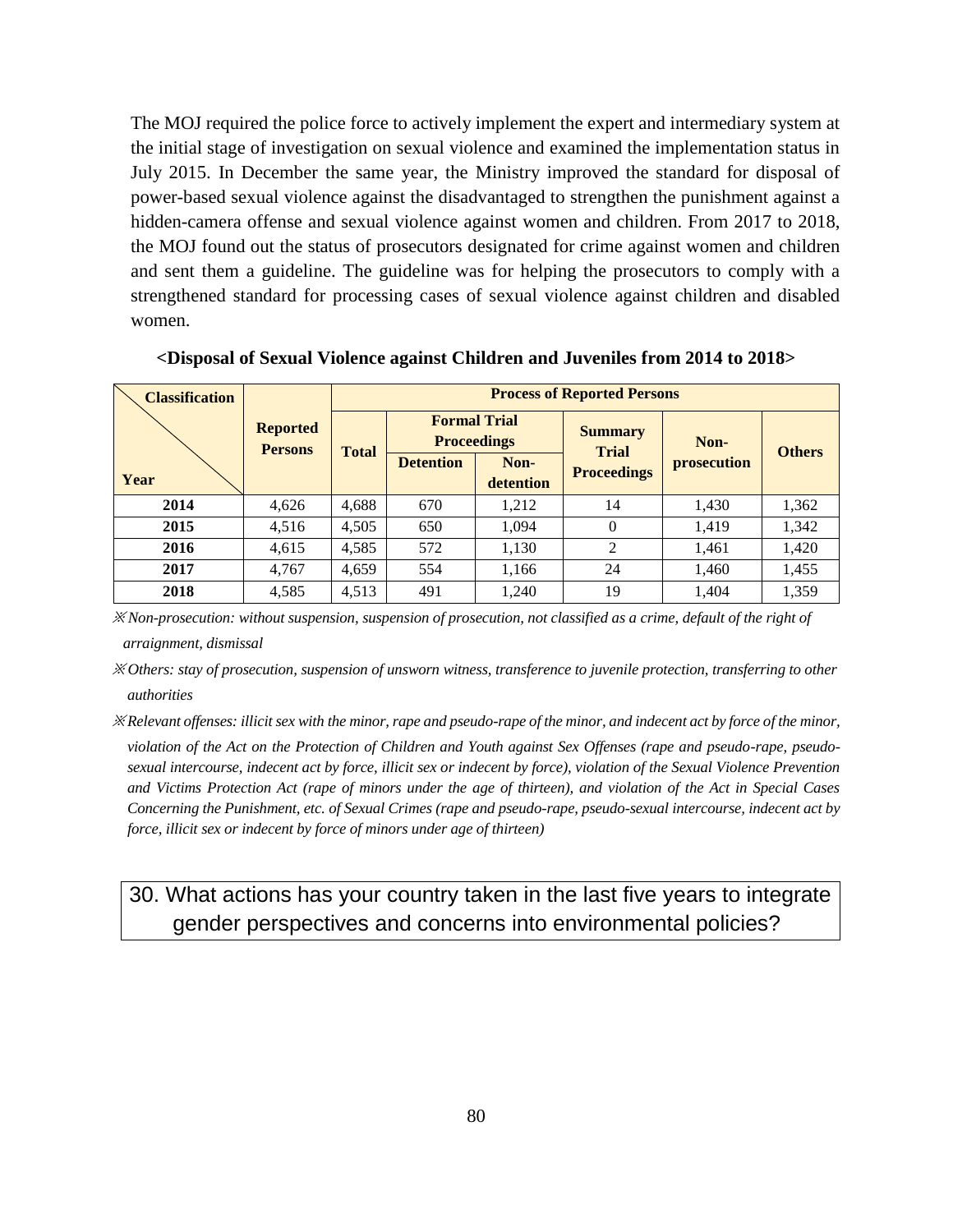The MOJ required the police force to actively implement the expert and intermediary system at the initial stage of investigation on sexual violence and examined the implementation status in July 2015. In December the same year, the Ministry improved the standard for disposal of power-based sexual violence against the disadvantaged to strengthen the punishment against a hidden-camera offense and sexual violence against women and children. From 2017 to 2018, the MOJ found out the status of prosecutors designated for crime against women and children and sent them a guideline. The guideline was for helping the prosecutors to comply with a strengthened standard for processing cases of sexual violence against children and disabled women.

**<Disposal of Sexual Violence against Children and Juveniles from 2014 to 2018>**

| Classification / Year | Reported Persons | Process of Reported Persons | | | | | |
|---|---|---|---|---|---|---|---|
| | | Total | Formal Trial Proceedings | | Summary Trial Proceedings | Non-prosecution | Others |
| | | | Detention | Non-detention | | | |
| 2014 | 4,626 | 4,688 | 670 | 1,212 | 14 | 1,430 | 1,362 |
| 2015 | 4,516 | 4,505 | 650 | 1,094 | 0 | 1,419 | 1,342 |
| 2016 | 4,615 | 4,585 | 572 | 1,130 | 2 | 1,461 | 1,420 |
| 2017 | 4,767 | 4,659 | 554 | 1,166 | 24 | 1,460 | 1,455 |
| 2018 | 4,585 | 4,513 | 491 | 1,240 | 19 | 1,404 | 1,359 |

※*Non-prosecution: without suspension, suspension of prosecution, not classified as a crime, default of the right of arraignment, dismissal*

※*Others: stay of prosecution, suspension of unsworn witness, transference to juvenile protection, transferring to other authorities*

※*Relevant offenses: illicit sex with the minor, rape and pseudo-rape of the minor, and indecent act by force of the minor, violation of the Act on the Protection of Children and Youth against Sex Offenses (rape and pseudo-rape, pseudo-sexual intercourse, indecent act by force, illicit sex or indecent by force), violation of the Sexual Violence Prevention and Victims Protection Act (rape of minors under the age of thirteen), and violation of the Act in Special Cases Concerning the Punishment, etc. of Sexual Crimes (rape and pseudo-rape, pseudo-sexual intercourse, indecent act by force, illicit sex or indecent by force of minors under age of thirteen)*

## 30. What actions has your country taken in the last five years to integrate gender perspectives and concerns into environmental policies?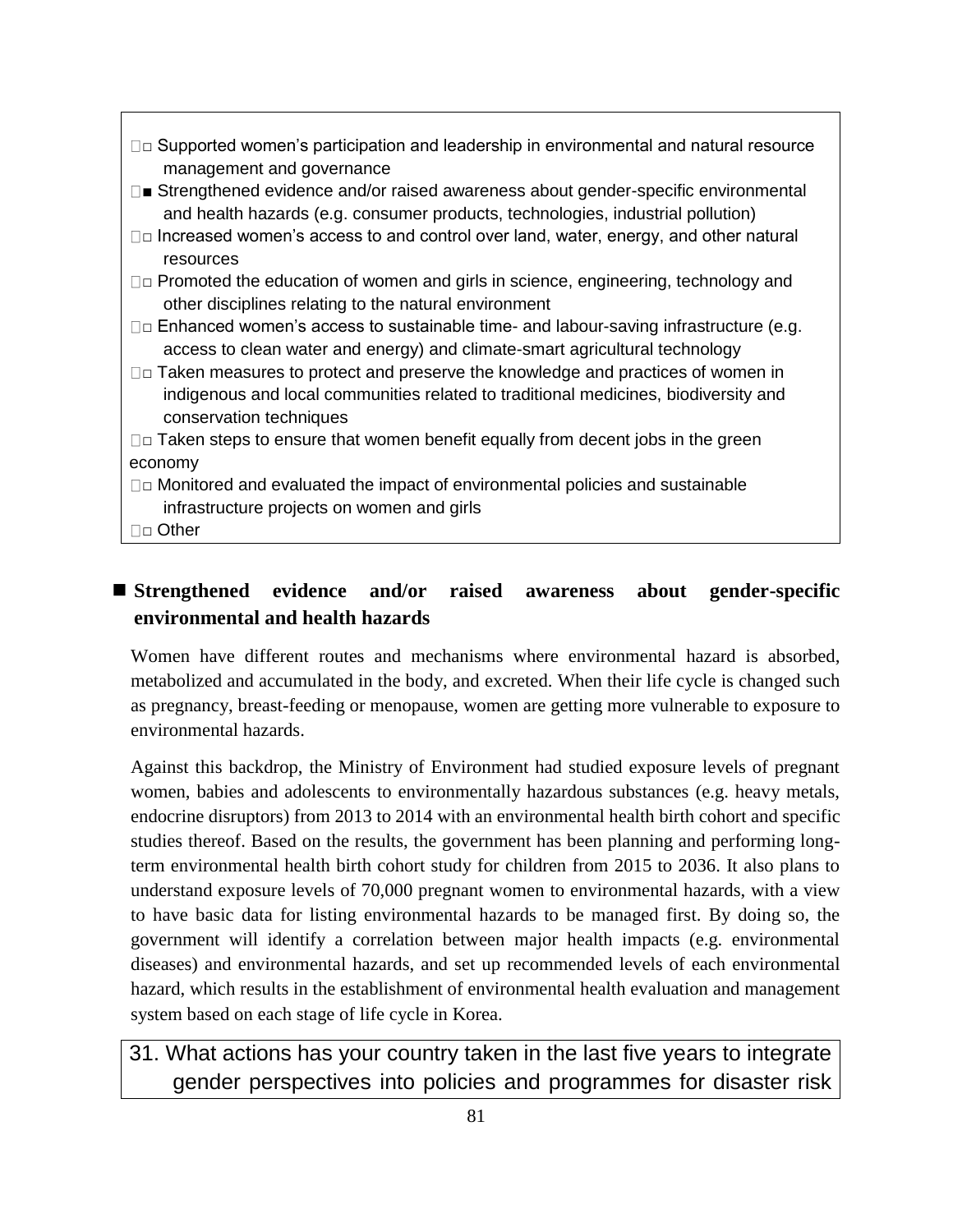- □ Supported women's participation and leadership in environmental and natural resource management and governance
- ■ Strengthened evidence and/or raised awareness about gender-specific environmental and health hazards (e.g. consumer products, technologies, industrial pollution)
- □ Increased women's access to and control over land, water, energy, and other natural resources
- □ Promoted the education of women and girls in science, engineering, technology and other disciplines relating to the natural environment
- □ Enhanced women's access to sustainable time- and labour-saving infrastructure (e.g. access to clean water and energy) and climate-smart agricultural technology
- □ Taken measures to protect and preserve the knowledge and practices of women in indigenous and local communities related to traditional medicines, biodiversity and conservation techniques
- □ Taken steps to ensure that women benefit equally from decent jobs in the green economy
- □ Monitored and evaluated the impact of environmental policies and sustainable infrastructure projects on women and girls
- □ Other

### ■ Strengthened evidence and/or raised awareness about gender-specific environmental and health hazards

Women have different routes and mechanisms where environmental hazard is absorbed, metabolized and accumulated in the body, and excreted. When their life cycle is changed such as pregnancy, breast-feeding or menopause, women are getting more vulnerable to exposure to environmental hazards.

Against this backdrop, the Ministry of Environment had studied exposure levels of pregnant women, babies and adolescents to environmentally hazardous substances (e.g. heavy metals, endocrine disruptors) from 2013 to 2014 with an environmental health birth cohort and specific studies thereof. Based on the results, the government has been planning and performing long-term environmental health birth cohort study for children from 2015 to 2036. It also plans to understand exposure levels of 70,000 pregnant women to environmental hazards, with a view to have basic data for listing environmental hazards to be managed first. By doing so, the government will identify a correlation between major health impacts (e.g. environmental diseases) and environmental hazards, and set up recommended levels of each environmental hazard, which results in the establishment of environmental health evaluation and management system based on each stage of life cycle in Korea.

31. What actions has your country taken in the last five years to integrate gender perspectives into policies and programmes for disaster risk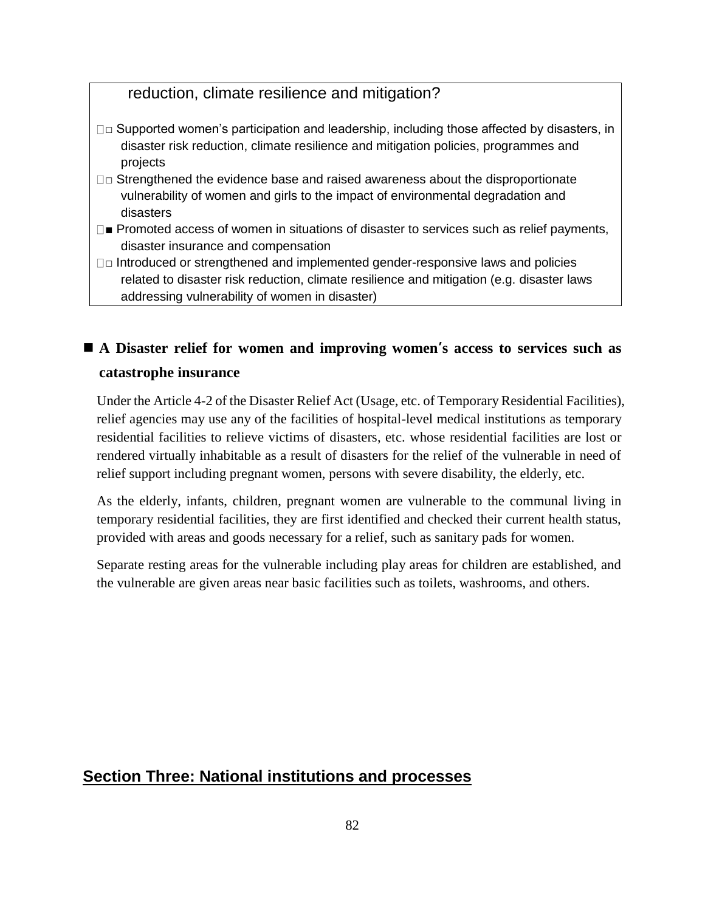reduction, climate resilience and mitigation?

- □ Supported women's participation and leadership, including those affected by disasters, in disaster risk reduction, climate resilience and mitigation policies, programmes and projects
- □ Strengthened the evidence base and raised awareness about the disproportionate vulnerability of women and girls to the impact of environmental degradation and disasters
- ■ Promoted access of women in situations of disaster to services such as relief payments, disaster insurance and compensation
- □ Introduced or strengthened and implemented gender-responsive laws and policies related to disaster risk reduction, climate resilience and mitigation (e.g. disaster laws addressing vulnerability of women in disaster)

### ■ A Disaster relief for women and improving women's access to services such as catastrophe insurance

Under the Article 4-2 of the Disaster Relief Act (Usage, etc. of Temporary Residential Facilities), relief agencies may use any of the facilities of hospital-level medical institutions as temporary residential facilities to relieve victims of disasters, etc. whose residential facilities are lost or rendered virtually inhabitable as a result of disasters for the relief of the vulnerable in need of relief support including pregnant women, persons with severe disability, the elderly, etc.

As the elderly, infants, children, pregnant women are vulnerable to the communal living in temporary residential facilities, they are first identified and checked their current health status, provided with areas and goods necessary for a relief, such as sanitary pads for women.

Separate resting areas for the vulnerable including play areas for children are established, and the vulnerable are given areas near basic facilities such as toilets, washrooms, and others.

## Section Three: National institutions and processes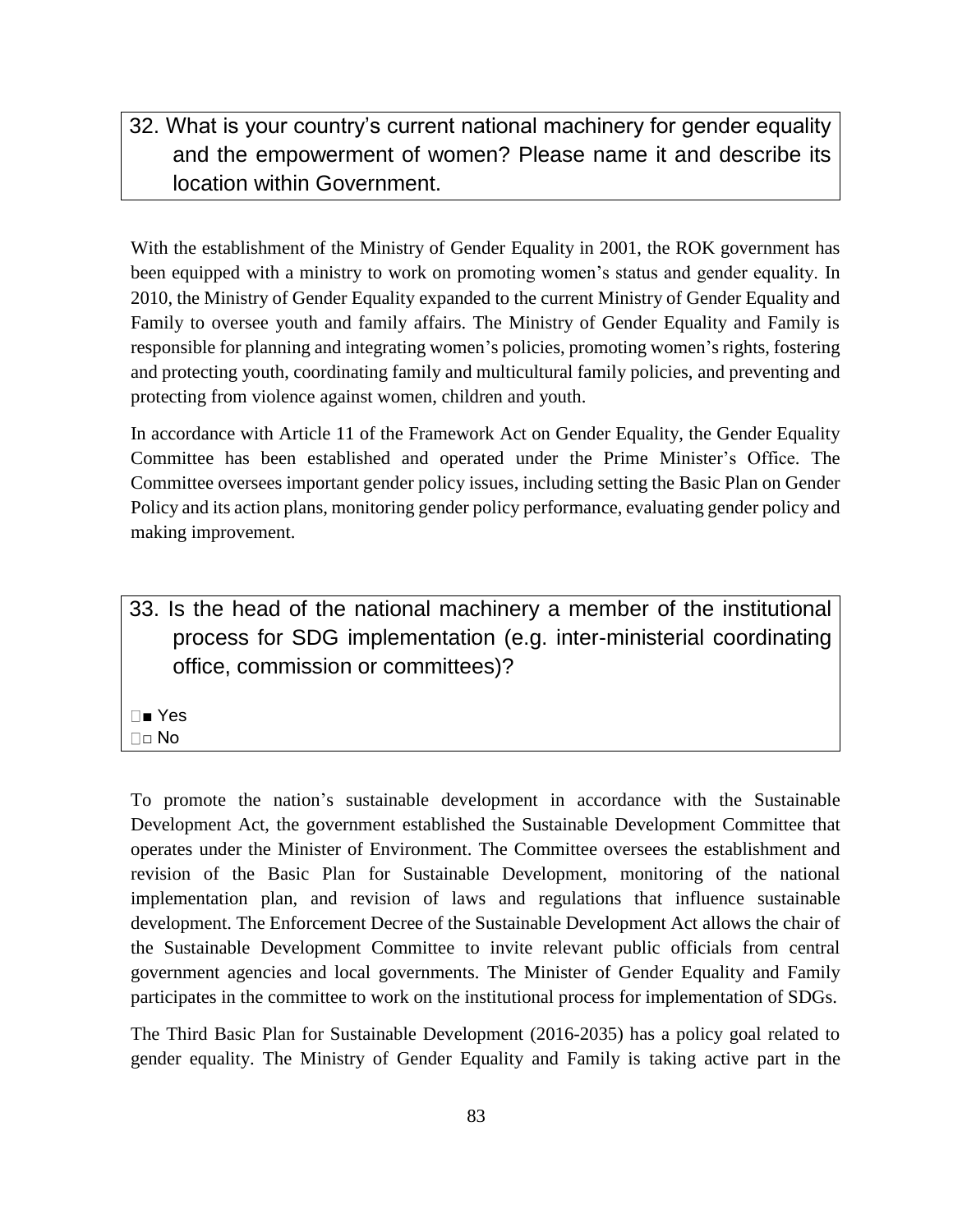## 32. What is your country's current national machinery for gender equality and the empowerment of women? Please name it and describe its location within Government.

With the establishment of the Ministry of Gender Equality in 2001, the ROK government has been equipped with a ministry to work on promoting women's status and gender equality. In 2010, the Ministry of Gender Equality expanded to the current Ministry of Gender Equality and Family to oversee youth and family affairs. The Ministry of Gender Equality and Family is responsible for planning and integrating women's policies, promoting women's rights, fostering and protecting youth, coordinating family and multicultural family policies, and preventing and protecting from violence against women, children and youth.

In accordance with Article 11 of the Framework Act on Gender Equality, the Gender Equality Committee has been established and operated under the Prime Minister's Office. The Committee oversees important gender policy issues, including setting the Basic Plan on Gender Policy and its action plans, monitoring gender policy performance, evaluating gender policy and making improvement.

## 33. Is the head of the national machinery a member of the institutional process for SDG implementation (e.g. inter-ministerial coordinating office, commission or committees)?

■ Yes
□ No

To promote the nation's sustainable development in accordance with the Sustainable Development Act, the government established the Sustainable Development Committee that operates under the Minister of Environment. The Committee oversees the establishment and revision of the Basic Plan for Sustainable Development, monitoring of the national implementation plan, and revision of laws and regulations that influence sustainable development. The Enforcement Decree of the Sustainable Development Act allows the chair of the Sustainable Development Committee to invite relevant public officials from central government agencies and local governments. The Minister of Gender Equality and Family participates in the committee to work on the institutional process for implementation of SDGs.

The Third Basic Plan for Sustainable Development (2016-2035) has a policy goal related to gender equality. The Ministry of Gender Equality and Family is taking active part in the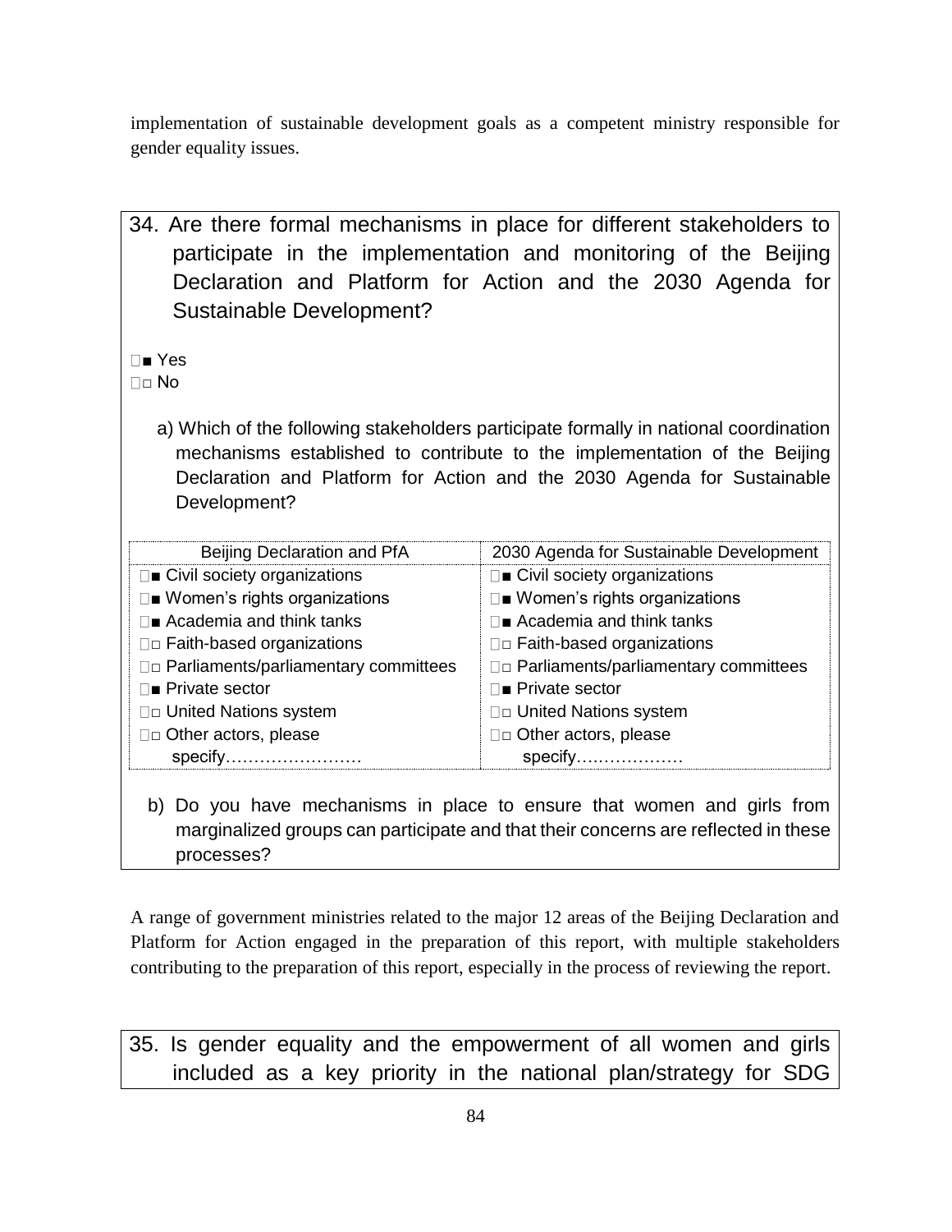implementation of sustainable development goals as a competent ministry responsible for gender equality issues.

34. Are there formal mechanisms in place for different stakeholders to participate in the implementation and monitoring of the Beijing Declaration and Platform for Action and the 2030 Agenda for Sustainable Development?

■ Yes
□ No

a) Which of the following stakeholders participate formally in national coordination mechanisms established to contribute to the implementation of the Beijing Declaration and Platform for Action and the 2030 Agenda for Sustainable Development?

| Beijing Declaration and PfA | 2030 Agenda for Sustainable Development |
|---|---|
| ■ Civil society organizations | ■ Civil society organizations |
| ■ Women's rights organizations | ■ Women's rights organizations |
| ■ Academia and think tanks | ■ Academia and think tanks |
| □ Faith-based organizations | □ Faith-based organizations |
| □ Parliaments/parliamentary committees | □ Parliaments/parliamentary committees |
| ■ Private sector | ■ Private sector |
| □ United Nations system | □ United Nations system |
| □ Other actors, please specify…………………… | □ Other actors, please specify………………. |

b) Do you have mechanisms in place to ensure that women and girls from marginalized groups can participate and that their concerns are reflected in these processes?

A range of government ministries related to the major 12 areas of the Beijing Declaration and Platform for Action engaged in the preparation of this report, with multiple stakeholders contributing to the preparation of this report, especially in the process of reviewing the report.

35. Is gender equality and the empowerment of all women and girls included as a key priority in the national plan/strategy for SDG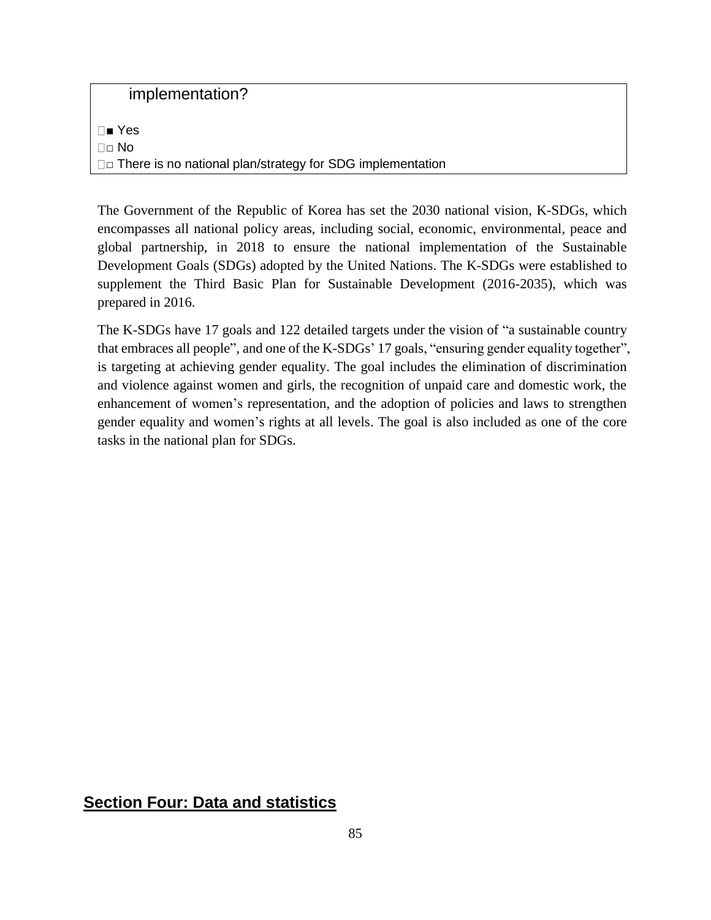implementation?

■ Yes
□ No
□ There is no national plan/strategy for SDG implementation

The Government of the Republic of Korea has set the 2030 national vision, K-SDGs, which encompasses all national policy areas, including social, economic, environmental, peace and global partnership, in 2018 to ensure the national implementation of the Sustainable Development Goals (SDGs) adopted by the United Nations. The K-SDGs were established to supplement the Third Basic Plan for Sustainable Development (2016-2035), which was prepared in 2016.

The K-SDGs have 17 goals and 122 detailed targets under the vision of "a sustainable country that embraces all people", and one of the K-SDGs' 17 goals, "ensuring gender equality together", is targeting at achieving gender equality. The goal includes the elimination of discrimination and violence against women and girls, the recognition of unpaid care and domestic work, the enhancement of women's representation, and the adoption of policies and laws to strengthen gender equality and women's rights at all levels. The goal is also included as one of the core tasks in the national plan for SDGs.

## Section Four: Data and statistics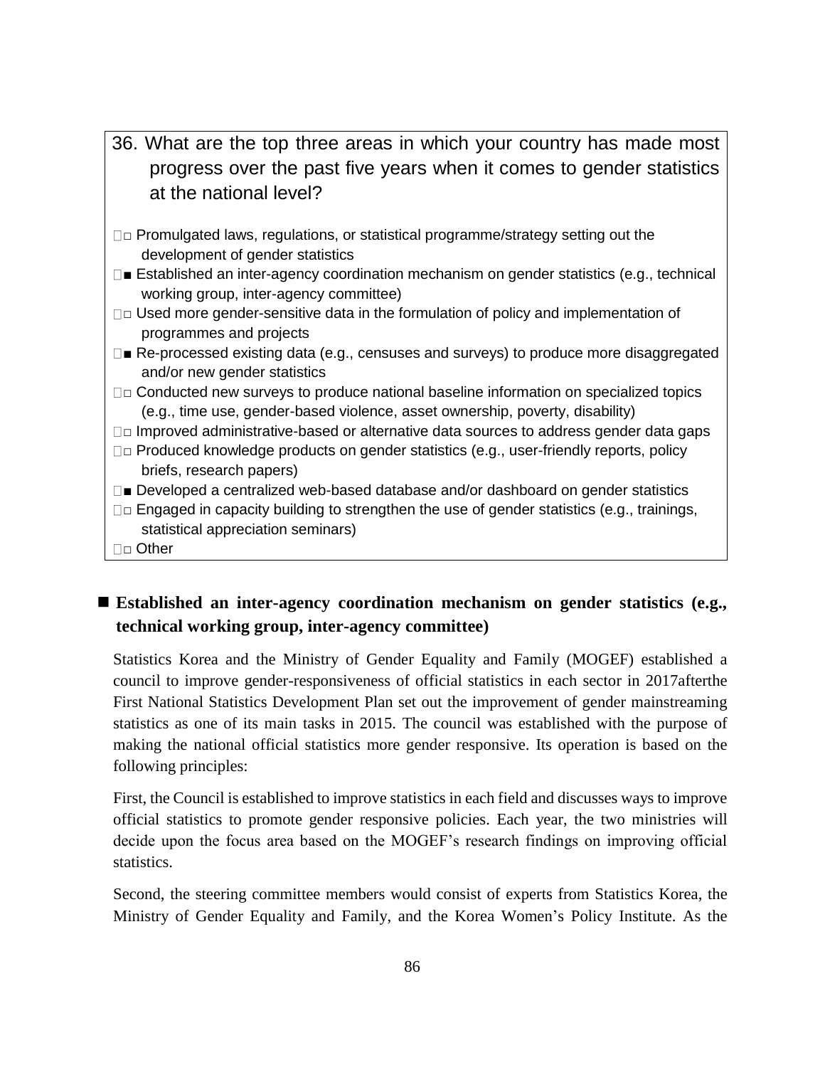36. What are the top three areas in which your country has made most progress over the past five years when it comes to gender statistics at the national level?

- □ Promulgated laws, regulations, or statistical programme/strategy setting out the development of gender statistics
- ■ Established an inter-agency coordination mechanism on gender statistics (e.g., technical working group, inter-agency committee)
- □ Used more gender-sensitive data in the formulation of policy and implementation of programmes and projects
- ■ Re-processed existing data (e.g., censuses and surveys) to produce more disaggregated and/or new gender statistics
- □ Conducted new surveys to produce national baseline information on specialized topics (e.g., time use, gender-based violence, asset ownership, poverty, disability)
- □ Improved administrative-based or alternative data sources to address gender data gaps
- □ Produced knowledge products on gender statistics (e.g., user-friendly reports, policy briefs, research papers)
- ■ Developed a centralized web-based database and/or dashboard on gender statistics
- □ Engaged in capacity building to strengthen the use of gender statistics (e.g., trainings, statistical appreciation seminars)
- □ Other

■ **Established an inter-agency coordination mechanism on gender statistics (e.g., technical working group, inter-agency committee)**

Statistics Korea and the Ministry of Gender Equality and Family (MOGEF) established a council to improve gender-responsiveness of official statistics in each sector in 2017afterthe First National Statistics Development Plan set out the improvement of gender mainstreaming statistics as one of its main tasks in 2015. The council was established with the purpose of making the national official statistics more gender responsive. Its operation is based on the following principles:

First, the Council is established to improve statistics in each field and discusses ways to improve official statistics to promote gender responsive policies. Each year, the two ministries will decide upon the focus area based on the MOGEF's research findings on improving official statistics.

Second, the steering committee members would consist of experts from Statistics Korea, the Ministry of Gender Equality and Family, and the Korea Women's Policy Institute. As the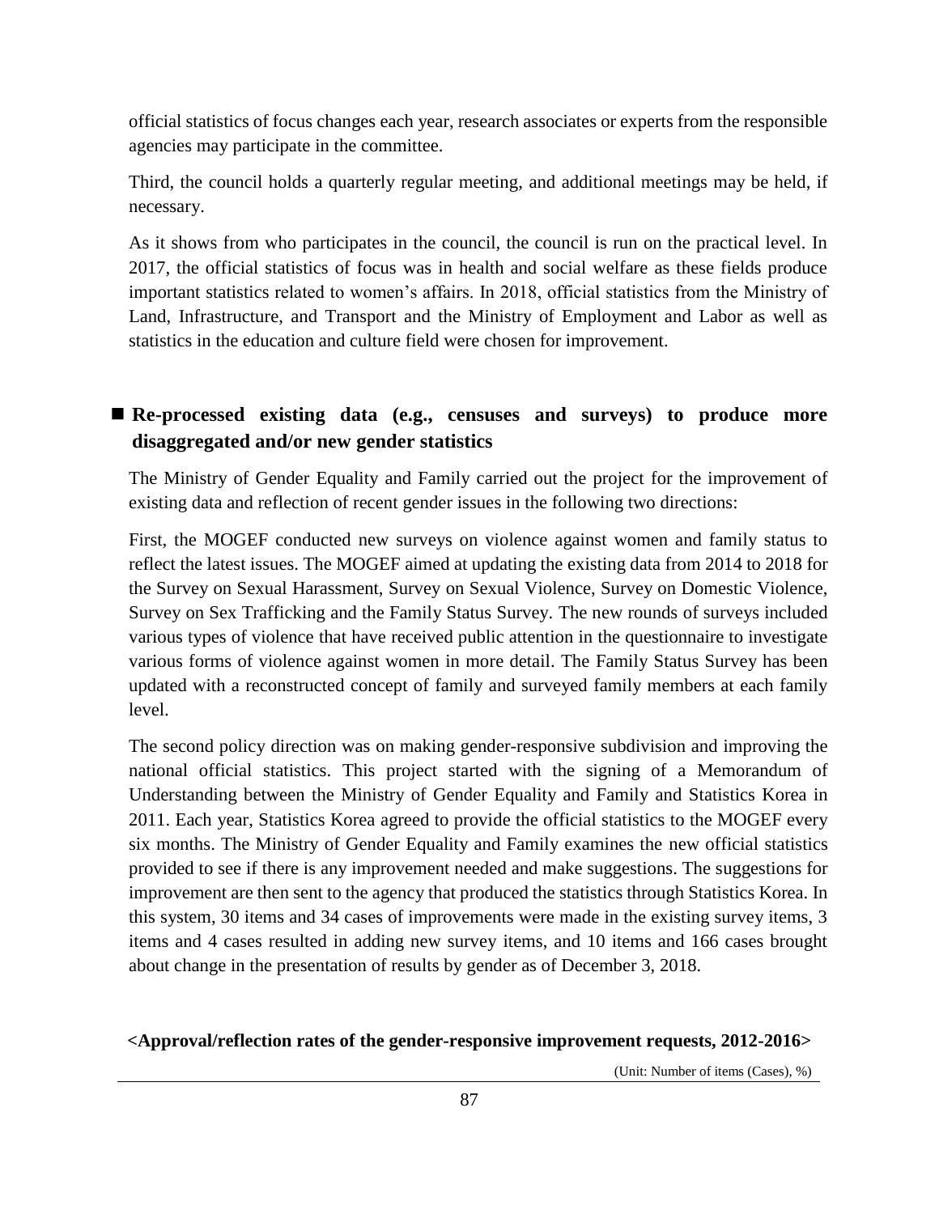official statistics of focus changes each year, research associates or experts from the responsible agencies may participate in the committee.

Third, the council holds a quarterly regular meeting, and additional meetings may be held, if necessary.

As it shows from who participates in the council, the council is run on the practical level. In 2017, the official statistics of focus was in health and social welfare as these fields produce important statistics related to women's affairs. In 2018, official statistics from the Ministry of Land, Infrastructure, and Transport and the Ministry of Employment and Labor as well as statistics in the education and culture field were chosen for improvement.

## ■ Re-processed existing data (e.g., censuses and surveys) to produce more disaggregated and/or new gender statistics

The Ministry of Gender Equality and Family carried out the project for the improvement of existing data and reflection of recent gender issues in the following two directions:

First, the MOGEF conducted new surveys on violence against women and family status to reflect the latest issues. The MOGEF aimed at updating the existing data from 2014 to 2018 for the Survey on Sexual Harassment, Survey on Sexual Violence, Survey on Domestic Violence, Survey on Sex Trafficking and the Family Status Survey. The new rounds of surveys included various types of violence that have received public attention in the questionnaire to investigate various forms of violence against women in more detail. The Family Status Survey has been updated with a reconstructed concept of family and surveyed family members at each family level.

The second policy direction was on making gender-responsive subdivision and improving the national official statistics. This project started with the signing of a Memorandum of Understanding between the Ministry of Gender Equality and Family and Statistics Korea in 2011. Each year, Statistics Korea agreed to provide the official statistics to the MOGEF every six months. The Ministry of Gender Equality and Family examines the new official statistics provided to see if there is any improvement needed and make suggestions. The suggestions for improvement are then sent to the agency that produced the statistics through Statistics Korea. In this system, 30 items and 34 cases of improvements were made in the existing survey items, 3 items and 4 cases resulted in adding new survey items, and 10 items and 166 cases brought about change in the presentation of results by gender as of December 3, 2018.

**<Approval/reflection rates of the gender-responsive improvement requests, 2012-2016>**

(Unit: Number of items (Cases), %)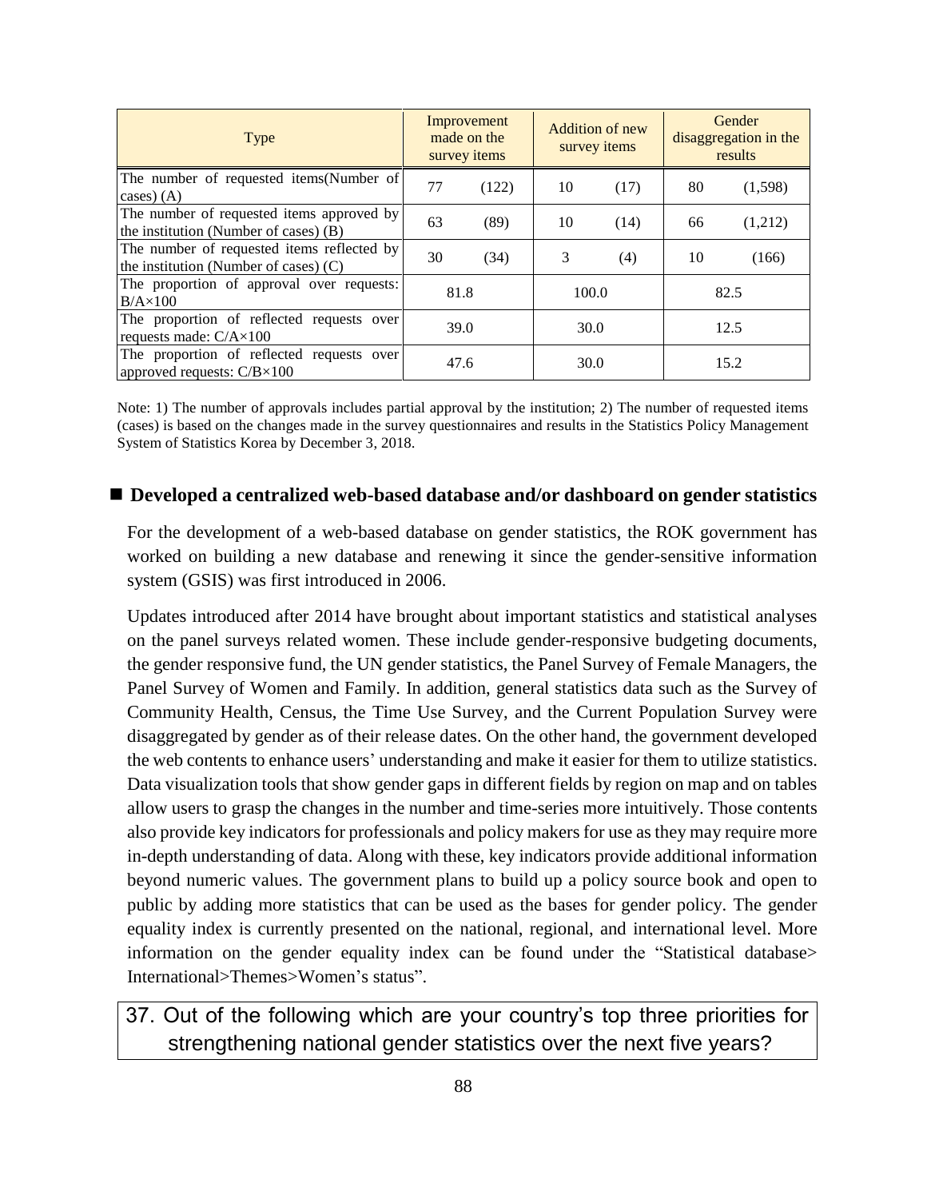| Type | Improvement made on the survey items | | Addition of new survey items | | Gender disaggregation in the results | |
|---|---|---|---|---|---|---|
| The number of requested items(Number of cases) (A) | 77 | (122) | 10 | (17) | 80 | (1,598) |
| The number of requested items approved by the institution (Number of cases) (B) | 63 | (89) | 10 | (14) | 66 | (1,212) |
| The number of requested items reflected by the institution (Number of cases) (C) | 30 | (34) | 3 | (4) | 10 | (166) |
| The proportion of approval over requests: B/A×100 | 81.8 | | 100.0 | | 82.5 | |
| The proportion of reflected requests over requests made: C/A×100 | 39.0 | | 30.0 | | 12.5 | |
| The proportion of reflected requests over approved requests: C/B×100 | 47.6 | | 30.0 | | 15.2 | |

Note: 1) The number of approvals includes partial approval by the institution; 2) The number of requested items (cases) is based on the changes made in the survey questionnaires and results in the Statistics Policy Management System of Statistics Korea by December 3, 2018.

■ **Developed a centralized web-based database and/or dashboard on gender statistics**

For the development of a web-based database on gender statistics, the ROK government has worked on building a new database and renewing it since the gender-sensitive information system (GSIS) was first introduced in 2006.

Updates introduced after 2014 have brought about important statistics and statistical analyses on the panel surveys related women. These include gender-responsive budgeting documents, the gender responsive fund, the UN gender statistics, the Panel Survey of Female Managers, the Panel Survey of Women and Family. In addition, general statistics data such as the Survey of Community Health, Census, the Time Use Survey, and the Current Population Survey were disaggregated by gender as of their release dates. On the other hand, the government developed the web contents to enhance users' understanding and make it easier for them to utilize statistics. Data visualization tools that show gender gaps in different fields by region on map and on tables allow users to grasp the changes in the number and time-series more intuitively. Those contents also provide key indicators for professionals and policy makers for use as they may require more in-depth understanding of data. Along with these, key indicators provide additional information beyond numeric values. The government plans to build up a policy source book and open to public by adding more statistics that can be used as the bases for gender policy. The gender equality index is currently presented on the national, regional, and international level. More information on the gender equality index can be found under the "Statistical database> International>Themes>Women's status".

## 37. Out of the following which are your country's top three priorities for strengthening national gender statistics over the next five years?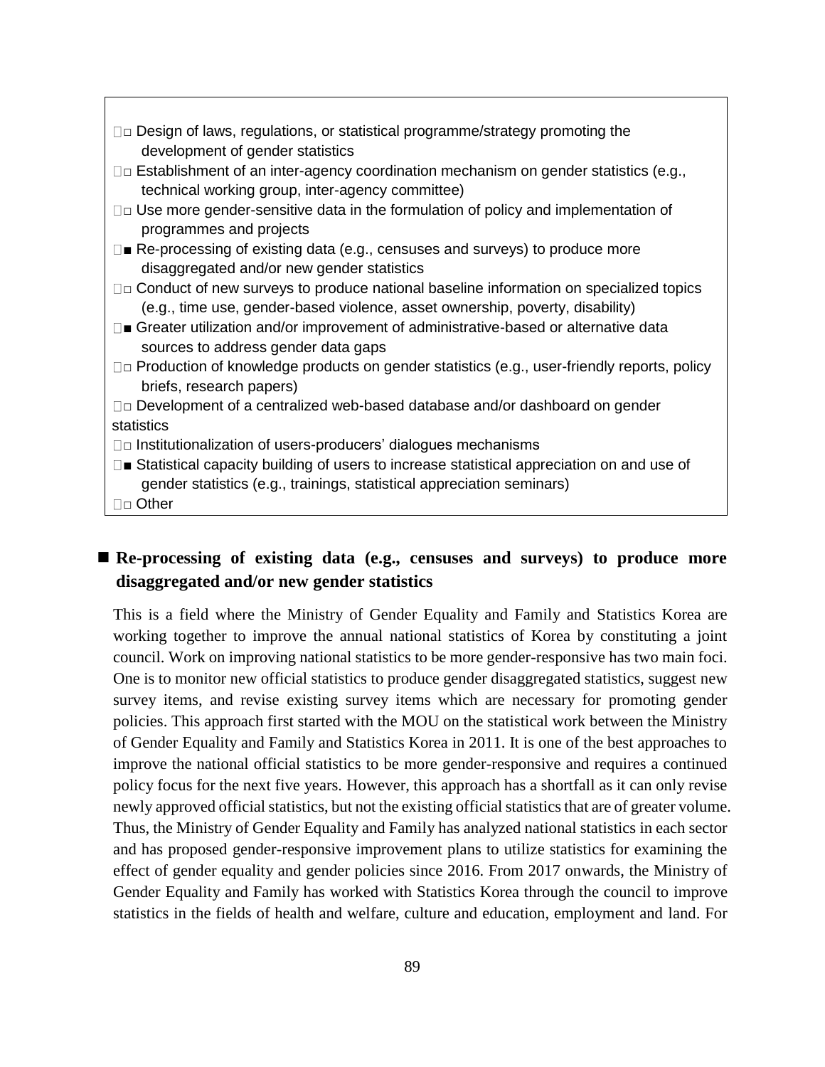- □ Design of laws, regulations, or statistical programme/strategy promoting the development of gender statistics
- □ Establishment of an inter-agency coordination mechanism on gender statistics (e.g., technical working group, inter-agency committee)
- □ Use more gender-sensitive data in the formulation of policy and implementation of programmes and projects
- ■ Re-processing of existing data (e.g., censuses and surveys) to produce more disaggregated and/or new gender statistics
- □ Conduct of new surveys to produce national baseline information on specialized topics (e.g., time use, gender-based violence, asset ownership, poverty, disability)
- ■ Greater utilization and/or improvement of administrative-based or alternative data sources to address gender data gaps
- □ Production of knowledge products on gender statistics (e.g., user-friendly reports, policy briefs, research papers)
- □ Development of a centralized web-based database and/or dashboard on gender statistics
- □ Institutionalization of users-producers' dialogues mechanisms
- ■ Statistical capacity building of users to increase statistical appreciation on and use of gender statistics (e.g., trainings, statistical appreciation seminars)
- □ Other

## ■ Re-processing of existing data (e.g., censuses and surveys) to produce more disaggregated and/or new gender statistics

This is a field where the Ministry of Gender Equality and Family and Statistics Korea are working together to improve the annual national statistics of Korea by constituting a joint council. Work on improving national statistics to be more gender-responsive has two main foci. One is to monitor new official statistics to produce gender disaggregated statistics, suggest new survey items, and revise existing survey items which are necessary for promoting gender policies. This approach first started with the MOU on the statistical work between the Ministry of Gender Equality and Family and Statistics Korea in 2011. It is one of the best approaches to improve the national official statistics to be more gender-responsive and requires a continued policy focus for the next five years. However, this approach has a shortfall as it can only revise newly approved official statistics, but not the existing official statistics that are of greater volume. Thus, the Ministry of Gender Equality and Family has analyzed national statistics in each sector and has proposed gender-responsive improvement plans to utilize statistics for examining the effect of gender equality and gender policies since 2016. From 2017 onwards, the Ministry of Gender Equality and Family has worked with Statistics Korea through the council to improve statistics in the fields of health and welfare, culture and education, employment and land. For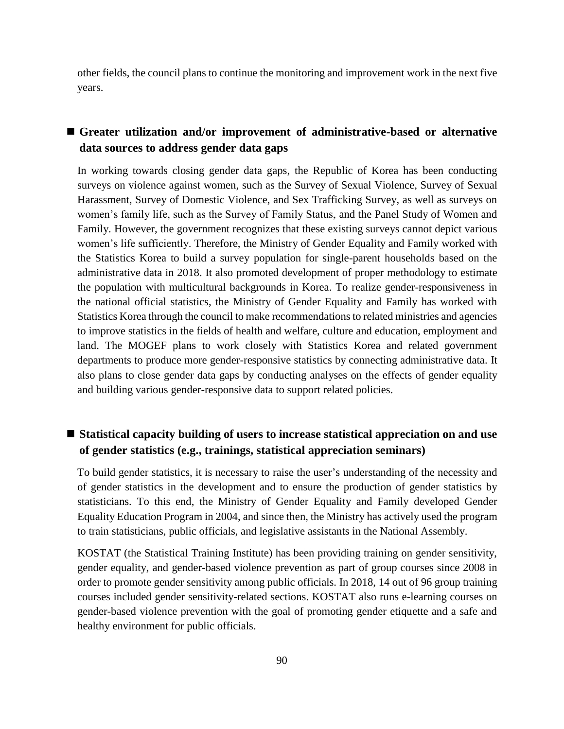other fields, the council plans to continue the monitoring and improvement work in the next five years.

## ■ Greater utilization and/or improvement of administrative-based or alternative data sources to address gender data gaps

In working towards closing gender data gaps, the Republic of Korea has been conducting surveys on violence against women, such as the Survey of Sexual Violence, Survey of Sexual Harassment, Survey of Domestic Violence, and Sex Trafficking Survey, as well as surveys on women's family life, such as the Survey of Family Status, and the Panel Study of Women and Family. However, the government recognizes that these existing surveys cannot depict various women's life sufficiently. Therefore, the Ministry of Gender Equality and Family worked with the Statistics Korea to build a survey population for single-parent households based on the administrative data in 2018. It also promoted development of proper methodology to estimate the population with multicultural backgrounds in Korea. To realize gender-responsiveness in the national official statistics, the Ministry of Gender Equality and Family has worked with Statistics Korea through the council to make recommendations to related ministries and agencies to improve statistics in the fields of health and welfare, culture and education, employment and land. The MOGEF plans to work closely with Statistics Korea and related government departments to produce more gender-responsive statistics by connecting administrative data. It also plans to close gender data gaps by conducting analyses on the effects of gender equality and building various gender-responsive data to support related policies.

## ■ Statistical capacity building of users to increase statistical appreciation on and use of gender statistics (e.g., trainings, statistical appreciation seminars)

To build gender statistics, it is necessary to raise the user's understanding of the necessity and of gender statistics in the development and to ensure the production of gender statistics by statisticians. To this end, the Ministry of Gender Equality and Family developed Gender Equality Education Program in 2004, and since then, the Ministry has actively used the program to train statisticians, public officials, and legislative assistants in the National Assembly.

KOSTAT (the Statistical Training Institute) has been providing training on gender sensitivity, gender equality, and gender-based violence prevention as part of group courses since 2008 in order to promote gender sensitivity among public officials. In 2018, 14 out of 96 group training courses included gender sensitivity-related sections. KOSTAT also runs e-learning courses on gender-based violence prevention with the goal of promoting gender etiquette and a safe and healthy environment for public officials.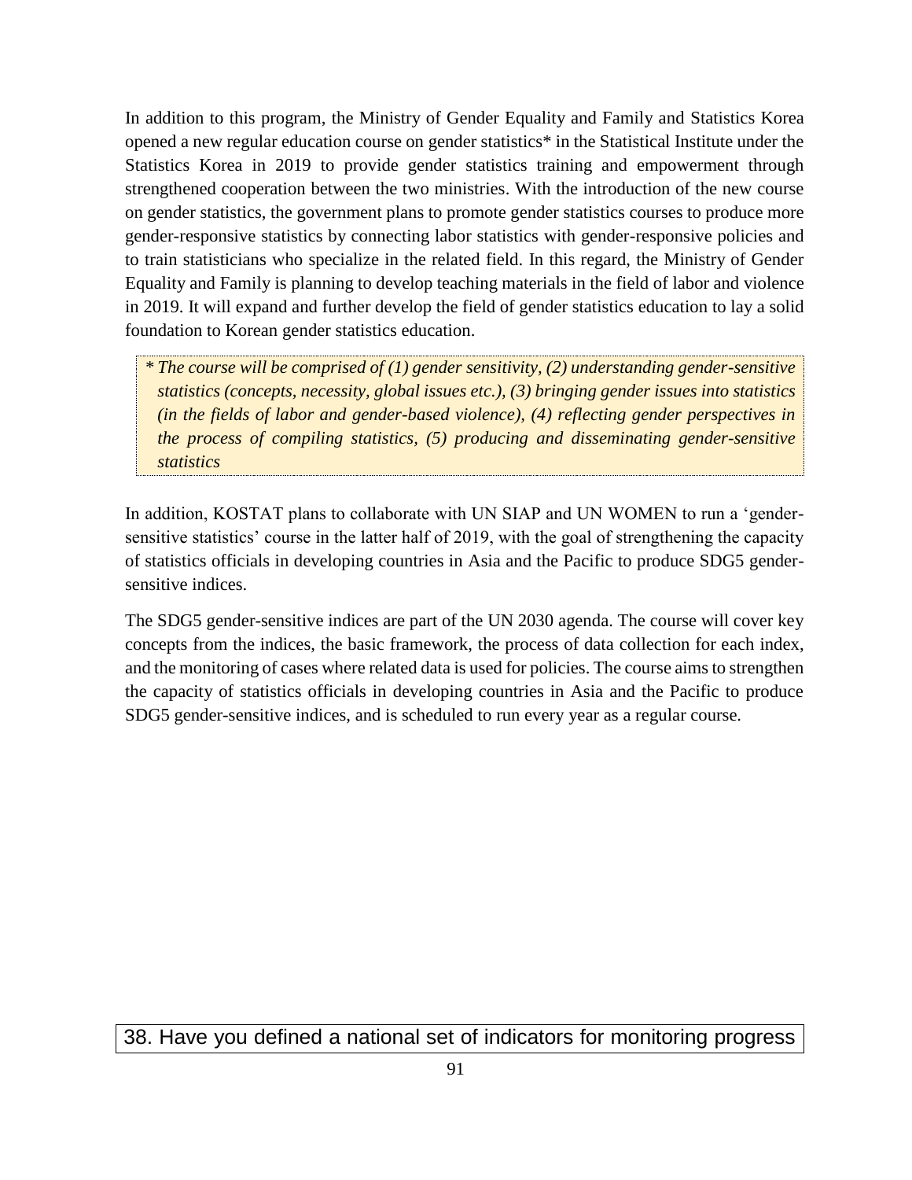In addition to this program, the Ministry of Gender Equality and Family and Statistics Korea opened a new regular education course on gender statistics* in the Statistical Institute under the Statistics Korea in 2019 to provide gender statistics training and empowerment through strengthened cooperation between the two ministries. With the introduction of the new course on gender statistics, the government plans to promote gender statistics courses to produce more gender-responsive statistics by connecting labor statistics with gender-responsive policies and to train statisticians who specialize in the related field. In this regard, the Ministry of Gender Equality and Family is planning to develop teaching materials in the field of labor and violence in 2019. It will expand and further develop the field of gender statistics education to lay a solid foundation to Korean gender statistics education.

> *\* The course will be comprised of (1) gender sensitivity, (2) understanding gender-sensitive statistics (concepts, necessity, global issues etc.), (3) bringing gender issues into statistics (in the fields of labor and gender-based violence), (4) reflecting gender perspectives in the process of compiling statistics, (5) producing and disseminating gender-sensitive statistics*

In addition, KOSTAT plans to collaborate with UN SIAP and UN WOMEN to run a 'gender-sensitive statistics' course in the latter half of 2019, with the goal of strengthening the capacity of statistics officials in developing countries in Asia and the Pacific to produce SDG5 gender-sensitive indices.

The SDG5 gender-sensitive indices are part of the UN 2030 agenda. The course will cover key concepts from the indices, the basic framework, the process of data collection for each index, and the monitoring of cases where related data is used for policies. The course aims to strengthen the capacity of statistics officials in developing countries in Asia and the Pacific to produce SDG5 gender-sensitive indices, and is scheduled to run every year as a regular course.

## 38. Have you defined a national set of indicators for monitoring progress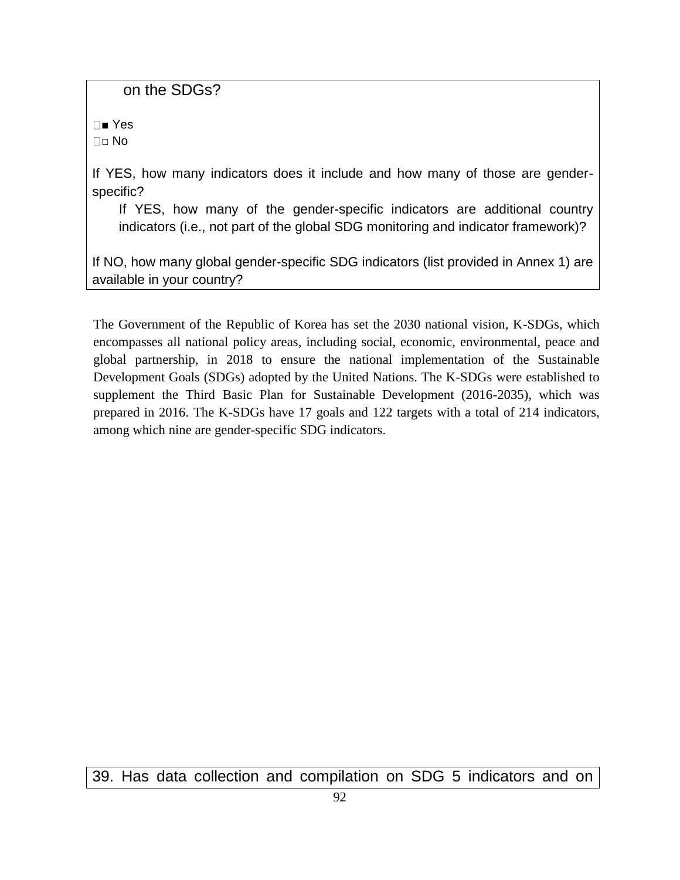on the SDGs?

■ Yes
□ No

If YES, how many indicators does it include and how many of those are gender-specific?

If YES, how many of the gender-specific indicators are additional country indicators (i.e., not part of the global SDG monitoring and indicator framework)?

If NO, how many global gender-specific SDG indicators (list provided in Annex 1) are available in your country?

The Government of the Republic of Korea has set the 2030 national vision, K-SDGs, which encompasses all national policy areas, including social, economic, environmental, peace and global partnership, in 2018 to ensure the national implementation of the Sustainable Development Goals (SDGs) adopted by the United Nations. The K-SDGs were established to supplement the Third Basic Plan for Sustainable Development (2016-2035), which was prepared in 2016. The K-SDGs have 17 goals and 122 targets with a total of 214 indicators, among which nine are gender-specific SDG indicators.

39. Has data collection and compilation on SDG 5 indicators and on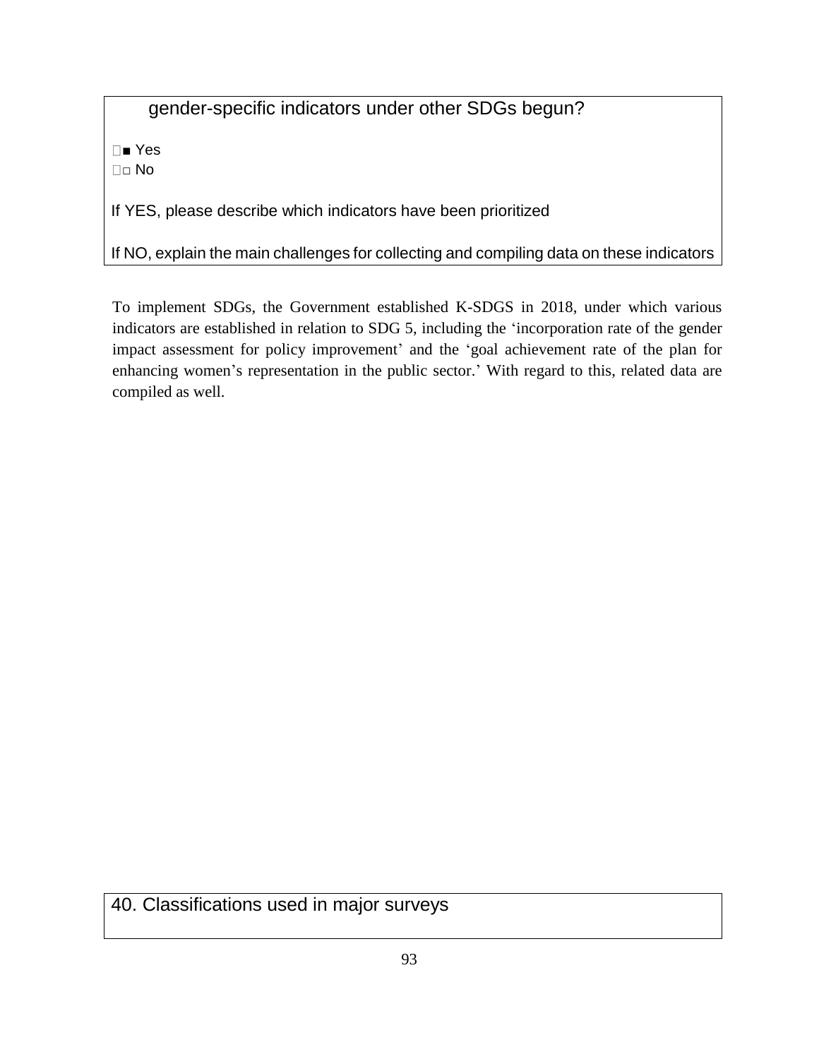gender-specific indicators under other SDGs begun?

■ Yes
□ No

If YES, please describe which indicators have been prioritized

If NO, explain the main challenges for collecting and compiling data on these indicators

To implement SDGs, the Government established K-SDGS in 2018, under which various indicators are established in relation to SDG 5, including the 'incorporation rate of the gender impact assessment for policy improvement' and the 'goal achievement rate of the plan for enhancing women's representation in the public sector.' With regard to this, related data are compiled as well.

40. Classifications used in major surveys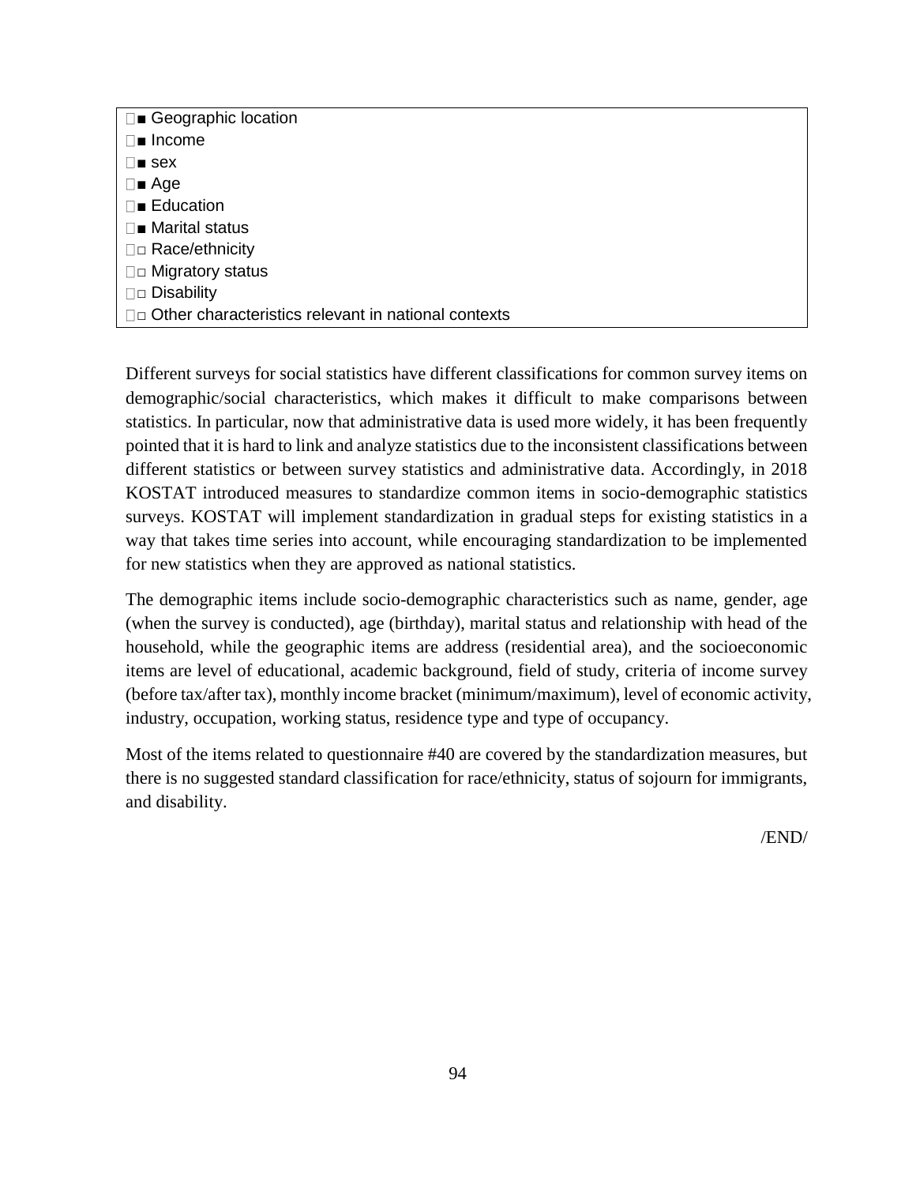- ■ Geographic location
- ■ Income
- ■ sex
- ■ Age
- ■ Education
- ■ Marital status
- □ Race/ethnicity
- □ Migratory status
- □ Disability
- □ Other characteristics relevant in national contexts

Different surveys for social statistics have different classifications for common survey items on demographic/social characteristics, which makes it difficult to make comparisons between statistics. In particular, now that administrative data is used more widely, it has been frequently pointed that it is hard to link and analyze statistics due to the inconsistent classifications between different statistics or between survey statistics and administrative data. Accordingly, in 2018 KOSTAT introduced measures to standardize common items in socio-demographic statistics surveys. KOSTAT will implement standardization in gradual steps for existing statistics in a way that takes time series into account, while encouraging standardization to be implemented for new statistics when they are approved as national statistics.

The demographic items include socio-demographic characteristics such as name, gender, age (when the survey is conducted), age (birthday), marital status and relationship with head of the household, while the geographic items are address (residential area), and the socioeconomic items are level of educational, academic background, field of study, criteria of income survey (before tax/after tax), monthly income bracket (minimum/maximum), level of economic activity, industry, occupation, working status, residence type and type of occupancy.

Most of the items related to questionnaire #40 are covered by the standardization measures, but there is no suggested standard classification for race/ethnicity, status of sojourn for immigrants, and disability.

/END/